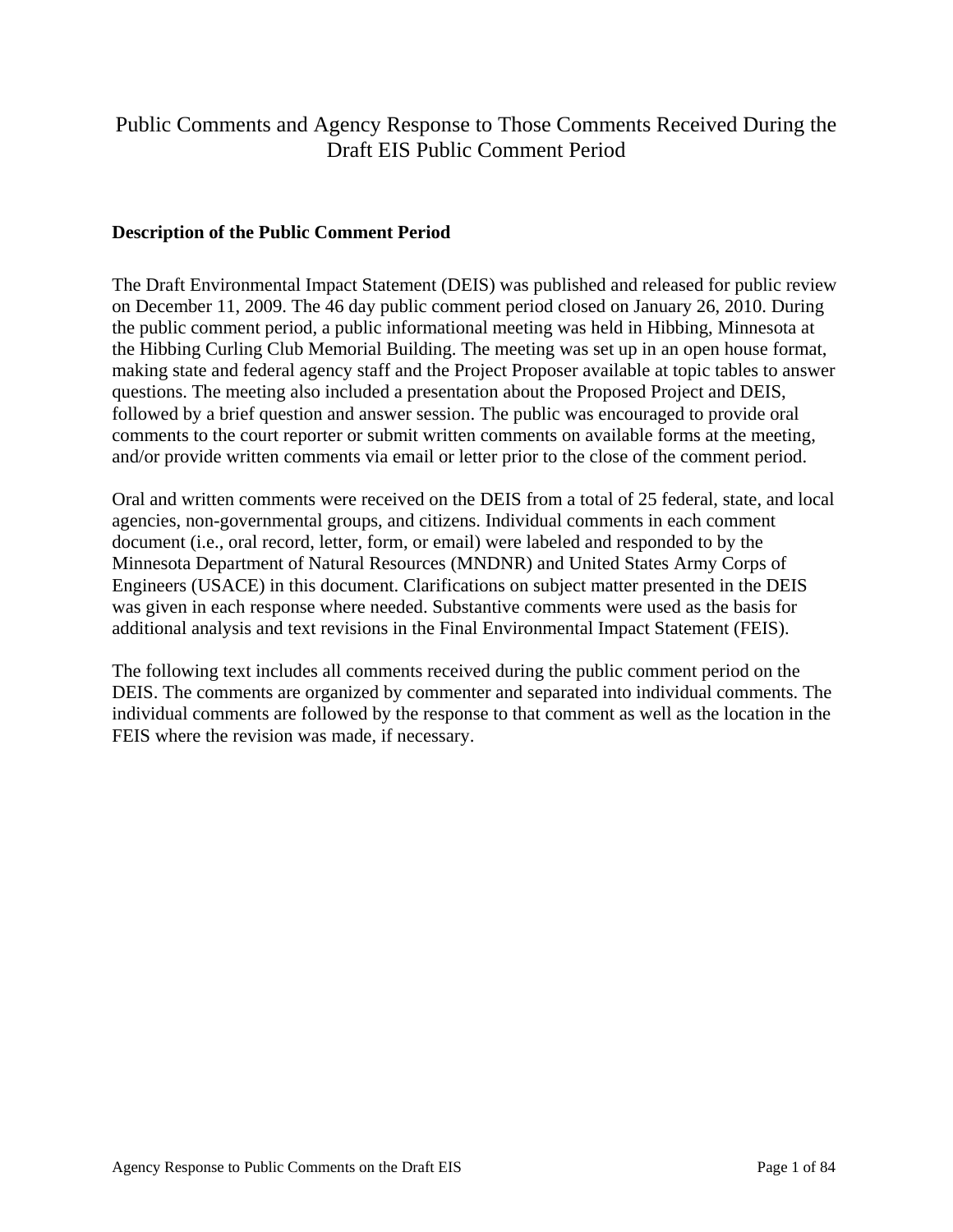# Public Comments and Agency Response to Those Comments Received During the Draft EIS Public Comment Period

**Description of the Public Comment Period**

The Draft Environmental Impact Statement (DEIS) was published and released for public review on December 11, 2009. The 46 day public comment period closed on January 26, 2010. During the public comment period, a public informational meeting was held in Hibbing, Minnesota at the Hibbing Curling Club Memorial Building. The meeting was set up in an open house format, making state and federal agency staff and the Project Proposer available at topic tables to answer questions. The meeting also included a presentation about the Proposed Project and DEIS, followed by a brief question and answer session. The public was encouraged to provide oral comments to the court reporter or submit written comments on available forms at the meeting, and/or provide written comments via email or letter prior to the close of the comment period.

Oral and written comments were received on the DEIS from a total of 25 federal, state, and local agencies, non-governmental groups, and citizens. Individual comments in each comment document (i.e., oral record, letter, form, or email) were labeled and responded to by the Minnesota Department of Natural Resources (MNDNR) and United States Army Corps of Engineers (USACE) in this document. Clarifications on subject matter presented in the DEIS was given in each response where needed. Substantive comments were used as the basis for additional analysis and text revisions in the Final Environmental Impact Statement (FEIS).

The following text includes all comments received during the public comment period on the DEIS. The comments are organized by commenter and separated into individual comments. The individual comments are followed by the response to that comment as well as the location in the FEIS where the revision was made, if necessary.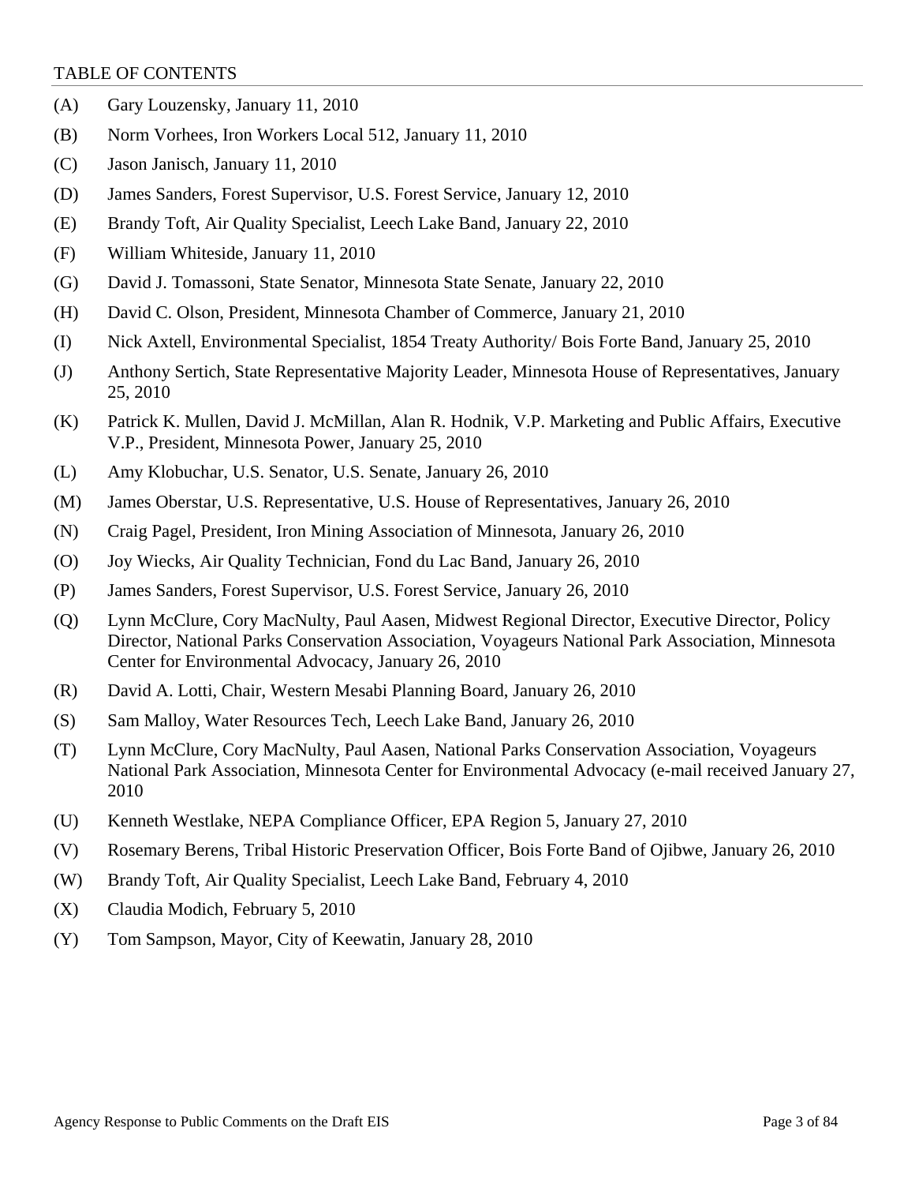TABLE OF CONTENTS

(A) Gary Louzensky, January 11, 2010

(B) Norm Vorhees, Iron Workers Local 512, January 11, 2010

(C) Jason Janisch, January 11, 2010

(D) James Sanders, Forest Supervisor, U.S. Forest Service, January 12, 2010

(E) Brandy Toft, Air Quality Specialist, Leech Lake Band, January 22, 2010

(F) William Whiteside, January 11, 2010

(G) David J. Tomassoni, State Senator, Minnesota State Senate, January 22, 2010

(H) David C. Olson, President, Minnesota Chamber of Commerce, January 21, 2010

(I) Nick Axtell, Environmental Specialist, 1854 Treaty Authority/ Bois Forte Band, January 25, 2010

(J) Anthony Sertich, State Representative Majority Leader, Minnesota House of Representatives, January 25, 2010

(K) Patrick K. Mullen, David J. McMillan, Alan R. Hodnik, V.P. Marketing and Public Affairs, Executive V.P., President, Minnesota Power, January 25, 2010

(L) Amy Klobuchar, U.S. Senator, U.S. Senate, January 26, 2010

(M) James Oberstar, U.S. Representative, U.S. House of Representatives, January 26, 2010

(N) Craig Pagel, President, Iron Mining Association of Minnesota, January 26, 2010

(O) Joy Wiecks, Air Quality Technician, Fond du Lac Band, January 26, 2010

(P) James Sanders, Forest Supervisor, U.S. Forest Service, January 26, 2010

(Q) Lynn McClure, Cory MacNulty, Paul Aasen, Midwest Regional Director, Executive Director, Policy Director, National Parks Conservation Association, Voyageurs National Park Association, Minnesota Center for Environmental Advocacy, January 26, 2010

(R) David A. Lotti, Chair, Western Mesabi Planning Board, January 26, 2010

(S) Sam Malloy, Water Resources Tech, Leech Lake Band, January 26, 2010

(T) Lynn McClure, Cory MacNulty, Paul Aasen, National Parks Conservation Association, Voyageurs National Park Association, Minnesota Center for Environmental Advocacy (e-mail received January 27, 2010

(U) Kenneth Westlake, NEPA Compliance Officer, EPA Region 5, January 27, 2010

(V) Rosemary Berens, Tribal Historic Preservation Officer, Bois Forte Band of Ojibwe, January 26, 2010

(W) Brandy Toft, Air Quality Specialist, Leech Lake Band, February 4, 2010

(X) Claudia Modich, February 5, 2010

(Y) Tom Sampson, Mayor, City of Keewatin, January 28, 2010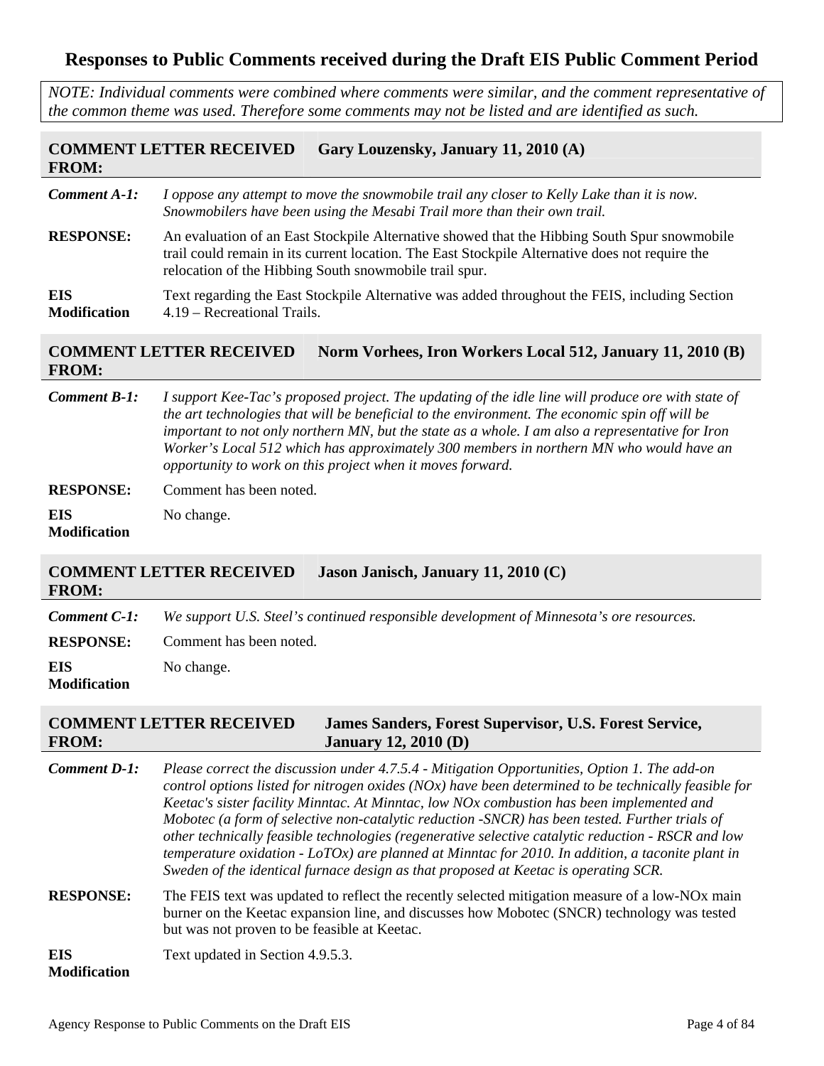# Responses to Public Comments received during the Draft EIS Public Comment Period

*NOTE: Individual comments were combined where comments were similar, and the comment representative of the common theme was used. Therefore some comments may not be listed and are identified as such.*

| **COMMENT LETTER RECEIVED FROM:** | **Gary Louzensky, January 11, 2010 (A)** |
|---|---|
| ***Comment A-1:*** | *I oppose any attempt to move the snowmobile trail any closer to Kelly Lake than it is now. Snowmobilers have been using the Mesabi Trail more than their own trail.* |
| **RESPONSE:** | An evaluation of an East Stockpile Alternative showed that the Hibbing South Spur snowmobile trail could remain in its current location. The East Stockpile Alternative does not require the relocation of the Hibbing South snowmobile trail spur. |
| **EIS Modification** | Text regarding the East Stockpile Alternative was added throughout the FEIS, including Section 4.19 – Recreational Trails. |

| **COMMENT LETTER RECEIVED FROM:** | **Norm Vorhees, Iron Workers Local 512, January 11, 2010 (B)** |
|---|---|
| ***Comment B-1:*** | *I support Kee-Tac's proposed project. The updating of the idle line will produce ore with state of the art technologies that will be beneficial to the environment. The economic spin off will be important to not only northern MN, but the state as a whole. I am also a representative for Iron Worker's Local 512 which has approximately 300 members in northern MN who would have an opportunity to work on this project when it moves forward.* |
| **RESPONSE:** | Comment has been noted. |
| **EIS Modification** | No change. |

| **COMMENT LETTER RECEIVED FROM:** | **Jason Janisch, January 11, 2010 (C)** |
|---|---|
| ***Comment C-1:*** | *We support U.S. Steel's continued responsible development of Minnesota's ore resources.* |
| **RESPONSE:** | Comment has been noted. |
| **EIS Modification** | No change. |

| **COMMENT LETTER RECEIVED FROM:** | **James Sanders, Forest Supervisor, U.S. Forest Service, January 12, 2010 (D)** |
|---|---|
| ***Comment D-1:*** | *Please correct the discussion under 4.7.5.4 - Mitigation Opportunities, Option 1. The add-on control options listed for nitrogen oxides (NOx) have been determined to be technically feasible for Keetac's sister facility Minntac. At Minntac, low NOx combustion has been implemented and Mobotec (a form of selective non-catalytic reduction -SNCR) has been tested. Further trials of other technically feasible technologies (regenerative selective catalytic reduction - RSCR and low temperature oxidation - LoTOx) are planned at Minntac for 2010. In addition, a taconite plant in Sweden of the identical furnace design as that proposed at Keetac is operating SCR.* |
| **RESPONSE:** | The FEIS text was updated to reflect the recently selected mitigation measure of a low-NOx main burner on the Keetac expansion line, and discusses how Mobotec (SNCR) technology was tested but was not proven to be feasible at Keetac. |
| **EIS Modification** | Text updated in Section 4.9.5.3. |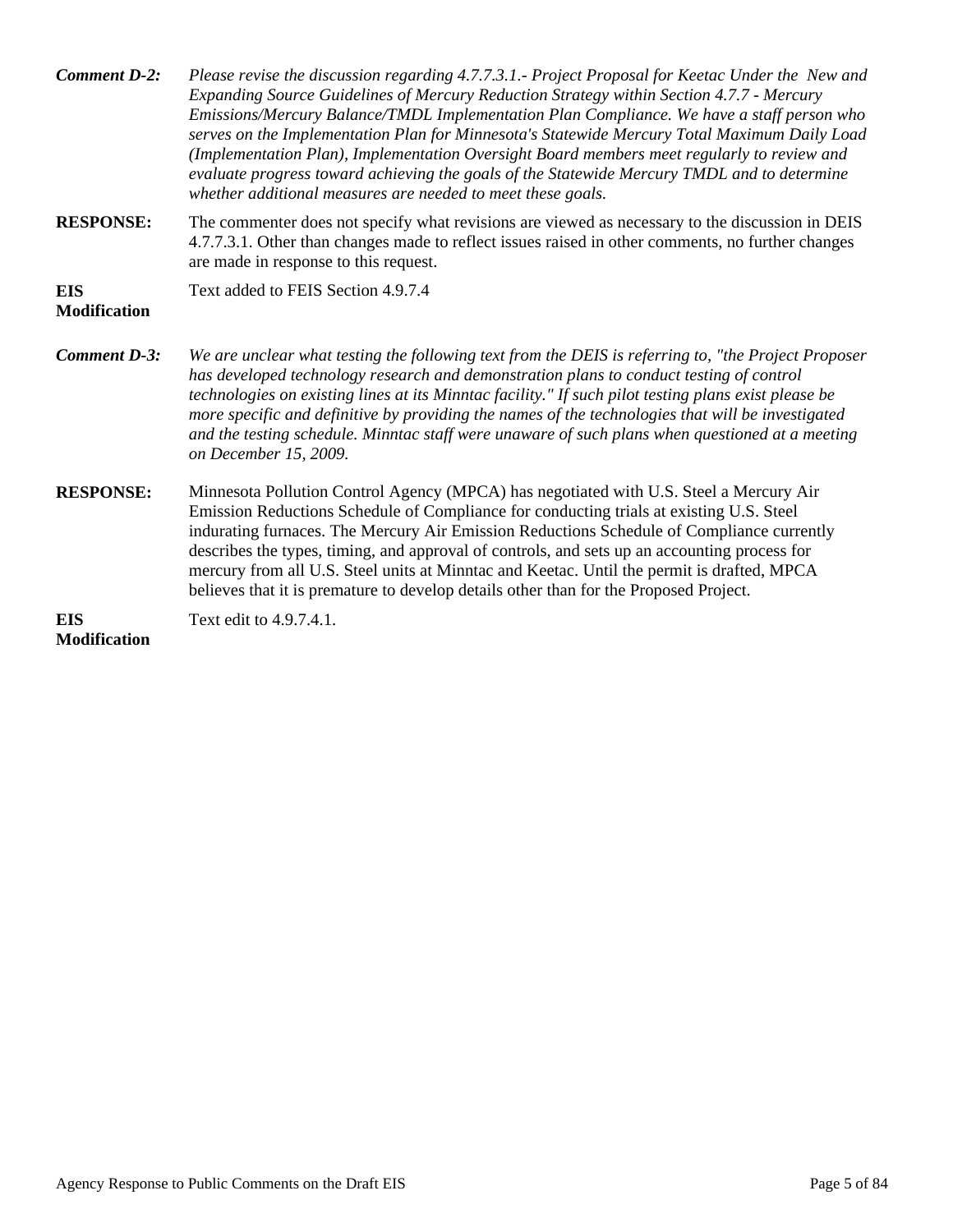**Comment D-2:** *Please revise the discussion regarding 4.7.7.3.1.- Project Proposal for Keetac Under the New and Expanding Source Guidelines of Mercury Reduction Strategy within Section 4.7.7 - Mercury Emissions/Mercury Balance/TMDL Implementation Plan Compliance. We have a staff person who serves on the Implementation Plan for Minnesota's Statewide Mercury Total Maximum Daily Load (Implementation Plan), Implementation Oversight Board members meet regularly to review and evaluate progress toward achieving the goals of the Statewide Mercury TMDL and to determine whether additional measures are needed to meet these goals.*

**RESPONSE:** The commenter does not specify what revisions are viewed as necessary to the discussion in DEIS 4.7.7.3.1. Other than changes made to reflect issues raised in other comments, no further changes are made in response to this request.

**EIS Modification** Text added to FEIS Section 4.9.7.4

**Comment D-3:** *We are unclear what testing the following text from the DEIS is referring to, "the Project Proposer has developed technology research and demonstration plans to conduct testing of control technologies on existing lines at its Minntac facility." If such pilot testing plans exist please be more specific and definitive by providing the names of the technologies that will be investigated and the testing schedule. Minntac staff were unaware of such plans when questioned at a meeting on December 15, 2009.*

**RESPONSE:** Minnesota Pollution Control Agency (MPCA) has negotiated with U.S. Steel a Mercury Air Emission Reductions Schedule of Compliance for conducting trials at existing U.S. Steel indurating furnaces. The Mercury Air Emission Reductions Schedule of Compliance currently describes the types, timing, and approval of controls, and sets up an accounting process for mercury from all U.S. Steel units at Minntac and Keetac. Until the permit is drafted, MPCA believes that it is premature to develop details other than for the Proposed Project.

**EIS Modification** Text edit to 4.9.7.4.1.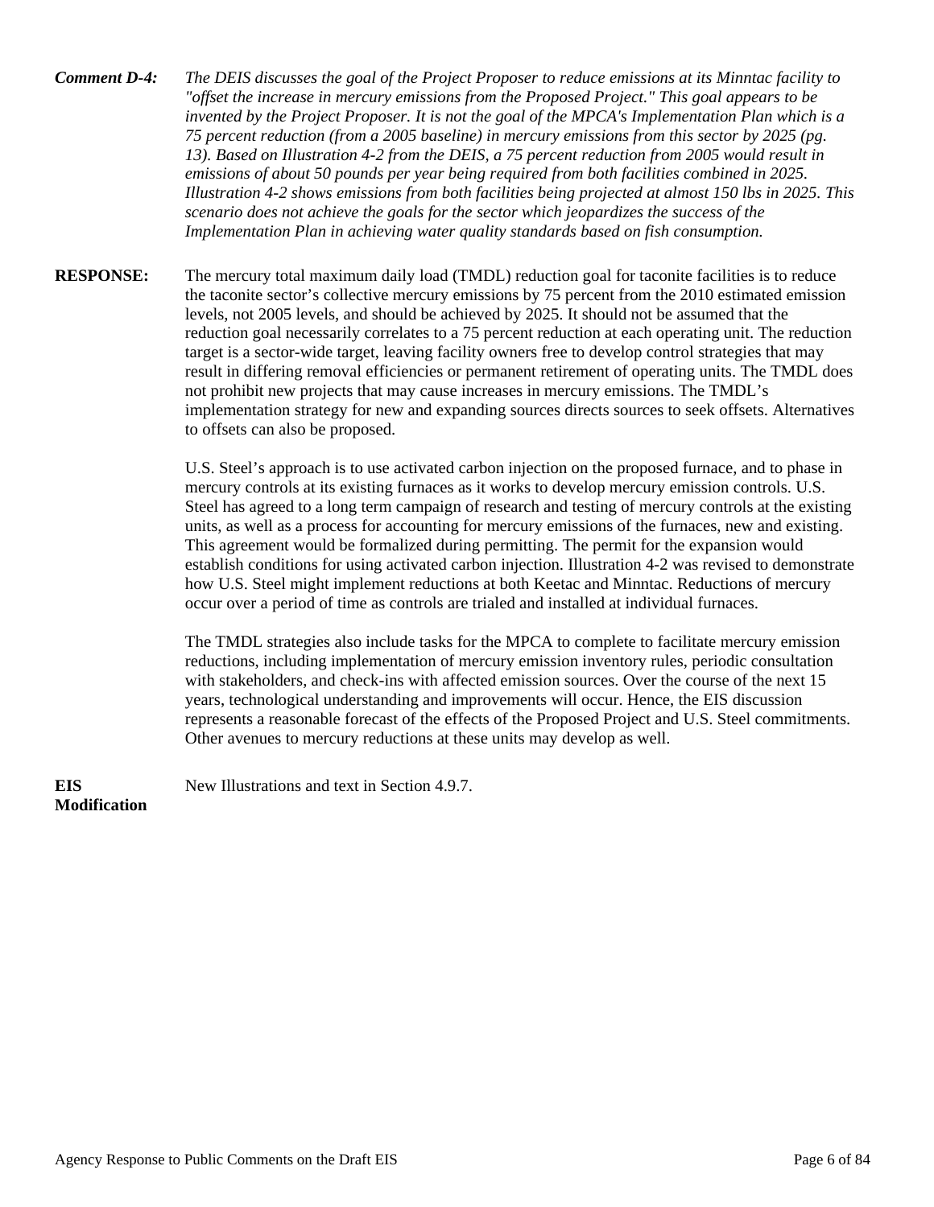***Comment D-4:*** *The DEIS discusses the goal of the Project Proposer to reduce emissions at its Minntac facility to "offset the increase in mercury emissions from the Proposed Project." This goal appears to be invented by the Project Proposer. It is not the goal of the MPCA's Implementation Plan which is a 75 percent reduction (from a 2005 baseline) in mercury emissions from this sector by 2025 (pg. 13). Based on Illustration 4-2 from the DEIS, a 75 percent reduction from 2005 would result in emissions of about 50 pounds per year being required from both facilities combined in 2025. Illustration 4-2 shows emissions from both facilities being projected at almost 150 lbs in 2025. This scenario does not achieve the goals for the sector which jeopardizes the success of the Implementation Plan in achieving water quality standards based on fish consumption.*

**RESPONSE:** The mercury total maximum daily load (TMDL) reduction goal for taconite facilities is to reduce the taconite sector's collective mercury emissions by 75 percent from the 2010 estimated emission levels, not 2005 levels, and should be achieved by 2025. It should not be assumed that the reduction goal necessarily correlates to a 75 percent reduction at each operating unit. The reduction target is a sector-wide target, leaving facility owners free to develop control strategies that may result in differing removal efficiencies or permanent retirement of operating units. The TMDL does not prohibit new projects that may cause increases in mercury emissions. The TMDL's implementation strategy for new and expanding sources directs sources to seek offsets. Alternatives to offsets can also be proposed.

U.S. Steel's approach is to use activated carbon injection on the proposed furnace, and to phase in mercury controls at its existing furnaces as it works to develop mercury emission controls. U.S. Steel has agreed to a long term campaign of research and testing of mercury controls at the existing units, as well as a process for accounting for mercury emissions of the furnaces, new and existing. This agreement would be formalized during permitting. The permit for the expansion would establish conditions for using activated carbon injection. Illustration 4-2 was revised to demonstrate how U.S. Steel might implement reductions at both Keetac and Minntac. Reductions of mercury occur over a period of time as controls are trialed and installed at individual furnaces.

The TMDL strategies also include tasks for the MPCA to complete to facilitate mercury emission reductions, including implementation of mercury emission inventory rules, periodic consultation with stakeholders, and check-ins with affected emission sources. Over the course of the next 15 years, technological understanding and improvements will occur. Hence, the EIS discussion represents a reasonable forecast of the effects of the Proposed Project and U.S. Steel commitments. Other avenues to mercury reductions at these units may develop as well.

**EIS Modification** New Illustrations and text in Section 4.9.7.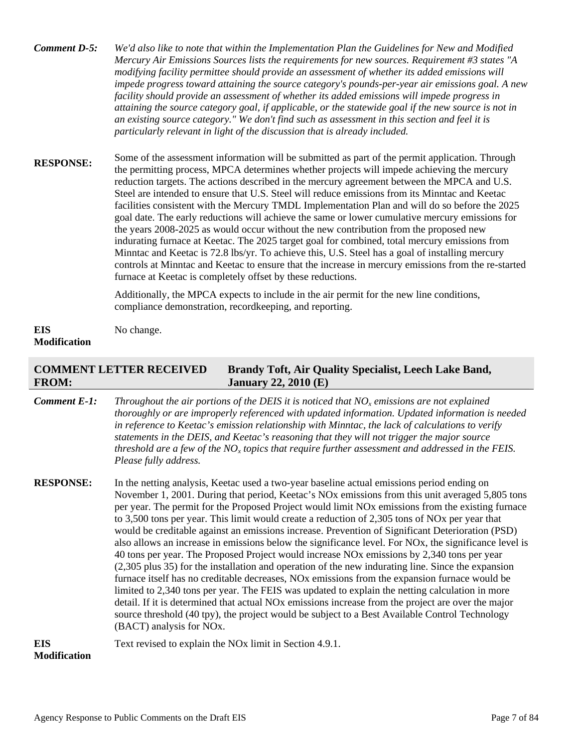**Comment D-5:** *We'd also like to note that within the Implementation Plan the Guidelines for New and Modified Mercury Air Emissions Sources lists the requirements for new sources. Requirement #3 states "A modifying facility permittee should provide an assessment of whether its added emissions will impede progress toward attaining the source category's pounds-per-year air emissions goal. A new facility should provide an assessment of whether its added emissions will impede progress in attaining the source category goal, if applicable, or the statewide goal if the new source is not in an existing source category." We don't find such as assessment in this section and feel it is particularly relevant in light of the discussion that is already included.*

**RESPONSE:** Some of the assessment information will be submitted as part of the permit application. Through the permitting process, MPCA determines whether projects will impede achieving the mercury reduction targets. The actions described in the mercury agreement between the MPCA and U.S. Steel are intended to ensure that U.S. Steel will reduce emissions from its Minntac and Keetac facilities consistent with the Mercury TMDL Implementation Plan and will do so before the 2025 goal date. The early reductions will achieve the same or lower cumulative mercury emissions for the years 2008-2025 as would occur without the new contribution from the proposed new indurating furnace at Keetac. The 2025 target goal for combined, total mercury emissions from Minntac and Keetac is 72.8 lbs/yr. To achieve this, U.S. Steel has a goal of installing mercury controls at Minntac and Keetac to ensure that the increase in mercury emissions from the re-started furnace at Keetac is completely offset by these reductions.

Additionally, the MPCA expects to include in the air permit for the new line conditions, compliance demonstration, recordkeeping, and reporting.

**EIS Modification** No change.

## COMMENT LETTER RECEIVED FROM: Brandy Toft, Air Quality Specialist, Leech Lake Band, January 22, 2010 (E)

**Comment E-1:** *Throughout the air portions of the DEIS it is noticed that $NO_x$ emissions are not explained thoroughly or are improperly referenced with updated information. Updated information is needed in reference to Keetac's emission relationship with Minntac, the lack of calculations to verify statements in the DEIS, and Keetac's reasoning that they will not trigger the major source threshold are a few of the $NO_x$ topics that require further assessment and addressed in the FEIS. Please fully address.*

**RESPONSE:** In the netting analysis, Keetac used a two-year baseline actual emissions period ending on November 1, 2001. During that period, Keetac's NOx emissions from this unit averaged 5,805 tons per year. The permit for the Proposed Project would limit NOx emissions from the existing furnace to 3,500 tons per year. This limit would create a reduction of 2,305 tons of NOx per year that would be creditable against an emissions increase. Prevention of Significant Deterioration (PSD) also allows an increase in emissions below the significance level. For NOx, the significance level is 40 tons per year. The Proposed Project would increase NOx emissions by 2,340 tons per year (2,305 plus 35) for the installation and operation of the new indurating line. Since the expansion furnace itself has no creditable decreases, NOx emissions from the expansion furnace would be limited to 2,340 tons per year. The FEIS was updated to explain the netting calculation in more detail. If it is determined that actual NOx emissions increase from the project are over the major source threshold (40 tpy), the project would be subject to a Best Available Control Technology (BACT) analysis for NOx.

**EIS Modification** Text revised to explain the NOx limit in Section 4.9.1.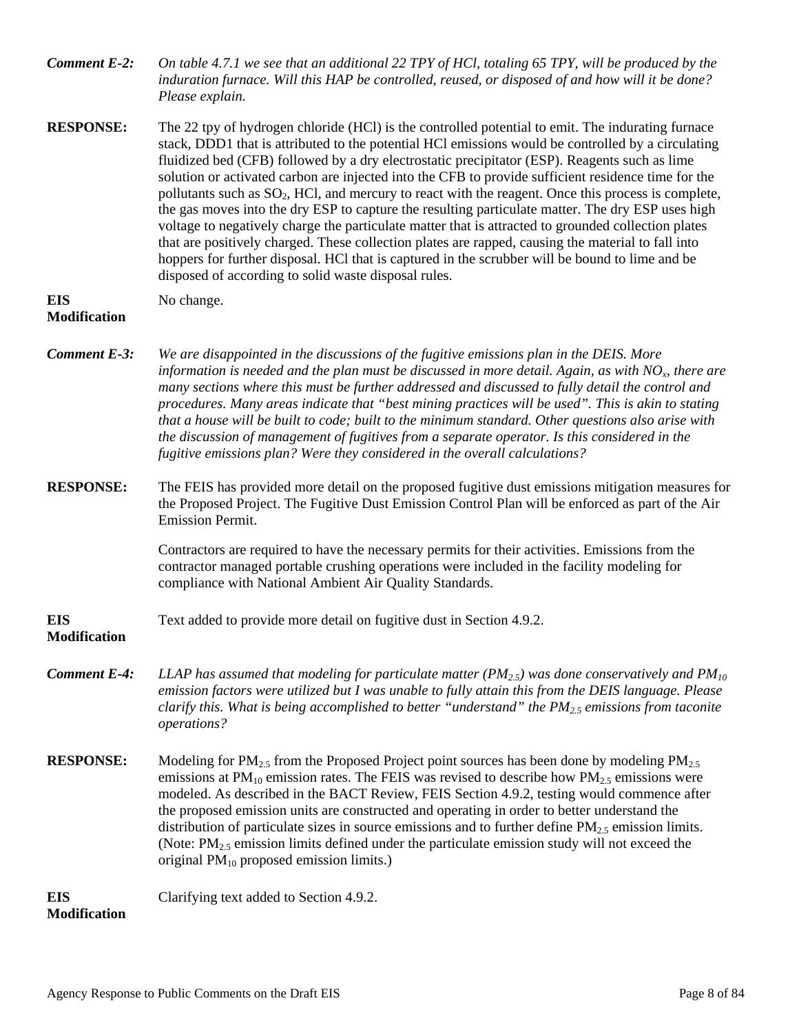***Comment E-2:*** *On table 4.7.1 we see that an additional 22 TPY of HCl, totaling 65 TPY, will be produced by the induration furnace. Will this HAP be controlled, reused, or disposed of and how will it be done? Please explain.*

**RESPONSE:** The 22 tpy of hydrogen chloride (HCl) is the controlled potential to emit. The indurating furnace stack, DDD1 that is attributed to the potential HCl emissions would be controlled by a circulating fluidized bed (CFB) followed by a dry electrostatic precipitator (ESP). Reagents such as lime solution or activated carbon are injected into the CFB to provide sufficient residence time for the pollutants such as $SO_2$, HCl, and mercury to react with the reagent. Once this process is complete, the gas moves into the dry ESP to capture the resulting particulate matter. The dry ESP uses high voltage to negatively charge the particulate matter that is attracted to grounded collection plates that are positively charged. These collection plates are rapped, causing the material to fall into hoppers for further disposal. HCl that is captured in the scrubber will be bound to lime and be disposed of according to solid waste disposal rules.

**EIS Modification** No change.

***Comment E-3:*** *We are disappointed in the discussions of the fugitive emissions plan in the DEIS. More information is needed and the plan must be discussed in more detail. Again, as with $NO_x$, there are many sections where this must be further addressed and discussed to fully detail the control and procedures. Many areas indicate that "best mining practices will be used". This is akin to stating that a house will be built to code; built to the minimum standard. Other questions also arise with the discussion of management of fugitives from a separate operator. Is this considered in the fugitive emissions plan? Were they considered in the overall calculations?*

**RESPONSE:** The FEIS has provided more detail on the proposed fugitive dust emissions mitigation measures for the Proposed Project. The Fugitive Dust Emission Control Plan will be enforced as part of the Air Emission Permit.

Contractors are required to have the necessary permits for their activities. Emissions from the contractor managed portable crushing operations were included in the facility modeling for compliance with National Ambient Air Quality Standards.

**EIS Modification** Text added to provide more detail on fugitive dust in Section 4.9.2.

***Comment E-4:*** *LLAP has assumed that modeling for particulate matter ($PM_{2.5}$) was done conservatively and $PM_{10}$ emission factors were utilized but I was unable to fully attain this from the DEIS language. Please clarify this. What is being accomplished to better "understand" the $PM_{2.5}$ emissions from taconite operations?*

**RESPONSE:** Modeling for $PM_{2.5}$ from the Proposed Project point sources has been done by modeling $PM_{2.5}$ emissions at $PM_{10}$ emission rates. The FEIS was revised to describe how $PM_{2.5}$ emissions were modeled. As described in the BACT Review, FEIS Section 4.9.2, testing would commence after the proposed emission units are constructed and operating in order to better understand the distribution of particulate sizes in source emissions and to further define $PM_{2.5}$ emission limits. (Note: $PM_{2.5}$ emission limits defined under the particulate emission study will not exceed the original $PM_{10}$ proposed emission limits.)

**EIS Modification** Clarifying text added to Section 4.9.2.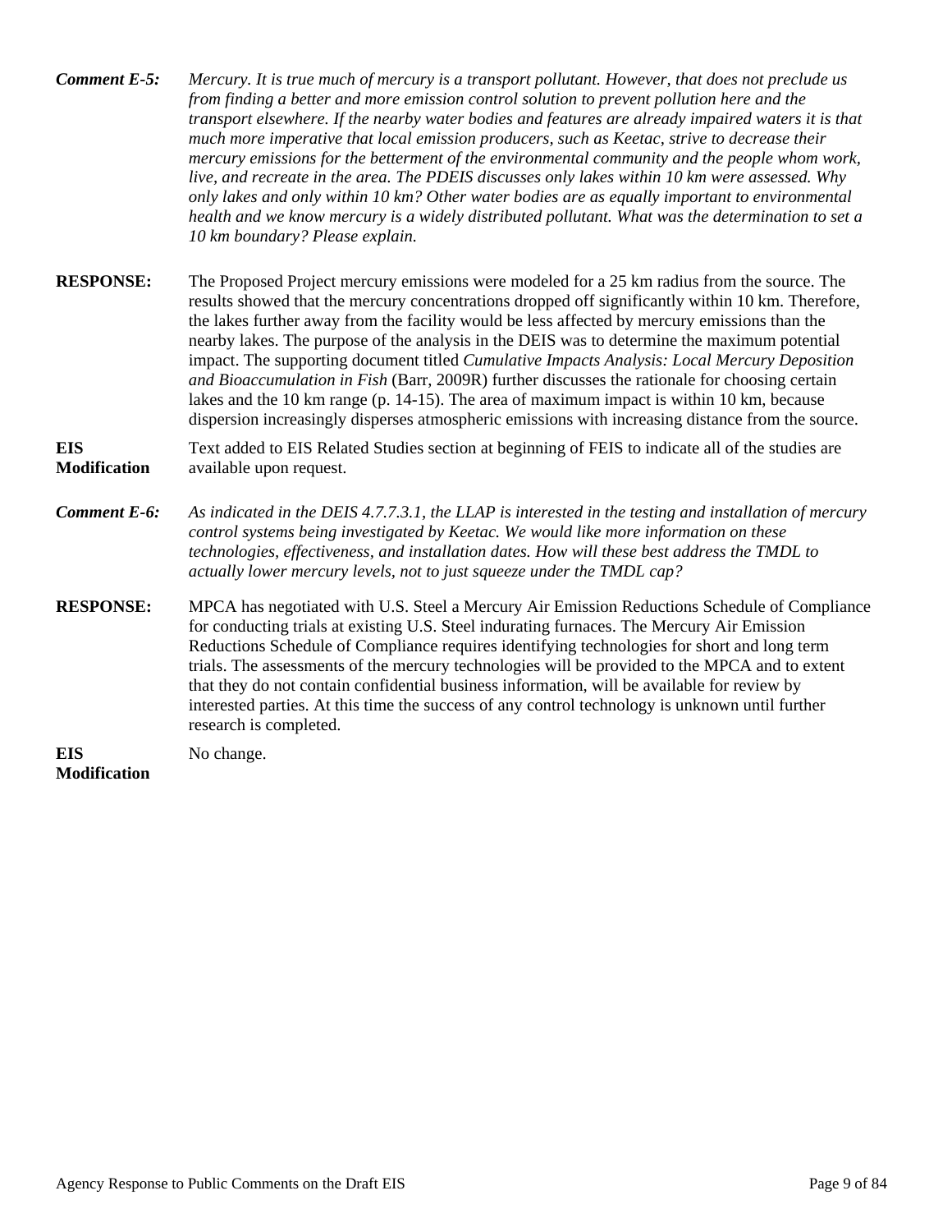***Comment E-5:*** *Mercury. It is true much of mercury is a transport pollutant. However, that does not preclude us from finding a better and more emission control solution to prevent pollution here and the transport elsewhere. If the nearby water bodies and features are already impaired waters it is that much more imperative that local emission producers, such as Keetac, strive to decrease their mercury emissions for the betterment of the environmental community and the people whom work, live, and recreate in the area. The PDEIS discusses only lakes within 10 km were assessed. Why only lakes and only within 10 km? Other water bodies are as equally important to environmental health and we know mercury is a widely distributed pollutant. What was the determination to set a 10 km boundary? Please explain.*

**RESPONSE:** The Proposed Project mercury emissions were modeled for a 25 km radius from the source. The results showed that the mercury concentrations dropped off significantly within 10 km. Therefore, the lakes further away from the facility would be less affected by mercury emissions than the nearby lakes. The purpose of the analysis in the DEIS was to determine the maximum potential impact. The supporting document titled *Cumulative Impacts Analysis: Local Mercury Deposition and Bioaccumulation in Fish* (Barr, 2009R) further discusses the rationale for choosing certain lakes and the 10 km range (p. 14-15). The area of maximum impact is within 10 km, because dispersion increasingly disperses atmospheric emissions with increasing distance from the source.

**EIS Modification** Text added to EIS Related Studies section at beginning of FEIS to indicate all of the studies are available upon request.

***Comment E-6:*** *As indicated in the DEIS 4.7.7.3.1, the LLAP is interested in the testing and installation of mercury control systems being investigated by Keetac. We would like more information on these technologies, effectiveness, and installation dates. How will these best address the TMDL to actually lower mercury levels, not to just squeeze under the TMDL cap?*

**RESPONSE:** MPCA has negotiated with U.S. Steel a Mercury Air Emission Reductions Schedule of Compliance for conducting trials at existing U.S. Steel indurating furnaces. The Mercury Air Emission Reductions Schedule of Compliance requires identifying technologies for short and long term trials. The assessments of the mercury technologies will be provided to the MPCA and to extent that they do not contain confidential business information, will be available for review by interested parties. At this time the success of any control technology is unknown until further research is completed.

**EIS Modification** No change.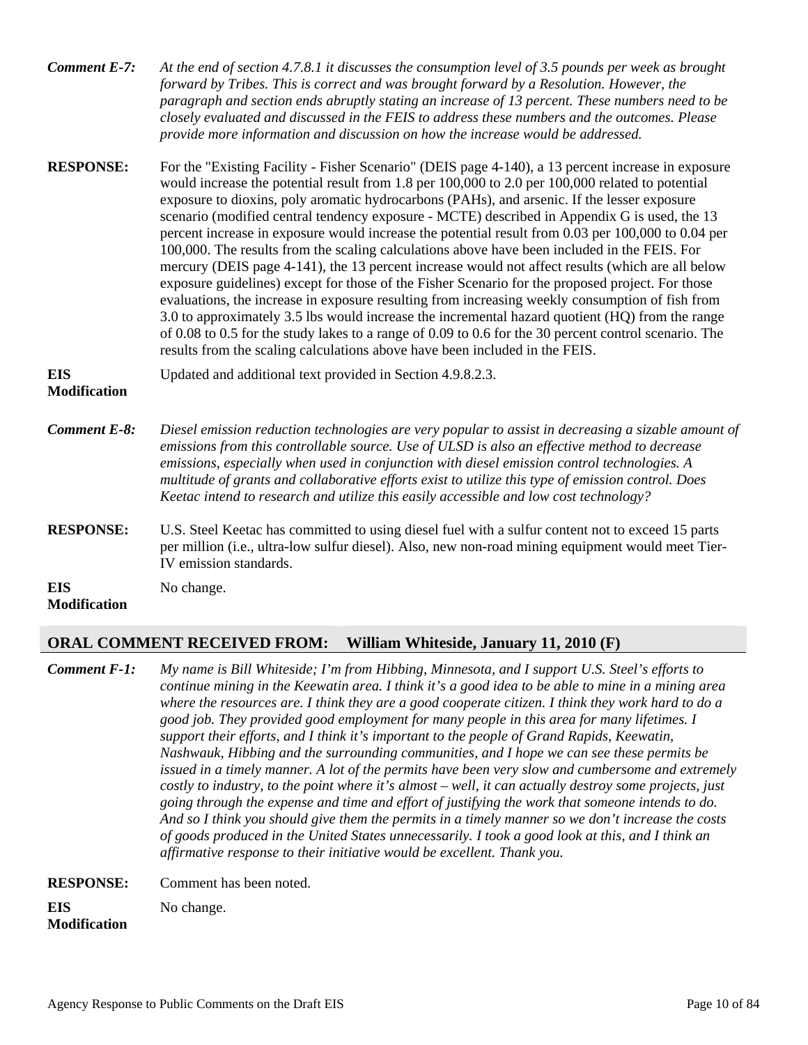**Comment E-7:** *At the end of section 4.7.8.1 it discusses the consumption level of 3.5 pounds per week as brought forward by Tribes. This is correct and was brought forward by a Resolution. However, the paragraph and section ends abruptly stating an increase of 13 percent. These numbers need to be closely evaluated and discussed in the FEIS to address these numbers and the outcomes. Please provide more information and discussion on how the increase would be addressed.*

**RESPONSE:** For the "Existing Facility - Fisher Scenario" (DEIS page 4-140), a 13 percent increase in exposure would increase the potential result from 1.8 per 100,000 to 2.0 per 100,000 related to potential exposure to dioxins, poly aromatic hydrocarbons (PAHs), and arsenic. If the lesser exposure scenario (modified central tendency exposure - MCTE) described in Appendix G is used, the 13 percent increase in exposure would increase the potential result from 0.03 per 100,000 to 0.04 per 100,000. The results from the scaling calculations above have been included in the FEIS. For mercury (DEIS page 4-141), the 13 percent increase would not affect results (which are all below exposure guidelines) except for those of the Fisher Scenario for the proposed project. For those evaluations, the increase in exposure resulting from increasing weekly consumption of fish from 3.0 to approximately 3.5 lbs would increase the incremental hazard quotient (HQ) from the range of 0.08 to 0.5 for the study lakes to a range of 0.09 to 0.6 for the 30 percent control scenario. The results from the scaling calculations above have been included in the FEIS.

**EIS Modification** Updated and additional text provided in Section 4.9.8.2.3.

**Comment E-8:** *Diesel emission reduction technologies are very popular to assist in decreasing a sizable amount of emissions from this controllable source. Use of ULSD is also an effective method to decrease emissions, especially when used in conjunction with diesel emission control technologies. A multitude of grants and collaborative efforts exist to utilize this type of emission control. Does Keetac intend to research and utilize this easily accessible and low cost technology?*

**RESPONSE:** U.S. Steel Keetac has committed to using diesel fuel with a sulfur content not to exceed 15 parts per million (i.e., ultra-low sulfur diesel). Also, new non-road mining equipment would meet Tier-IV emission standards.

**EIS Modification** No change.

## ORAL COMMENT RECEIVED FROM: William Whiteside, January 11, 2010 (F)

**Comment F-1:** *My name is Bill Whiteside; I'm from Hibbing, Minnesota, and I support U.S. Steel's efforts to continue mining in the Keewatin area. I think it's a good idea to be able to mine in a mining area where the resources are. I think they are a good cooperate citizen. I think they work hard to do a good job. They provided good employment for many people in this area for many lifetimes. I support their efforts, and I think it's important to the people of Grand Rapids, Keewatin, Nashwauk, Hibbing and the surrounding communities, and I hope we can see these permits be issued in a timely manner. A lot of the permits have been very slow and cumbersome and extremely costly to industry, to the point where it's almost – well, it can actually destroy some projects, just going through the expense and time and effort of justifying the work that someone intends to do. And so I think you should give them the permits in a timely manner so we don't increase the costs of goods produced in the United States unnecessarily. I took a good look at this, and I think an affirmative response to their initiative would be excellent. Thank you.*

**RESPONSE:** Comment has been noted.

**EIS Modification** No change.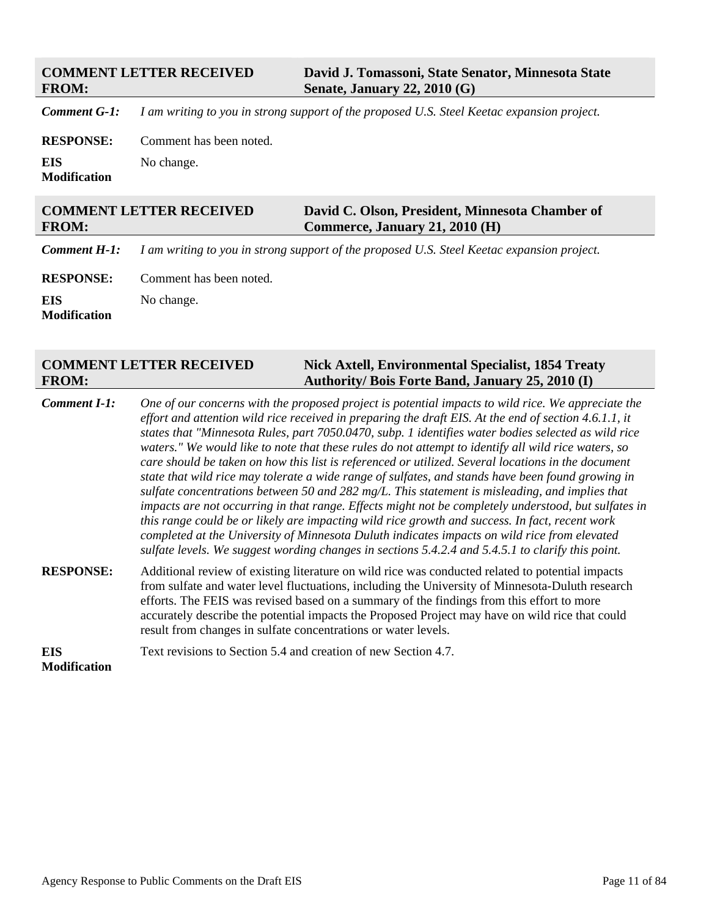**COMMENT LETTER RECEIVED FROM:** **David J. Tomassoni, State Senator, Minnesota State Senate, January 22, 2010 (G)**

***Comment G-1:*** *I am writing to you in strong support of the proposed U.S. Steel Keetac expansion project.*

**RESPONSE:** Comment has been noted.

**EIS Modification** No change.

**COMMENT LETTER RECEIVED FROM:** **David C. Olson, President, Minnesota Chamber of Commerce, January 21, 2010 (H)**

***Comment H-1:*** *I am writing to you in strong support of the proposed U.S. Steel Keetac expansion project.*

**RESPONSE:** Comment has been noted.

**EIS Modification** No change.

**COMMENT LETTER RECEIVED FROM:** **Nick Axtell, Environmental Specialist, 1854 Treaty Authority/ Bois Forte Band, January 25, 2010 (I)**

***Comment I-1:*** *One of our concerns with the proposed project is potential impacts to wild rice. We appreciate the effort and attention wild rice received in preparing the draft EIS. At the end of section 4.6.1.1, it states that "Minnesota Rules, part 7050.0470, subp. 1 identifies water bodies selected as wild rice waters." We would like to note that these rules do not attempt to identify all wild rice waters, so care should be taken on how this list is referenced or utilized. Several locations in the document state that wild rice may tolerate a wide range of sulfates, and stands have been found growing in sulfate concentrations between 50 and 282 mg/L. This statement is misleading, and implies that impacts are not occurring in that range. Effects might not be completely understood, but sulfates in this range could be or likely are impacting wild rice growth and success. In fact, recent work completed at the University of Minnesota Duluth indicates impacts on wild rice from elevated sulfate levels. We suggest wording changes in sections 5.4.2.4 and 5.4.5.1 to clarify this point.*

**RESPONSE:** Additional review of existing literature on wild rice was conducted related to potential impacts from sulfate and water level fluctuations, including the University of Minnesota-Duluth research efforts. The FEIS was revised based on a summary of the findings from this effort to more accurately describe the potential impacts the Proposed Project may have on wild rice that could result from changes in sulfate concentrations or water levels.

**EIS Modification** Text revisions to Section 5.4 and creation of new Section 4.7.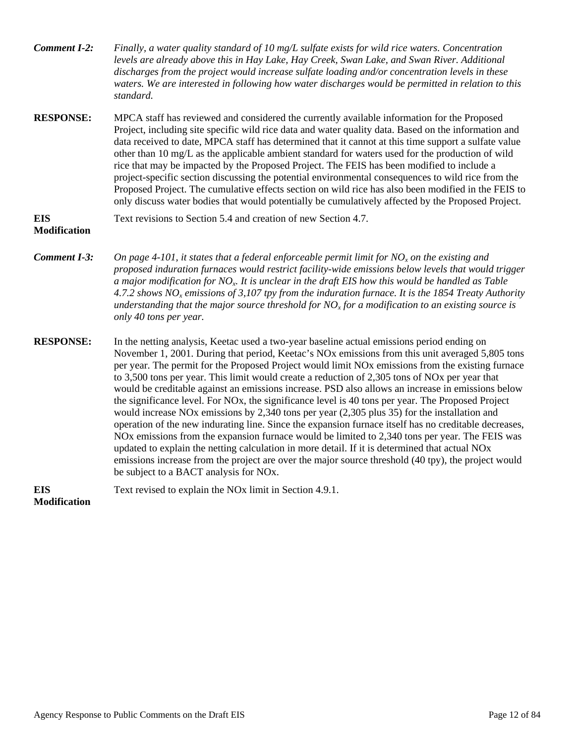***Comment I-2:*** *Finally, a water quality standard of 10 mg/L sulfate exists for wild rice waters. Concentration levels are already above this in Hay Lake, Hay Creek, Swan Lake, and Swan River. Additional discharges from the project would increase sulfate loading and/or concentration levels in these waters. We are interested in following how water discharges would be permitted in relation to this standard.*

**RESPONSE:** MPCA staff has reviewed and considered the currently available information for the Proposed Project, including site specific wild rice data and water quality data. Based on the information and data received to date, MPCA staff has determined that it cannot at this time support a sulfate value other than 10 mg/L as the applicable ambient standard for waters used for the production of wild rice that may be impacted by the Proposed Project. The FEIS has been modified to include a project-specific section discussing the potential environmental consequences to wild rice from the Proposed Project. The cumulative effects section on wild rice has also been modified in the FEIS to only discuss water bodies that would potentially be cumulatively affected by the Proposed Project.

**EIS Modification** Text revisions to Section 5.4 and creation of new Section 4.7.

***Comment I-3:*** *On page 4-101, it states that a federal enforceable permit limit for $NO_x$ on the existing and proposed induration furnaces would restrict facility-wide emissions below levels that would trigger a major modification for $NO_x$. It is unclear in the draft EIS how this would be handled as Table 4.7.2 shows $NO_x$ emissions of 3,107 tpy from the induration furnace. It is the 1854 Treaty Authority understanding that the major source threshold for $NO_x$ for a modification to an existing source is only 40 tons per year.*

**RESPONSE:** In the netting analysis, Keetac used a two-year baseline actual emissions period ending on November 1, 2001. During that period, Keetac's NOx emissions from this unit averaged 5,805 tons per year. The permit for the Proposed Project would limit NOx emissions from the existing furnace to 3,500 tons per year. This limit would create a reduction of 2,305 tons of NOx per year that would be creditable against an emissions increase. PSD also allows an increase in emissions below the significance level. For NOx, the significance level is 40 tons per year. The Proposed Project would increase NOx emissions by 2,340 tons per year (2,305 plus 35) for the installation and operation of the new indurating line. Since the expansion furnace itself has no creditable decreases, NOx emissions from the expansion furnace would be limited to 2,340 tons per year. The FEIS was updated to explain the netting calculation in more detail. If it is determined that actual NOx emissions increase from the project are over the major source threshold (40 tpy), the project would be subject to a BACT analysis for NOx.

**EIS Modification** Text revised to explain the NOx limit in Section 4.9.1.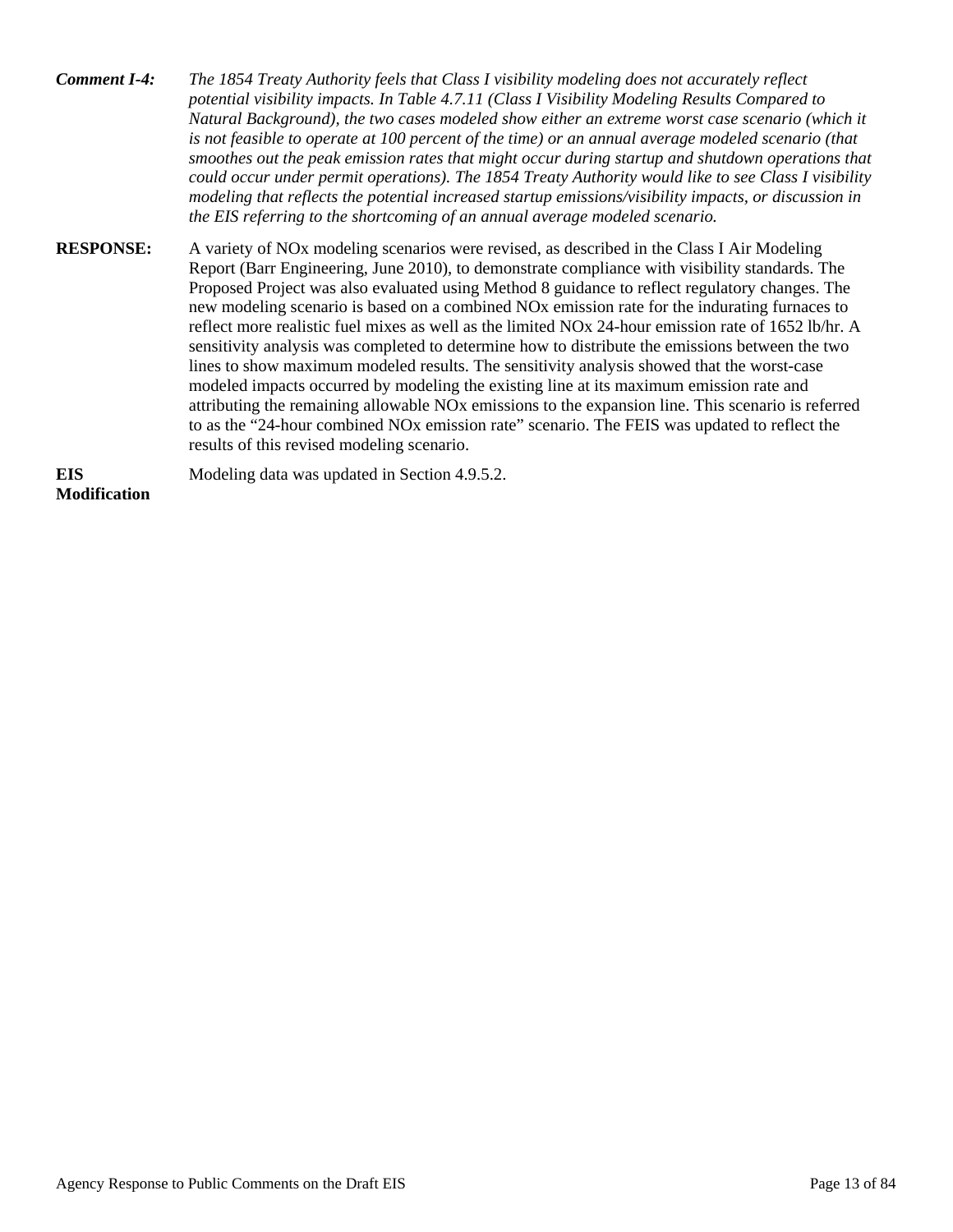***Comment I-4:*** *The 1854 Treaty Authority feels that Class I visibility modeling does not accurately reflect potential visibility impacts. In Table 4.7.11 (Class I Visibility Modeling Results Compared to Natural Background), the two cases modeled show either an extreme worst case scenario (which it is not feasible to operate at 100 percent of the time) or an annual average modeled scenario (that smoothes out the peak emission rates that might occur during startup and shutdown operations that could occur under permit operations). The 1854 Treaty Authority would like to see Class I visibility modeling that reflects the potential increased startup emissions/visibility impacts, or discussion in the EIS referring to the shortcoming of an annual average modeled scenario.*

**RESPONSE:** A variety of NOx modeling scenarios were revised, as described in the Class I Air Modeling Report (Barr Engineering, June 2010), to demonstrate compliance with visibility standards. The Proposed Project was also evaluated using Method 8 guidance to reflect regulatory changes. The new modeling scenario is based on a combined NOx emission rate for the indurating furnaces to reflect more realistic fuel mixes as well as the limited NOx 24-hour emission rate of 1652 lb/hr. A sensitivity analysis was completed to determine how to distribute the emissions between the two lines to show maximum modeled results. The sensitivity analysis showed that the worst-case modeled impacts occurred by modeling the existing line at its maximum emission rate and attributing the remaining allowable NOx emissions to the expansion line. This scenario is referred to as the "24-hour combined NOx emission rate" scenario. The FEIS was updated to reflect the results of this revised modeling scenario.

**EIS Modification** Modeling data was updated in Section 4.9.5.2.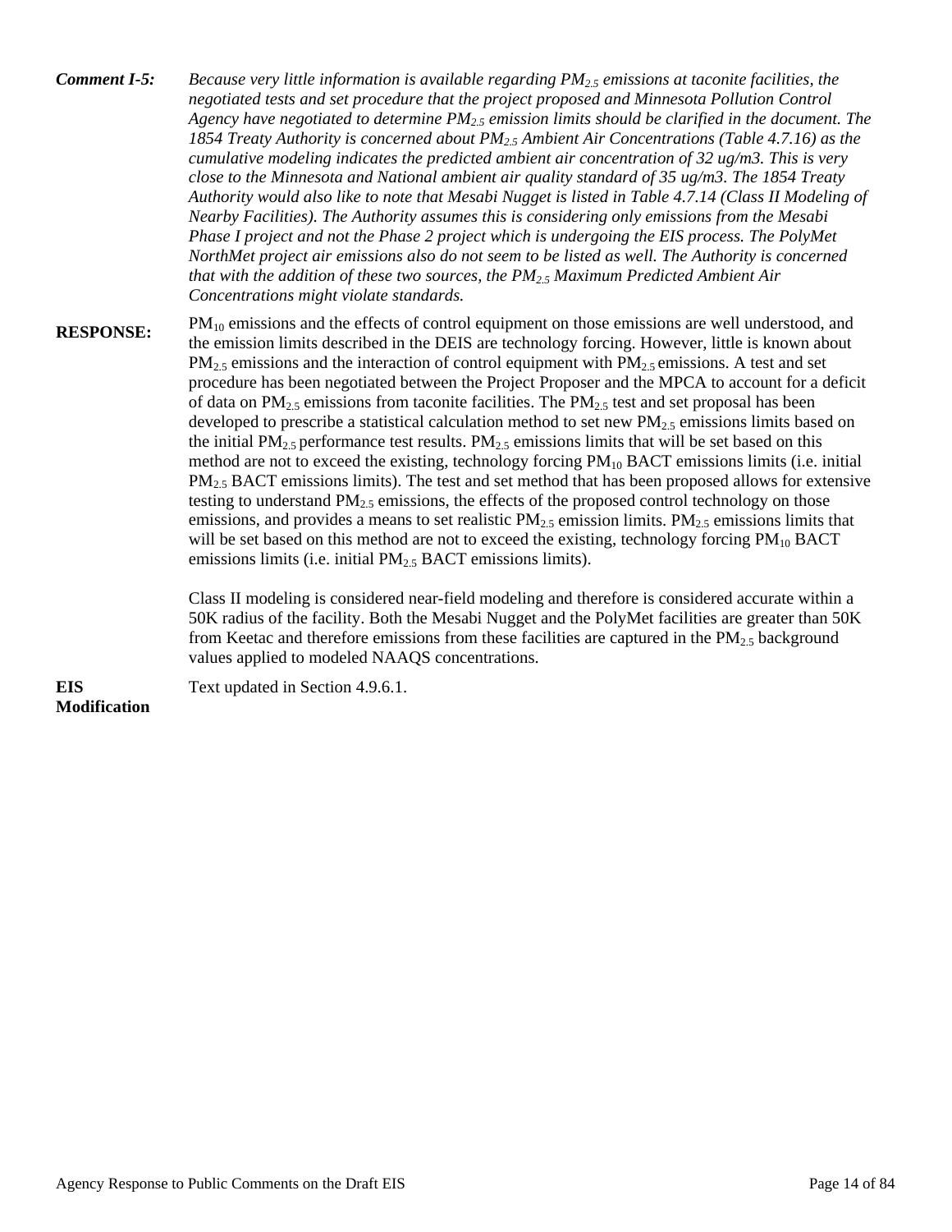**Comment I-5:** *Because very little information is available regarding $PM_{2.5}$ emissions at taconite facilities, the negotiated tests and set procedure that the project proposed and Minnesota Pollution Control Agency have negotiated to determine $PM_{2.5}$ emission limits should be clarified in the document. The 1854 Treaty Authority is concerned about $PM_{2.5}$ Ambient Air Concentrations (Table 4.7.16) as the cumulative modeling indicates the predicted ambient air concentration of 32 ug/m3. This is very close to the Minnesota and National ambient air quality standard of 35 ug/m3. The 1854 Treaty Authority would also like to note that Mesabi Nugget is listed in Table 4.7.14 (Class II Modeling of Nearby Facilities). The Authority assumes this is considering only emissions from the Mesabi Phase I project and not the Phase 2 project which is undergoing the EIS process. The PolyMet NorthMet project air emissions also do not seem to be listed as well. The Authority is concerned that with the addition of these two sources, the $PM_{2.5}$ Maximum Predicted Ambient Air Concentrations might violate standards.*

**RESPONSE:** $PM_{10}$ emissions and the effects of control equipment on those emissions are well understood, and the emission limits described in the DEIS are technology forcing. However, little is known about $PM_{2.5}$ emissions and the interaction of control equipment with $PM_{2.5}$ emissions. A test and set procedure has been negotiated between the Project Proposer and the MPCA to account for a deficit of data on $PM_{2.5}$ emissions from taconite facilities. The $PM_{2.5}$ test and set proposal has been developed to prescribe a statistical calculation method to set new $PM_{2.5}$ emissions limits based on the initial $PM_{2.5}$ performance test results. $PM_{2.5}$ emissions limits that will be set based on this method are not to exceed the existing, technology forcing $PM_{10}$ BACT emissions limits (i.e. initial $PM_{2.5}$ BACT emissions limits). The test and set method that has been proposed allows for extensive testing to understand $PM_{2.5}$ emissions, the effects of the proposed control technology on those emissions, and provides a means to set realistic $PM_{2.5}$ emission limits. $PM_{2.5}$ emissions limits that will be set based on this method are not to exceed the existing, technology forcing $PM_{10}$ BACT emissions limits (i.e. initial $PM_{2.5}$ BACT emissions limits).

Class II modeling is considered near-field modeling and therefore is considered accurate within a 50K radius of the facility. Both the Mesabi Nugget and the PolyMet facilities are greater than 50K from Keetac and therefore emissions from these facilities are captured in the $PM_{2.5}$ background values applied to modeled NAAQS concentrations.

**EIS Modification** Text updated in Section 4.9.6.1.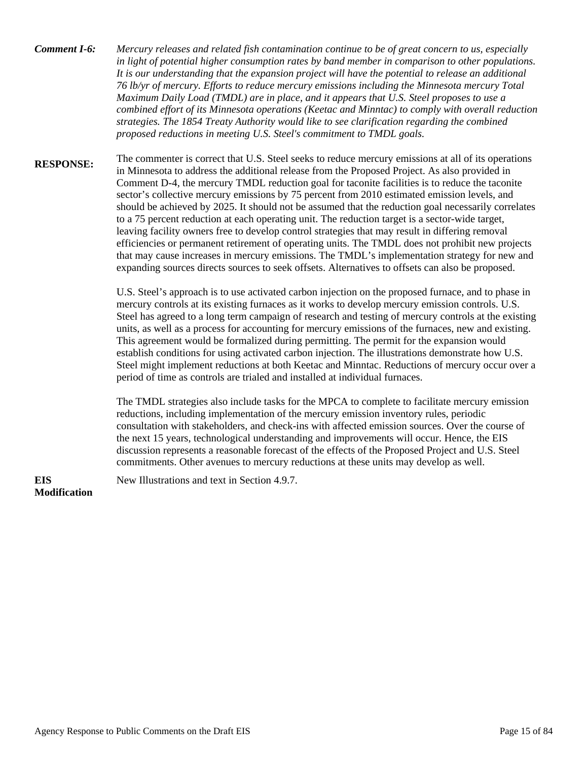***Comment I-6:*** *Mercury releases and related fish contamination continue to be of great concern to us, especially in light of potential higher consumption rates by band member in comparison to other populations. It is our understanding that the expansion project will have the potential to release an additional 76 lb/yr of mercury. Efforts to reduce mercury emissions including the Minnesota mercury Total Maximum Daily Load (TMDL) are in place, and it appears that U.S. Steel proposes to use a combined effort of its Minnesota operations (Keetac and Minntac) to comply with overall reduction strategies. The 1854 Treaty Authority would like to see clarification regarding the combined proposed reductions in meeting U.S. Steel's commitment to TMDL goals.*

**RESPONSE:** The commenter is correct that U.S. Steel seeks to reduce mercury emissions at all of its operations in Minnesota to address the additional release from the Proposed Project. As also provided in Comment D-4, the mercury TMDL reduction goal for taconite facilities is to reduce the taconite sector's collective mercury emissions by 75 percent from 2010 estimated emission levels, and should be achieved by 2025. It should not be assumed that the reduction goal necessarily correlates to a 75 percent reduction at each operating unit. The reduction target is a sector-wide target, leaving facility owners free to develop control strategies that may result in differing removal efficiencies or permanent retirement of operating units. The TMDL does not prohibit new projects that may cause increases in mercury emissions. The TMDL's implementation strategy for new and expanding sources directs sources to seek offsets. Alternatives to offsets can also be proposed.

U.S. Steel's approach is to use activated carbon injection on the proposed furnace, and to phase in mercury controls at its existing furnaces as it works to develop mercury emission controls. U.S. Steel has agreed to a long term campaign of research and testing of mercury controls at the existing units, as well as a process for accounting for mercury emissions of the furnaces, new and existing. This agreement would be formalized during permitting. The permit for the expansion would establish conditions for using activated carbon injection. The illustrations demonstrate how U.S. Steel might implement reductions at both Keetac and Minntac. Reductions of mercury occur over a period of time as controls are trialed and installed at individual furnaces.

The TMDL strategies also include tasks for the MPCA to complete to facilitate mercury emission reductions, including implementation of the mercury emission inventory rules, periodic consultation with stakeholders, and check-ins with affected emission sources. Over the course of the next 15 years, technological understanding and improvements will occur. Hence, the EIS discussion represents a reasonable forecast of the effects of the Proposed Project and U.S. Steel commitments. Other avenues to mercury reductions at these units may develop as well.

**EIS Modification** New Illustrations and text in Section 4.9.7.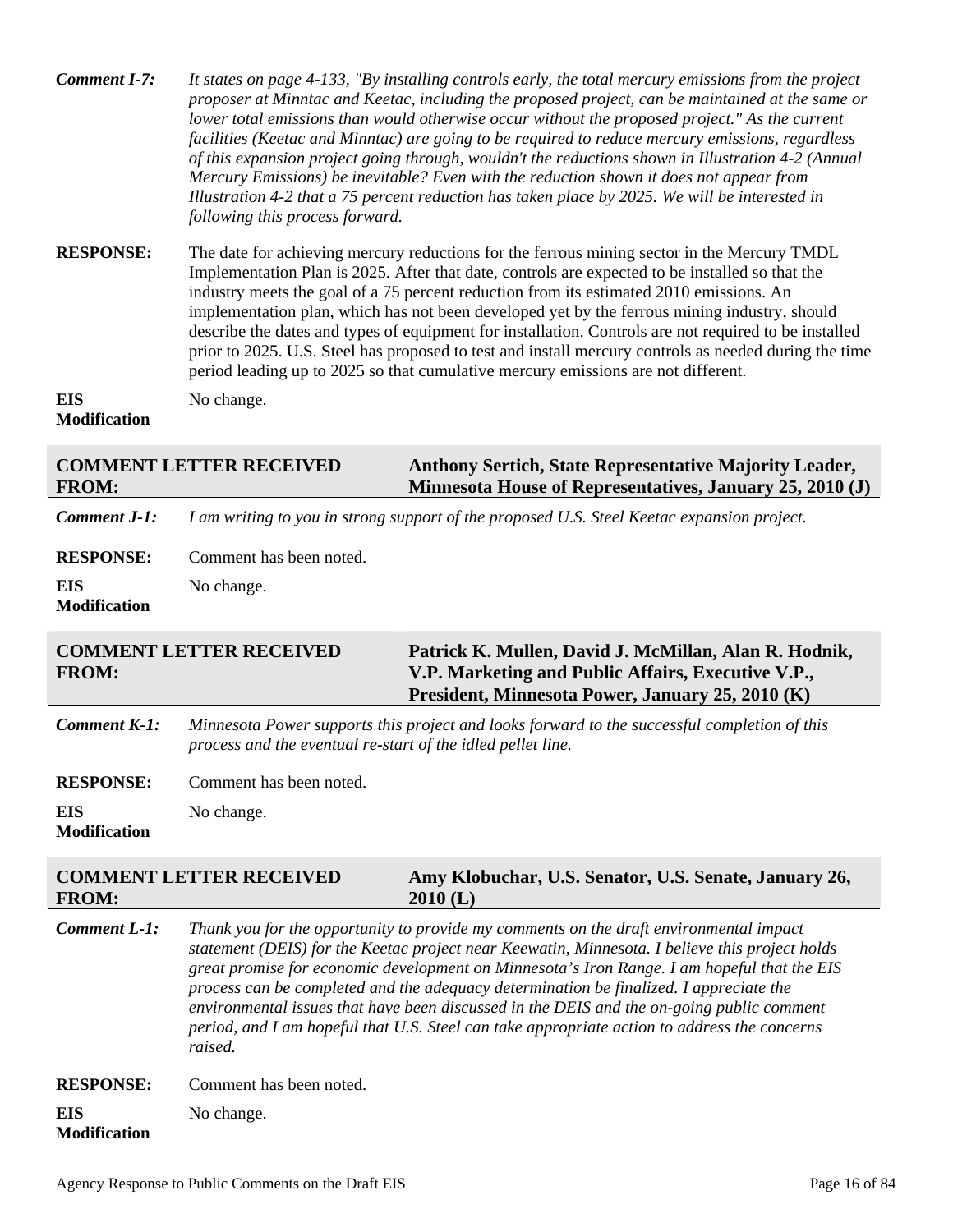**Comment I-7:** *It states on page 4-133, "By installing controls early, the total mercury emissions from the project proposer at Minntac and Keetac, including the proposed project, can be maintained at the same or lower total emissions than would otherwise occur without the proposed project." As the current facilities (Keetac and Minntac) are going to be required to reduce mercury emissions, regardless of this expansion project going through, wouldn't the reductions shown in Illustration 4-2 (Annual Mercury Emissions) be inevitable? Even with the reduction shown it does not appear from Illustration 4-2 that a 75 percent reduction has taken place by 2025. We will be interested in following this process forward.*

**RESPONSE:** The date for achieving mercury reductions for the ferrous mining sector in the Mercury TMDL Implementation Plan is 2025. After that date, controls are expected to be installed so that the industry meets the goal of a 75 percent reduction from its estimated 2010 emissions. An implementation plan, which has not been developed yet by the ferrous mining industry, should describe the dates and types of equipment for installation. Controls are not required to be installed prior to 2025. U.S. Steel has proposed to test and install mercury controls as needed during the time period leading up to 2025 so that cumulative mercury emissions are not different.

**EIS Modification** No change.

## COMMENT LETTER RECEIVED FROM: Anthony Sertich, State Representative Majority Leader, Minnesota House of Representatives, January 25, 2010 (J)

**Comment J-1:** *I am writing to you in strong support of the proposed U.S. Steel Keetac expansion project.*

**RESPONSE:** Comment has been noted.

**EIS Modification** No change.

## COMMENT LETTER RECEIVED FROM: Patrick K. Mullen, David J. McMillan, Alan R. Hodnik, V.P. Marketing and Public Affairs, Executive V.P., President, Minnesota Power, January 25, 2010 (K)

**Comment K-1:** *Minnesota Power supports this project and looks forward to the successful completion of this process and the eventual re-start of the idled pellet line.*

**RESPONSE:** Comment has been noted.

**EIS Modification** No change.

## COMMENT LETTER RECEIVED FROM: Amy Klobuchar, U.S. Senator, U.S. Senate, January 26, 2010 (L)

**Comment L-1:** *Thank you for the opportunity to provide my comments on the draft environmental impact statement (DEIS) for the Keetac project near Keewatin, Minnesota. I believe this project holds great promise for economic development on Minnesota's Iron Range. I am hopeful that the EIS process can be completed and the adequacy determination be finalized. I appreciate the environmental issues that have been discussed in the DEIS and the on-going public comment period, and I am hopeful that U.S. Steel can take appropriate action to address the concerns raised.*

**RESPONSE:** Comment has been noted.

**EIS Modification** No change.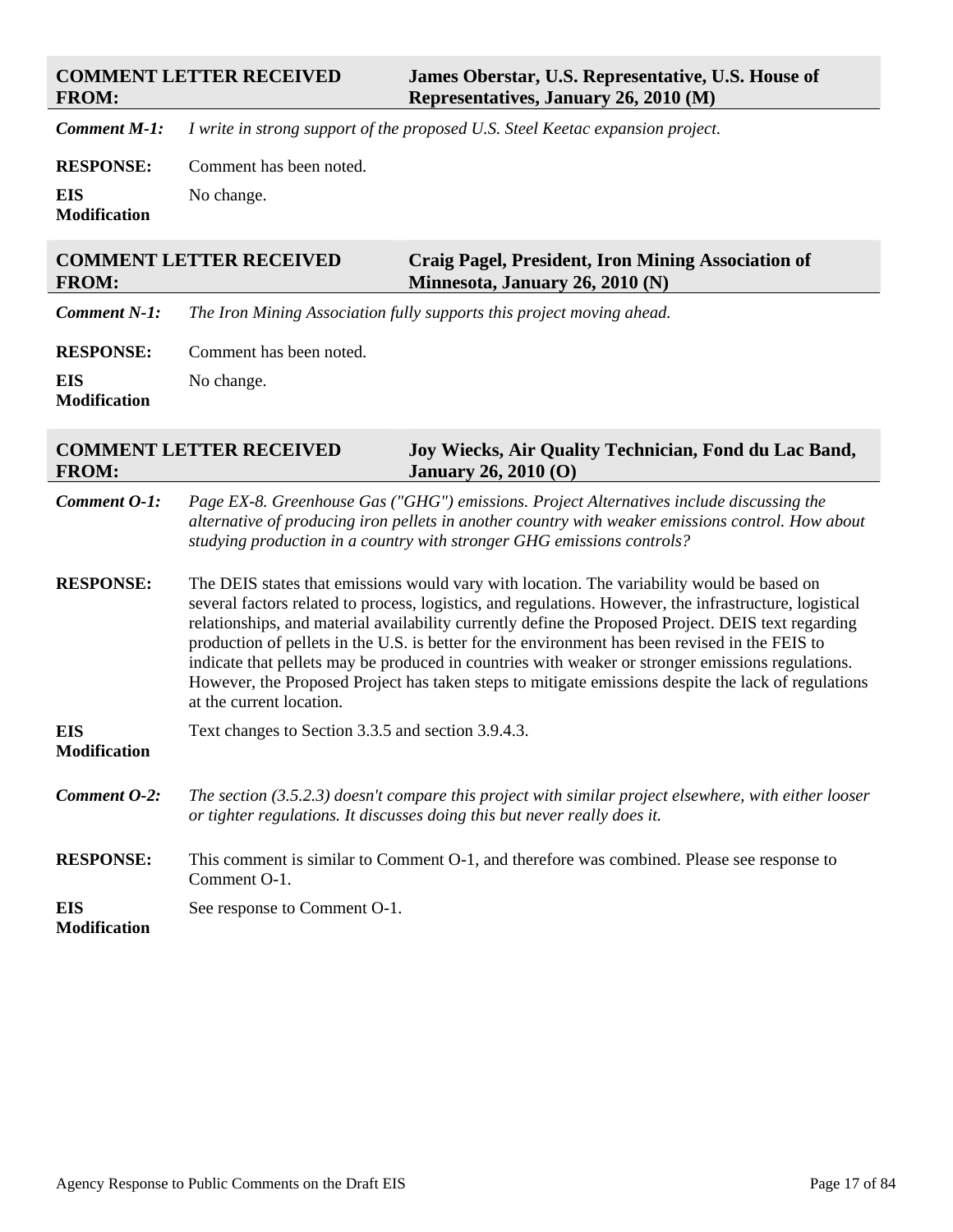**COMMENT LETTER RECEIVED FROM:** **James Oberstar, U.S. Representative, U.S. House of Representatives, January 26, 2010 (M)**

**Comment M-1:** *I write in strong support of the proposed U.S. Steel Keetac expansion project.*

**RESPONSE:** Comment has been noted.

**EIS Modification** No change.

**COMMENT LETTER RECEIVED FROM:** **Craig Pagel, President, Iron Mining Association of Minnesota, January 26, 2010 (N)**

**Comment N-1:** *The Iron Mining Association fully supports this project moving ahead.*

**RESPONSE:** Comment has been noted.

**EIS Modification** No change.

**COMMENT LETTER RECEIVED FROM:** **Joy Wiecks, Air Quality Technician, Fond du Lac Band, January 26, 2010 (O)**

**Comment O-1:** *Page EX-8. Greenhouse Gas ("GHG") emissions. Project Alternatives include discussing the alternative of producing iron pellets in another country with weaker emissions control. How about studying production in a country with stronger GHG emissions controls?*

**RESPONSE:** The DEIS states that emissions would vary with location. The variability would be based on several factors related to process, logistics, and regulations. However, the infrastructure, logistical relationships, and material availability currently define the Proposed Project. DEIS text regarding production of pellets in the U.S. is better for the environment has been revised in the FEIS to indicate that pellets may be produced in countries with weaker or stronger emissions regulations. However, the Proposed Project has taken steps to mitigate emissions despite the lack of regulations at the current location.

**EIS Modification** Text changes to Section 3.3.5 and section 3.9.4.3.

**Comment O-2:** *The section (3.5.2.3) doesn't compare this project with similar project elsewhere, with either looser or tighter regulations. It discusses doing this but never really does it.*

**RESPONSE:** This comment is similar to Comment O-1, and therefore was combined. Please see response to Comment O-1.

**EIS Modification** See response to Comment O-1.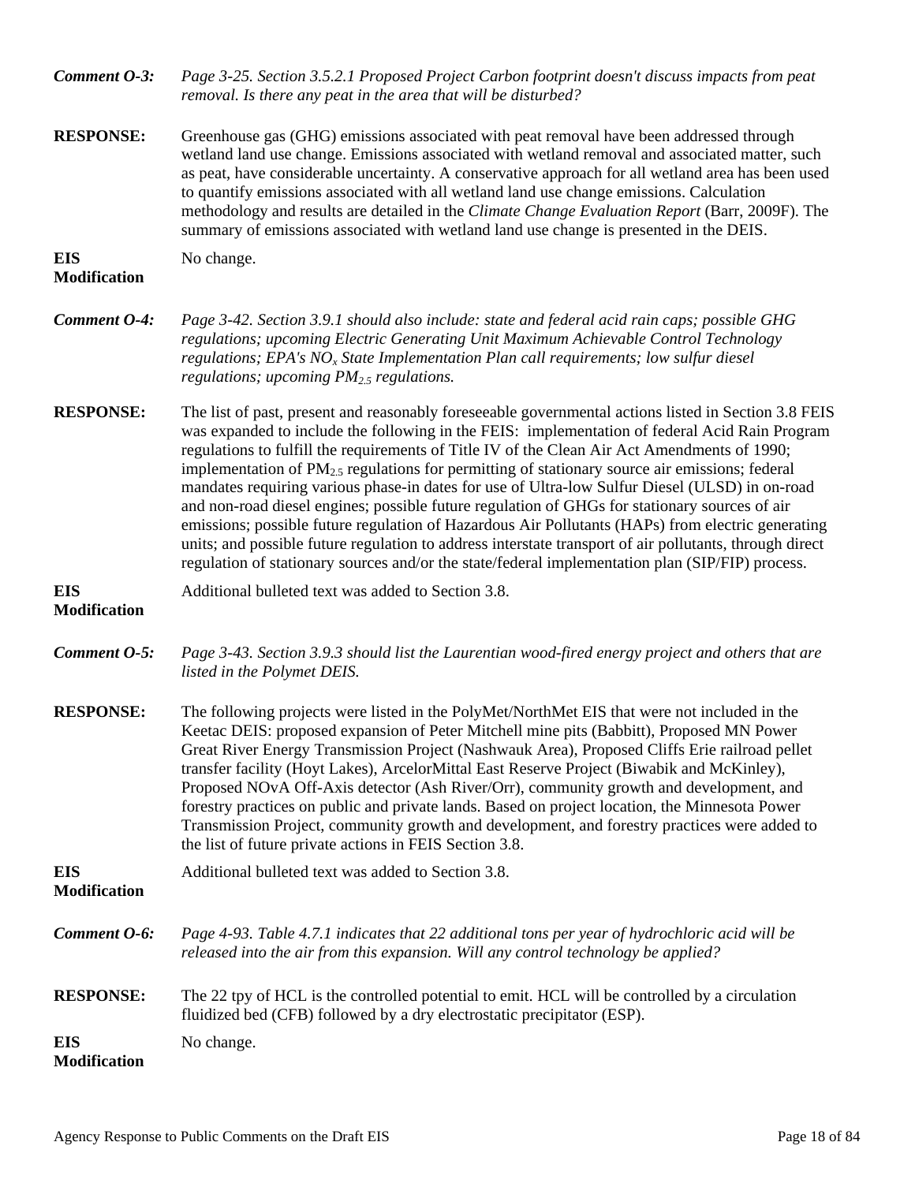***Comment O-3:*** *Page 3-25. Section 3.5.2.1 Proposed Project Carbon footprint doesn't discuss impacts from peat removal. Is there any peat in the area that will be disturbed?*

**RESPONSE:** Greenhouse gas (GHG) emissions associated with peat removal have been addressed through wetland land use change. Emissions associated with wetland removal and associated matter, such as peat, have considerable uncertainty. A conservative approach for all wetland area has been used to quantify emissions associated with all wetland land use change emissions. Calculation methodology and results are detailed in the *Climate Change Evaluation Report* (Barr, 2009F). The summary of emissions associated with wetland land use change is presented in the DEIS.

**EIS Modification** No change.

***Comment O-4:*** *Page 3-42. Section 3.9.1 should also include: state and federal acid rain caps; possible GHG regulations; upcoming Electric Generating Unit Maximum Achievable Control Technology regulations; EPA's $NO_x$ State Implementation Plan call requirements; low sulfur diesel regulations; upcoming $PM_{2.5}$ regulations.*

**RESPONSE:** The list of past, present and reasonably foreseeable governmental actions listed in Section 3.8 FEIS was expanded to include the following in the FEIS: implementation of federal Acid Rain Program regulations to fulfill the requirements of Title IV of the Clean Air Act Amendments of 1990; implementation of $PM_{2.5}$ regulations for permitting of stationary source air emissions; federal mandates requiring various phase-in dates for use of Ultra-low Sulfur Diesel (ULSD) in on-road and non-road diesel engines; possible future regulation of GHGs for stationary sources of air emissions; possible future regulation of Hazardous Air Pollutants (HAPs) from electric generating units; and possible future regulation to address interstate transport of air pollutants, through direct regulation of stationary sources and/or the state/federal implementation plan (SIP/FIP) process.

**EIS Modification** Additional bulleted text was added to Section 3.8.

***Comment O-5:*** *Page 3-43. Section 3.9.3 should list the Laurentian wood-fired energy project and others that are listed in the Polymet DEIS.*

**RESPONSE:** The following projects were listed in the PolyMet/NorthMet EIS that were not included in the Keetac DEIS: proposed expansion of Peter Mitchell mine pits (Babbitt), Proposed MN Power Great River Energy Transmission Project (Nashwauk Area), Proposed Cliffs Erie railroad pellet transfer facility (Hoyt Lakes), ArcelorMittal East Reserve Project (Biwabik and McKinley), Proposed NOvA Off-Axis detector (Ash River/Orr), community growth and development, and forestry practices on public and private lands. Based on project location, the Minnesota Power Transmission Project, community growth and development, and forestry practices were added to the list of future private actions in FEIS Section 3.8.

**EIS Modification** Additional bulleted text was added to Section 3.8.

***Comment O-6:*** *Page 4-93. Table 4.7.1 indicates that 22 additional tons per year of hydrochloric acid will be released into the air from this expansion. Will any control technology be applied?*

**RESPONSE:** The 22 tpy of HCL is the controlled potential to emit. HCL will be controlled by a circulation fluidized bed (CFB) followed by a dry electrostatic precipitator (ESP).

**EIS Modification** No change.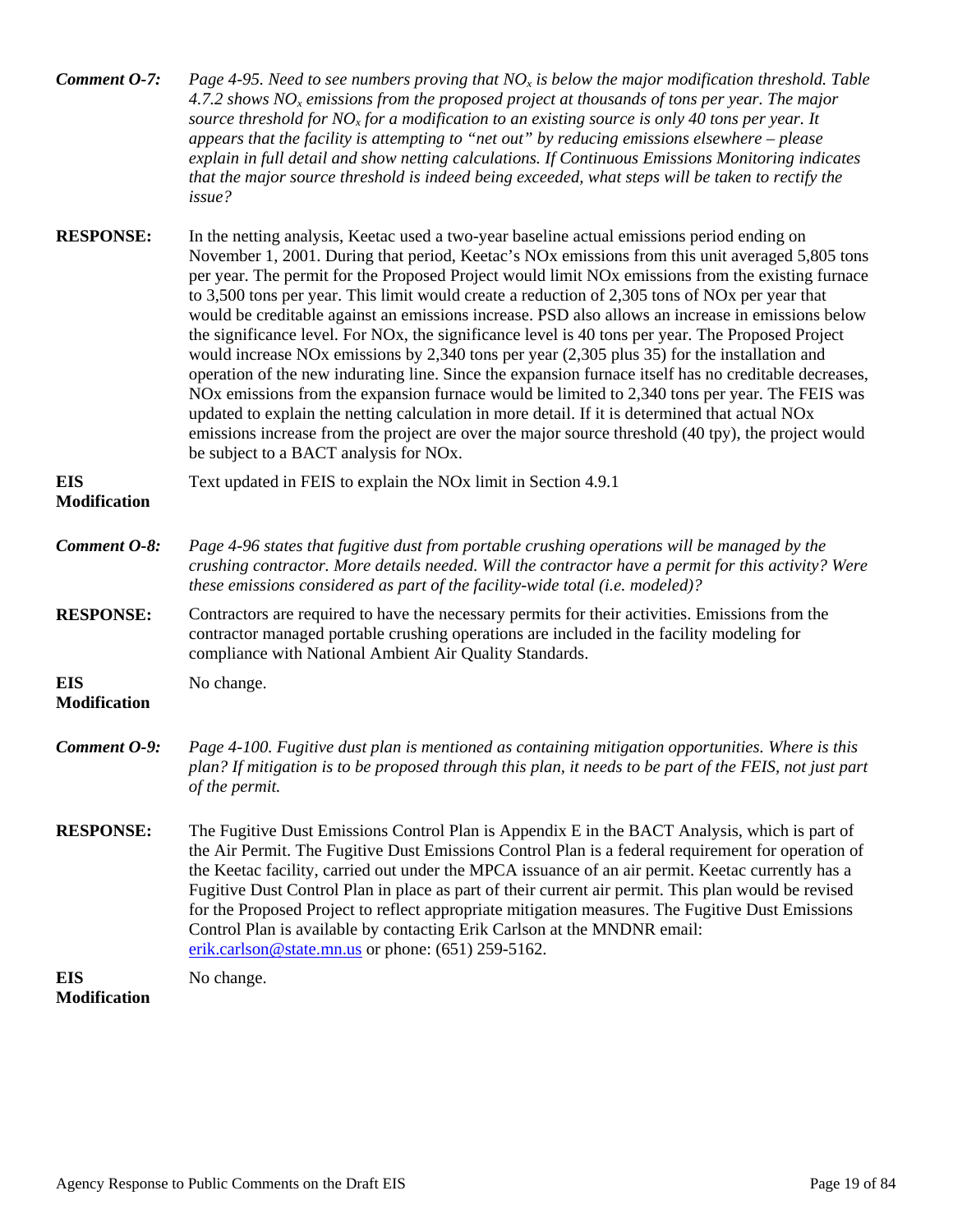***Comment O-7:*** *Page 4-95. Need to see numbers proving that $NO_x$ is below the major modification threshold. Table 4.7.2 shows $NO_x$ emissions from the proposed project at thousands of tons per year. The major source threshold for $NO_x$ for a modification to an existing source is only 40 tons per year. It appears that the facility is attempting to "net out" by reducing emissions elsewhere – please explain in full detail and show netting calculations. If Continuous Emissions Monitoring indicates that the major source threshold is indeed being exceeded, what steps will be taken to rectify the issue?*

**RESPONSE:** In the netting analysis, Keetac used a two-year baseline actual emissions period ending on November 1, 2001. During that period, Keetac's NOx emissions from this unit averaged 5,805 tons per year. The permit for the Proposed Project would limit NOx emissions from the existing furnace to 3,500 tons per year. This limit would create a reduction of 2,305 tons of NOx per year that would be creditable against an emissions increase. PSD also allows an increase in emissions below the significance level. For NOx, the significance level is 40 tons per year. The Proposed Project would increase NOx emissions by 2,340 tons per year (2,305 plus 35) for the installation and operation of the new indurating line. Since the expansion furnace itself has no creditable decreases, NOx emissions from the expansion furnace would be limited to 2,340 tons per year. The FEIS was updated to explain the netting calculation in more detail. If it is determined that actual NOx emissions increase from the project are over the major source threshold (40 tpy), the project would be subject to a BACT analysis for NOx.

**EIS Modification** Text updated in FEIS to explain the NOx limit in Section 4.9.1

***Comment O-8:*** *Page 4-96 states that fugitive dust from portable crushing operations will be managed by the crushing contractor. More details needed. Will the contractor have a permit for this activity? Were these emissions considered as part of the facility-wide total (i.e. modeled)?*

**RESPONSE:** Contractors are required to have the necessary permits for their activities. Emissions from the contractor managed portable crushing operations are included in the facility modeling for compliance with National Ambient Air Quality Standards.

**EIS Modification** No change.

***Comment O-9:*** *Page 4-100. Fugitive dust plan is mentioned as containing mitigation opportunities. Where is this plan? If mitigation is to be proposed through this plan, it needs to be part of the FEIS, not just part of the permit.*

**RESPONSE:** The Fugitive Dust Emissions Control Plan is Appendix E in the BACT Analysis, which is part of the Air Permit. The Fugitive Dust Emissions Control Plan is a federal requirement for operation of the Keetac facility, carried out under the MPCA issuance of an air permit. Keetac currently has a Fugitive Dust Control Plan in place as part of their current air permit. This plan would be revised for the Proposed Project to reflect appropriate mitigation measures. The Fugitive Dust Emissions Control Plan is available by contacting Erik Carlson at the MNDNR email: erik.carlson@state.mn.us or phone: (651) 259-5162.

**EIS Modification** No change.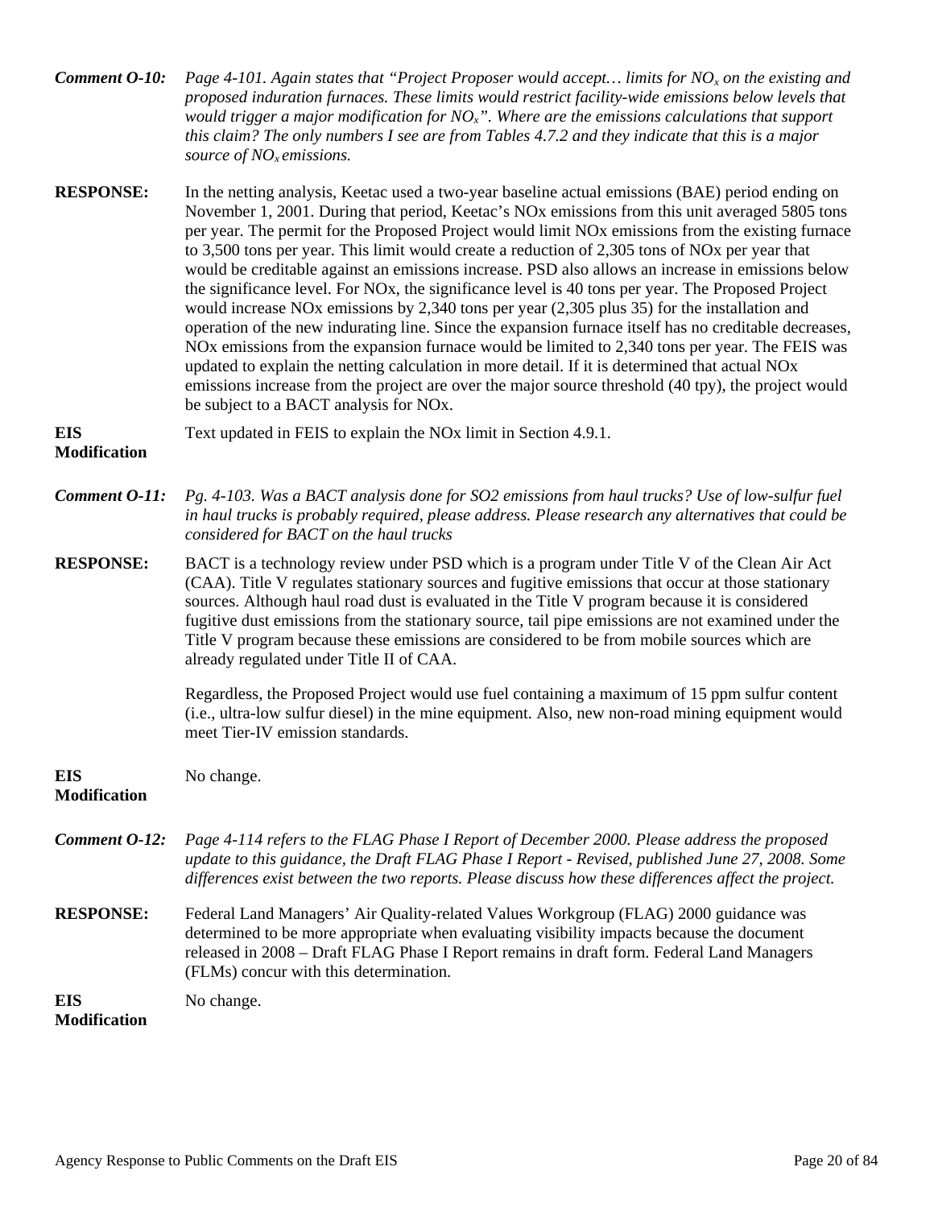**Comment O-10:** *Page 4-101. Again states that "Project Proposer would accept… limits for $NO_x$ on the existing and proposed induration furnaces. These limits would restrict facility-wide emissions below levels that would trigger a major modification for $NO_x$". Where are the emissions calculations that support this claim? The only numbers I see are from Tables 4.7.2 and they indicate that this is a major source of $NO_x$ emissions.*

**RESPONSE:** In the netting analysis, Keetac used a two-year baseline actual emissions (BAE) period ending on November 1, 2001. During that period, Keetac's NOx emissions from this unit averaged 5805 tons per year. The permit for the Proposed Project would limit NOx emissions from the existing furnace to 3,500 tons per year. This limit would create a reduction of 2,305 tons of NOx per year that would be creditable against an emissions increase. PSD also allows an increase in emissions below the significance level. For NOx, the significance level is 40 tons per year. The Proposed Project would increase NOx emissions by 2,340 tons per year (2,305 plus 35) for the installation and operation of the new indurating line. Since the expansion furnace itself has no creditable decreases, NOx emissions from the expansion furnace would be limited to 2,340 tons per year. The FEIS was updated to explain the netting calculation in more detail. If it is determined that actual NOx emissions increase from the project are over the major source threshold (40 tpy), the project would be subject to a BACT analysis for NOx.

**EIS Modification** Text updated in FEIS to explain the NOx limit in Section 4.9.1.

**Comment O-11:** *Pg. 4-103. Was a BACT analysis done for SO2 emissions from haul trucks? Use of low-sulfur fuel in haul trucks is probably required, please address. Please research any alternatives that could be considered for BACT on the haul trucks*

**RESPONSE:** BACT is a technology review under PSD which is a program under Title V of the Clean Air Act (CAA). Title V regulates stationary sources and fugitive emissions that occur at those stationary sources. Although haul road dust is evaluated in the Title V program because it is considered fugitive dust emissions from the stationary source, tail pipe emissions are not examined under the Title V program because these emissions are considered to be from mobile sources which are already regulated under Title II of CAA.

Regardless, the Proposed Project would use fuel containing a maximum of 15 ppm sulfur content (i.e., ultra-low sulfur diesel) in the mine equipment. Also, new non-road mining equipment would meet Tier-IV emission standards.

**EIS Modification** No change.

**Comment O-12:** *Page 4-114 refers to the FLAG Phase I Report of December 2000. Please address the proposed update to this guidance, the Draft FLAG Phase I Report - Revised, published June 27, 2008. Some differences exist between the two reports. Please discuss how these differences affect the project.*

**RESPONSE:** Federal Land Managers' Air Quality-related Values Workgroup (FLAG) 2000 guidance was determined to be more appropriate when evaluating visibility impacts because the document released in 2008 – Draft FLAG Phase I Report remains in draft form. Federal Land Managers (FLMs) concur with this determination.

**EIS Modification** No change.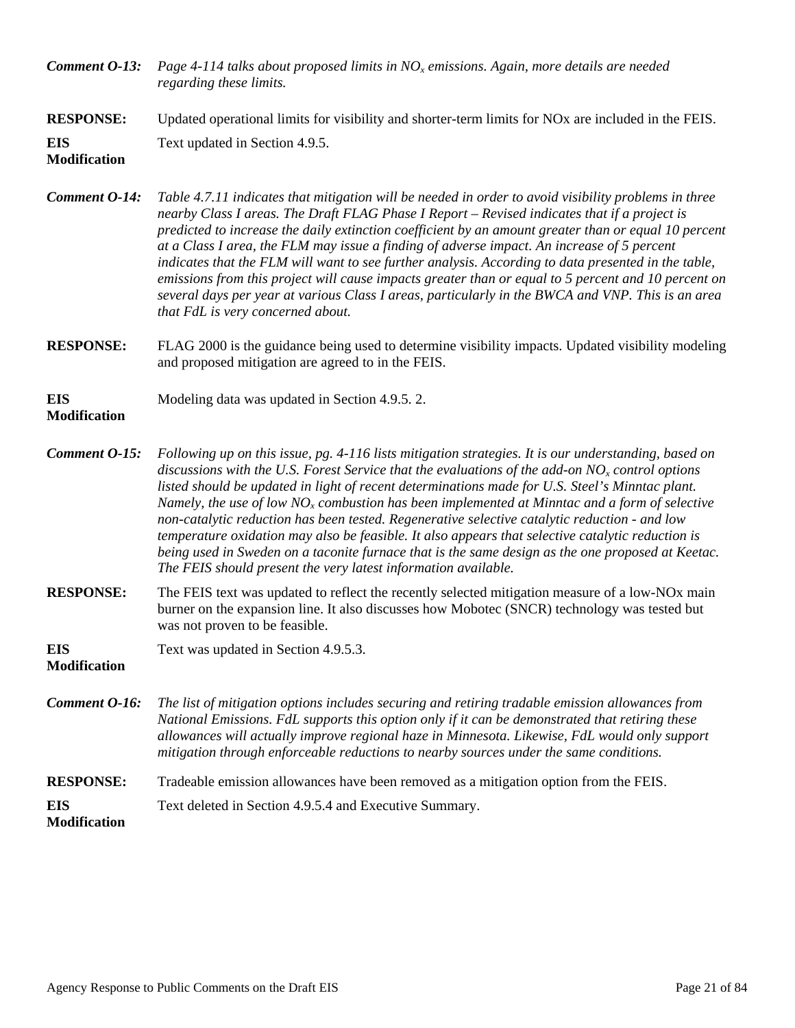***Comment O-13:*** *Page 4-114 talks about proposed limits in $NO_x$ emissions. Again, more details are needed regarding these limits.*

**RESPONSE:** Updated operational limits for visibility and shorter-term limits for NOx are included in the FEIS.

**EIS Modification** Text updated in Section 4.9.5.

***Comment O-14:*** *Table 4.7.11 indicates that mitigation will be needed in order to avoid visibility problems in three nearby Class I areas. The Draft FLAG Phase I Report – Revised indicates that if a project is predicted to increase the daily extinction coefficient by an amount greater than or equal 10 percent at a Class I area, the FLM may issue a finding of adverse impact. An increase of 5 percent indicates that the FLM will want to see further analysis. According to data presented in the table, emissions from this project will cause impacts greater than or equal to 5 percent and 10 percent on several days per year at various Class I areas, particularly in the BWCA and VNP. This is an area that FdL is very concerned about.*

**RESPONSE:** FLAG 2000 is the guidance being used to determine visibility impacts. Updated visibility modeling and proposed mitigation are agreed to in the FEIS.

**EIS Modification** Modeling data was updated in Section 4.9.5. 2.

***Comment O-15:*** *Following up on this issue, pg. 4-116 lists mitigation strategies. It is our understanding, based on discussions with the U.S. Forest Service that the evaluations of the add-on $NO_x$ control options listed should be updated in light of recent determinations made for U.S. Steel's Minntac plant. Namely, the use of low $NO_x$ combustion has been implemented at Minntac and a form of selective non-catalytic reduction has been tested. Regenerative selective catalytic reduction - and low temperature oxidation may also be feasible. It also appears that selective catalytic reduction is being used in Sweden on a taconite furnace that is the same design as the one proposed at Keetac. The FEIS should present the very latest information available.*

**RESPONSE:** The FEIS text was updated to reflect the recently selected mitigation measure of a low-NOx main burner on the expansion line. It also discusses how Mobotec (SNCR) technology was tested but was not proven to be feasible.

**EIS Modification** Text was updated in Section 4.9.5.3.

***Comment O-16:*** *The list of mitigation options includes securing and retiring tradable emission allowances from National Emissions. FdL supports this option only if it can be demonstrated that retiring these allowances will actually improve regional haze in Minnesota. Likewise, FdL would only support mitigation through enforceable reductions to nearby sources under the same conditions.*

**RESPONSE:** Tradeable emission allowances have been removed as a mitigation option from the FEIS.

**EIS Modification** Text deleted in Section 4.9.5.4 and Executive Summary.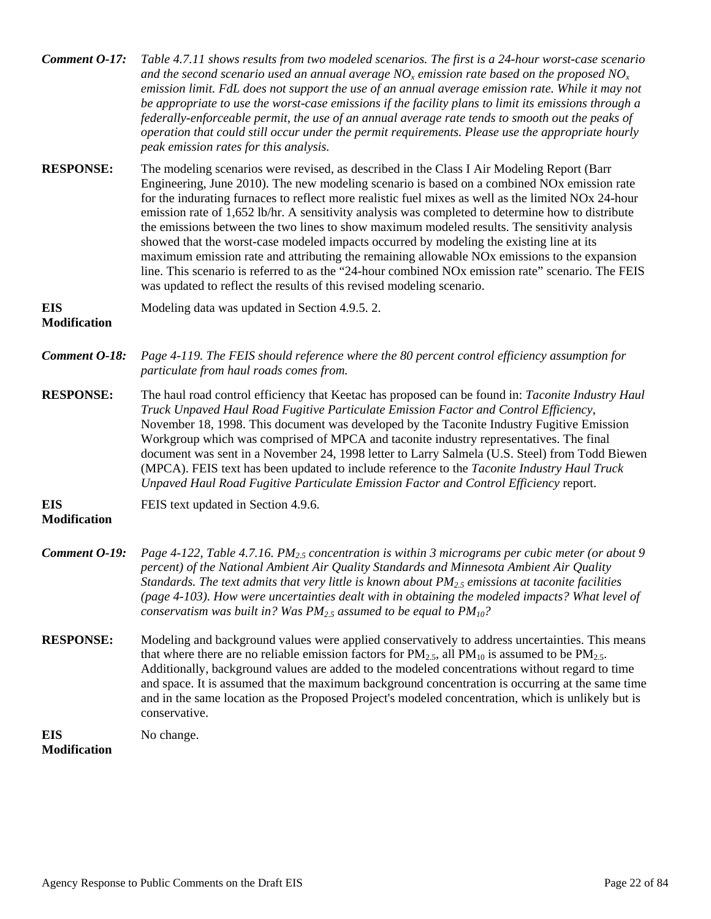***Comment O-17:*** *Table 4.7.11 shows results from two modeled scenarios. The first is a 24-hour worst-case scenario and the second scenario used an annual average $NO_x$ emission rate based on the proposed $NO_x$ emission limit. FdL does not support the use of an annual average emission rate. While it may not be appropriate to use the worst-case emissions if the facility plans to limit its emissions through a federally-enforceable permit, the use of an annual average rate tends to smooth out the peaks of operation that could still occur under the permit requirements. Please use the appropriate hourly peak emission rates for this analysis.*

**RESPONSE:** The modeling scenarios were revised, as described in the Class I Air Modeling Report (Barr Engineering, June 2010). The new modeling scenario is based on a combined NOx emission rate for the indurating furnaces to reflect more realistic fuel mixes as well as the limited NOx 24-hour emission rate of 1,652 lb/hr. A sensitivity analysis was completed to determine how to distribute the emissions between the two lines to show maximum modeled results. The sensitivity analysis showed that the worst-case modeled impacts occurred by modeling the existing line at its maximum emission rate and attributing the remaining allowable NOx emissions to the expansion line. This scenario is referred to as the "24-hour combined NOx emission rate" scenario. The FEIS was updated to reflect the results of this revised modeling scenario.

**EIS Modification** Modeling data was updated in Section 4.9.5. 2.

***Comment O-18:*** *Page 4-119. The FEIS should reference where the 80 percent control efficiency assumption for particulate from haul roads comes from.*

**RESPONSE:** The haul road control efficiency that Keetac has proposed can be found in: *Taconite Industry Haul Truck Unpaved Haul Road Fugitive Particulate Emission Factor and Control Efficiency*, November 18, 1998. This document was developed by the Taconite Industry Fugitive Emission Workgroup which was comprised of MPCA and taconite industry representatives. The final document was sent in a November 24, 1998 letter to Larry Salmela (U.S. Steel) from Todd Biewen (MPCA). FEIS text has been updated to include reference to the *Taconite Industry Haul Truck Unpaved Haul Road Fugitive Particulate Emission Factor and Control Efficiency* report.

**EIS Modification** FEIS text updated in Section 4.9.6.

***Comment O-19:*** *Page 4-122, Table 4.7.16. $PM_{2.5}$ concentration is within 3 micrograms per cubic meter (or about 9 percent) of the National Ambient Air Quality Standards and Minnesota Ambient Air Quality Standards. The text admits that very little is known about $PM_{2.5}$ emissions at taconite facilities (page 4-103). How were uncertainties dealt with in obtaining the modeled impacts? What level of conservatism was built in? Was $PM_{2.5}$ assumed to be equal to $PM_{10}$?*

**RESPONSE:** Modeling and background values were applied conservatively to address uncertainties. This means that where there are no reliable emission factors for $PM_{2.5}$, all $PM_{10}$ is assumed to be $PM_{2.5}$. Additionally, background values are added to the modeled concentrations without regard to time and space. It is assumed that the maximum background concentration is occurring at the same time and in the same location as the Proposed Project's modeled concentration, which is unlikely but is conservative.

**EIS Modification** No change.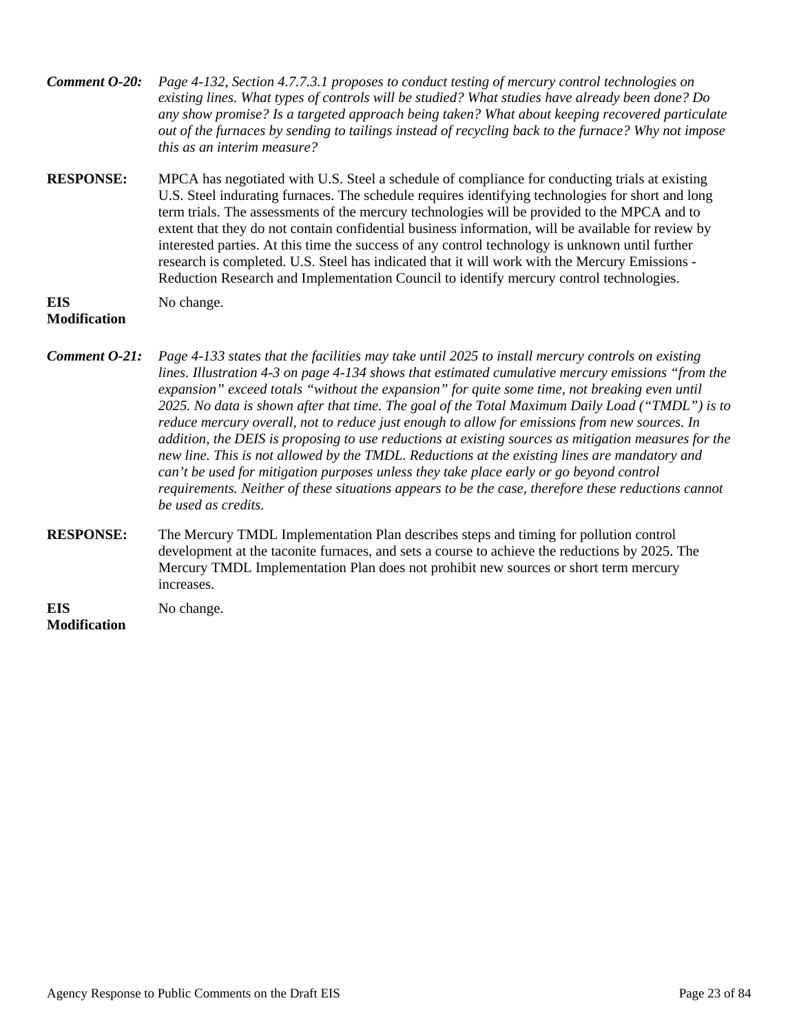***Comment O-20:*** *Page 4-132, Section 4.7.7.3.1 proposes to conduct testing of mercury control technologies on existing lines. What types of controls will be studied? What studies have already been done? Do any show promise? Is a targeted approach being taken? What about keeping recovered particulate out of the furnaces by sending to tailings instead of recycling back to the furnace? Why not impose this as an interim measure?*

**RESPONSE:** MPCA has negotiated with U.S. Steel a schedule of compliance for conducting trials at existing U.S. Steel indurating furnaces. The schedule requires identifying technologies for short and long term trials. The assessments of the mercury technologies will be provided to the MPCA and to extent that they do not contain confidential business information, will be available for review by interested parties. At this time the success of any control technology is unknown until further research is completed. U.S. Steel has indicated that it will work with the Mercury Emissions - Reduction Research and Implementation Council to identify mercury control technologies.

**EIS Modification** No change.

***Comment O-21:*** *Page 4-133 states that the facilities may take until 2025 to install mercury controls on existing lines. Illustration 4-3 on page 4-134 shows that estimated cumulative mercury emissions "from the expansion" exceed totals "without the expansion" for quite some time, not breaking even until 2025. No data is shown after that time. The goal of the Total Maximum Daily Load ("TMDL") is to reduce mercury overall, not to reduce just enough to allow for emissions from new sources. In addition, the DEIS is proposing to use reductions at existing sources as mitigation measures for the new line. This is not allowed by the TMDL. Reductions at the existing lines are mandatory and can't be used for mitigation purposes unless they take place early or go beyond control requirements. Neither of these situations appears to be the case, therefore these reductions cannot be used as credits.*

**RESPONSE:** The Mercury TMDL Implementation Plan describes steps and timing for pollution control development at the taconite furnaces, and sets a course to achieve the reductions by 2025. The Mercury TMDL Implementation Plan does not prohibit new sources or short term mercury increases.

**EIS Modification** No change.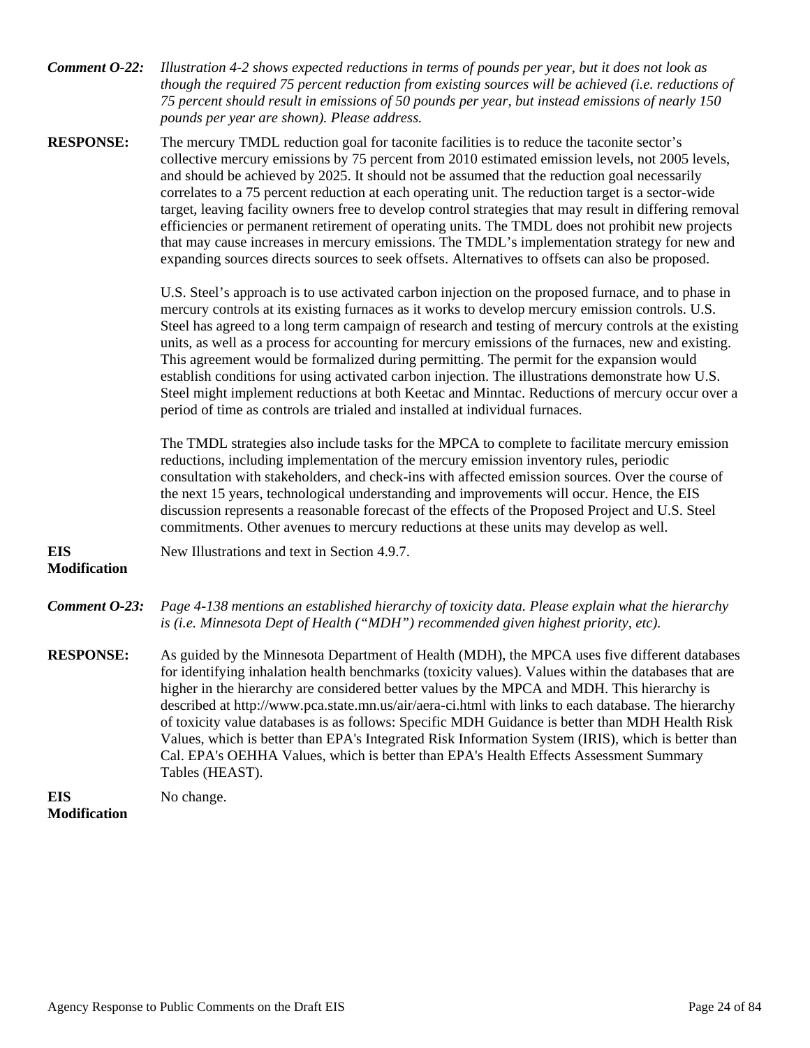**Comment O-22:** *Illustration 4-2 shows expected reductions in terms of pounds per year, but it does not look as though the required 75 percent reduction from existing sources will be achieved (i.e. reductions of 75 percent should result in emissions of 50 pounds per year, but instead emissions of nearly 150 pounds per year are shown). Please address.*

**RESPONSE:** The mercury TMDL reduction goal for taconite facilities is to reduce the taconite sector's collective mercury emissions by 75 percent from 2010 estimated emission levels, not 2005 levels, and should be achieved by 2025. It should not be assumed that the reduction goal necessarily correlates to a 75 percent reduction at each operating unit. The reduction target is a sector-wide target, leaving facility owners free to develop control strategies that may result in differing removal efficiencies or permanent retirement of operating units. The TMDL does not prohibit new projects that may cause increases in mercury emissions. The TMDL's implementation strategy for new and expanding sources directs sources to seek offsets. Alternatives to offsets can also be proposed.

U.S. Steel's approach is to use activated carbon injection on the proposed furnace, and to phase in mercury controls at its existing furnaces as it works to develop mercury emission controls. U.S. Steel has agreed to a long term campaign of research and testing of mercury controls at the existing units, as well as a process for accounting for mercury emissions of the furnaces, new and existing. This agreement would be formalized during permitting. The permit for the expansion would establish conditions for using activated carbon injection. The illustrations demonstrate how U.S. Steel might implement reductions at both Keetac and Minntac. Reductions of mercury occur over a period of time as controls are trialed and installed at individual furnaces.

The TMDL strategies also include tasks for the MPCA to complete to facilitate mercury emission reductions, including implementation of the mercury emission inventory rules, periodic consultation with stakeholders, and check-ins with affected emission sources. Over the course of the next 15 years, technological understanding and improvements will occur. Hence, the EIS discussion represents a reasonable forecast of the effects of the Proposed Project and U.S. Steel commitments. Other avenues to mercury reductions at these units may develop as well.

**EIS Modification** New Illustrations and text in Section 4.9.7.

**Comment O-23:** *Page 4-138 mentions an established hierarchy of toxicity data. Please explain what the hierarchy is (i.e. Minnesota Dept of Health ("MDH") recommended given highest priority, etc).*

**RESPONSE:** As guided by the Minnesota Department of Health (MDH), the MPCA uses five different databases for identifying inhalation health benchmarks (toxicity values). Values within the databases that are higher in the hierarchy are considered better values by the MPCA and MDH. This hierarchy is described at http://www.pca.state.mn.us/air/aera-ci.html with links to each database. The hierarchy of toxicity value databases is as follows: Specific MDH Guidance is better than MDH Health Risk Values, which is better than EPA's Integrated Risk Information System (IRIS), which is better than Cal. EPA's OEHHA Values, which is better than EPA's Health Effects Assessment Summary Tables (HEAST).

**EIS Modification** No change.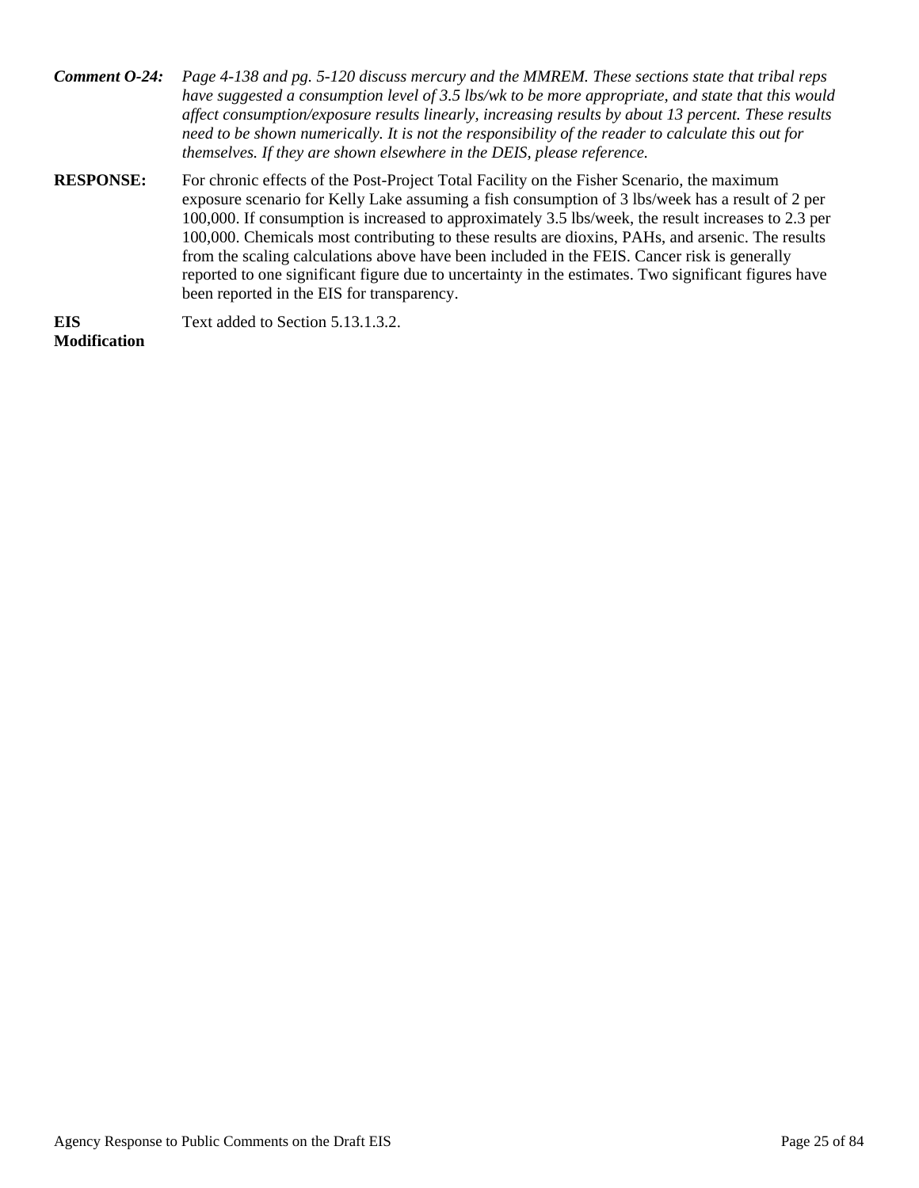***Comment O-24:*** *Page 4-138 and pg. 5-120 discuss mercury and the MMREM. These sections state that tribal reps have suggested a consumption level of 3.5 lbs/wk to be more appropriate, and state that this would affect consumption/exposure results linearly, increasing results by about 13 percent. These results need to be shown numerically. It is not the responsibility of the reader to calculate this out for themselves. If they are shown elsewhere in the DEIS, please reference.*

**RESPONSE:** For chronic effects of the Post-Project Total Facility on the Fisher Scenario, the maximum exposure scenario for Kelly Lake assuming a fish consumption of 3 lbs/week has a result of 2 per 100,000. If consumption is increased to approximately 3.5 lbs/week, the result increases to 2.3 per 100,000. Chemicals most contributing to these results are dioxins, PAHs, and arsenic. The results from the scaling calculations above have been included in the FEIS. Cancer risk is generally reported to one significant figure due to uncertainty in the estimates. Two significant figures have been reported in the EIS for transparency.

**EIS Modification** Text added to Section 5.13.1.3.2.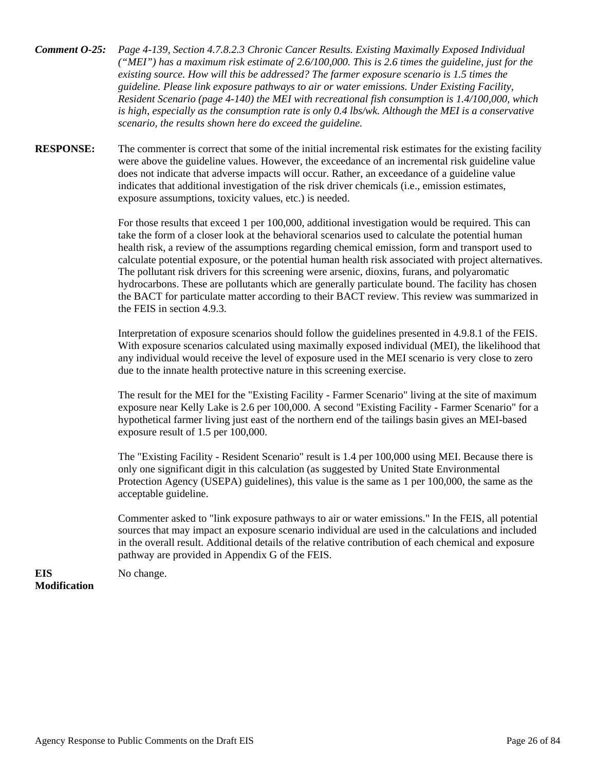***Comment O-25:*** *Page 4-139, Section 4.7.8.2.3 Chronic Cancer Results. Existing Maximally Exposed Individual ("MEI") has a maximum risk estimate of 2.6/100,000. This is 2.6 times the guideline, just for the existing source. How will this be addressed? The farmer exposure scenario is 1.5 times the guideline. Please link exposure pathways to air or water emissions. Under Existing Facility, Resident Scenario (page 4-140) the MEI with recreational fish consumption is 1.4/100,000, which is high, especially as the consumption rate is only 0.4 lbs/wk. Although the MEI is a conservative scenario, the results shown here do exceed the guideline.*

**RESPONSE:** The commenter is correct that some of the initial incremental risk estimates for the existing facility were above the guideline values. However, the exceedance of an incremental risk guideline value does not indicate that adverse impacts will occur. Rather, an exceedance of a guideline value indicates that additional investigation of the risk driver chemicals (i.e., emission estimates, exposure assumptions, toxicity values, etc.) is needed.

For those results that exceed 1 per 100,000, additional investigation would be required. This can take the form of a closer look at the behavioral scenarios used to calculate the potential human health risk, a review of the assumptions regarding chemical emission, form and transport used to calculate potential exposure, or the potential human health risk associated with project alternatives. The pollutant risk drivers for this screening were arsenic, dioxins, furans, and polyaromatic hydrocarbons. These are pollutants which are generally particulate bound. The facility has chosen the BACT for particulate matter according to their BACT review. This review was summarized in the FEIS in section 4.9.3.

Interpretation of exposure scenarios should follow the guidelines presented in 4.9.8.1 of the FEIS. With exposure scenarios calculated using maximally exposed individual (MEI), the likelihood that any individual would receive the level of exposure used in the MEI scenario is very close to zero due to the innate health protective nature in this screening exercise.

The result for the MEI for the "Existing Facility - Farmer Scenario" living at the site of maximum exposure near Kelly Lake is 2.6 per 100,000. A second "Existing Facility - Farmer Scenario" for a hypothetical farmer living just east of the northern end of the tailings basin gives an MEI-based exposure result of 1.5 per 100,000.

The "Existing Facility - Resident Scenario" result is 1.4 per 100,000 using MEI. Because there is only one significant digit in this calculation (as suggested by United State Environmental Protection Agency (USEPA) guidelines), this value is the same as 1 per 100,000, the same as the acceptable guideline.

Commenter asked to "link exposure pathways to air or water emissions." In the FEIS, all potential sources that may impact an exposure scenario individual are used in the calculations and included in the overall result. Additional details of the relative contribution of each chemical and exposure pathway are provided in Appendix G of the FEIS.

**EIS Modification** No change.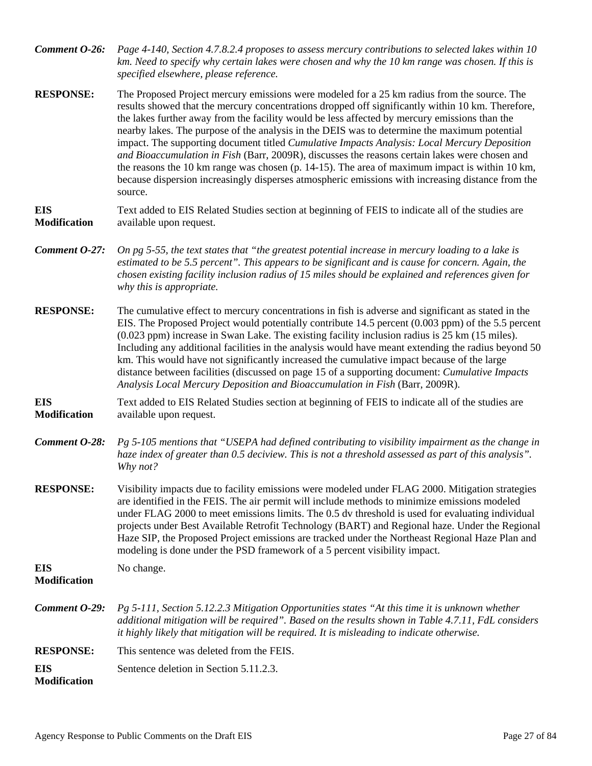***Comment O-26:*** *Page 4-140, Section 4.7.8.2.4 proposes to assess mercury contributions to selected lakes within 10 km. Need to specify why certain lakes were chosen and why the 10 km range was chosen. If this is specified elsewhere, please reference.*

**RESPONSE:** The Proposed Project mercury emissions were modeled for a 25 km radius from the source. The results showed that the mercury concentrations dropped off significantly within 10 km. Therefore, the lakes further away from the facility would be less affected by mercury emissions than the nearby lakes. The purpose of the analysis in the DEIS was to determine the maximum potential impact. The supporting document titled *Cumulative Impacts Analysis: Local Mercury Deposition and Bioaccumulation in Fish* (Barr, 2009R), discusses the reasons certain lakes were chosen and the reasons the 10 km range was chosen (p. 14-15). The area of maximum impact is within 10 km, because dispersion increasingly disperses atmospheric emissions with increasing distance from the source.

**EIS Modification** Text added to EIS Related Studies section at beginning of FEIS to indicate all of the studies are available upon request.

***Comment O-27:*** *On pg 5-55, the text states that "the greatest potential increase in mercury loading to a lake is estimated to be 5.5 percent". This appears to be significant and is cause for concern. Again, the chosen existing facility inclusion radius of 15 miles should be explained and references given for why this is appropriate.*

**RESPONSE:** The cumulative effect to mercury concentrations in fish is adverse and significant as stated in the EIS. The Proposed Project would potentially contribute 14.5 percent (0.003 ppm) of the 5.5 percent (0.023 ppm) increase in Swan Lake. The existing facility inclusion radius is 25 km (15 miles). Including any additional facilities in the analysis would have meant extending the radius beyond 50 km. This would have not significantly increased the cumulative impact because of the large distance between facilities (discussed on page 15 of a supporting document: *Cumulative Impacts Analysis Local Mercury Deposition and Bioaccumulation in Fish* (Barr, 2009R).

**EIS Modification** Text added to EIS Related Studies section at beginning of FEIS to indicate all of the studies are available upon request.

***Comment O-28:*** *Pg 5-105 mentions that "USEPA had defined contributing to visibility impairment as the change in haze index of greater than 0.5 deciview. This is not a threshold assessed as part of this analysis". Why not?*

**RESPONSE:** Visibility impacts due to facility emissions were modeled under FLAG 2000. Mitigation strategies are identified in the FEIS. The air permit will include methods to minimize emissions modeled under FLAG 2000 to meet emissions limits. The 0.5 dv threshold is used for evaluating individual projects under Best Available Retrofit Technology (BART) and Regional haze. Under the Regional Haze SIP, the Proposed Project emissions are tracked under the Northeast Regional Haze Plan and modeling is done under the PSD framework of a 5 percent visibility impact.

**EIS Modification** No change.

***Comment O-29:*** *Pg 5-111, Section 5.12.2.3 Mitigation Opportunities states "At this time it is unknown whether additional mitigation will be required". Based on the results shown in Table 4.7.11, FdL considers it highly likely that mitigation will be required. It is misleading to indicate otherwise.*

**RESPONSE:** This sentence was deleted from the FEIS.

**EIS Modification** Sentence deletion in Section 5.11.2.3.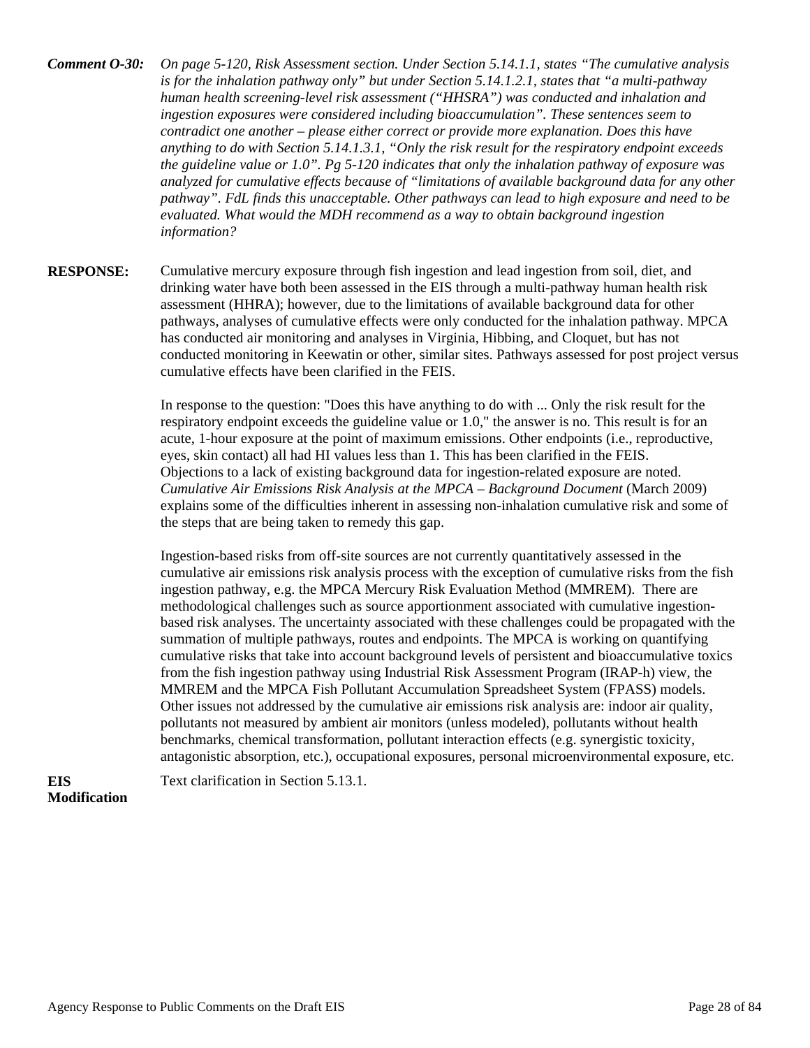***Comment O-30:*** *On page 5-120, Risk Assessment section. Under Section 5.14.1.1, states "The cumulative analysis is for the inhalation pathway only" but under Section 5.14.1.2.1, states that "a multi-pathway human health screening-level risk assessment ("HHSRA") was conducted and inhalation and ingestion exposures were considered including bioaccumulation". These sentences seem to contradict one another – please either correct or provide more explanation. Does this have anything to do with Section 5.14.1.3.1, "Only the risk result for the respiratory endpoint exceeds the guideline value or 1.0". Pg 5-120 indicates that only the inhalation pathway of exposure was analyzed for cumulative effects because of "limitations of available background data for any other pathway". FdL finds this unacceptable. Other pathways can lead to high exposure and need to be evaluated. What would the MDH recommend as a way to obtain background ingestion information?*

**RESPONSE:** Cumulative mercury exposure through fish ingestion and lead ingestion from soil, diet, and drinking water have both been assessed in the EIS through a multi-pathway human health risk assessment (HHRA); however, due to the limitations of available background data for other pathways, analyses of cumulative effects were only conducted for the inhalation pathway. MPCA has conducted air monitoring and analyses in Virginia, Hibbing, and Cloquet, but has not conducted monitoring in Keewatin or other, similar sites. Pathways assessed for post project versus cumulative effects have been clarified in the FEIS.

In response to the question: "Does this have anything to do with ... Only the risk result for the respiratory endpoint exceeds the guideline value or 1.0," the answer is no. This result is for an acute, 1-hour exposure at the point of maximum emissions. Other endpoints (i.e., reproductive, eyes, skin contact) all had HI values less than 1. This has been clarified in the FEIS. Objections to a lack of existing background data for ingestion-related exposure are noted. *Cumulative Air Emissions Risk Analysis at the MPCA – Background Document* (March 2009) explains some of the difficulties inherent in assessing non-inhalation cumulative risk and some of the steps that are being taken to remedy this gap.

Ingestion-based risks from off-site sources are not currently quantitatively assessed in the cumulative air emissions risk analysis process with the exception of cumulative risks from the fish ingestion pathway, e.g. the MPCA Mercury Risk Evaluation Method (MMREM). There are methodological challenges such as source apportionment associated with cumulative ingestion-based risk analyses. The uncertainty associated with these challenges could be propagated with the summation of multiple pathways, routes and endpoints. The MPCA is working on quantifying cumulative risks that take into account background levels of persistent and bioaccumulative toxics from the fish ingestion pathway using Industrial Risk Assessment Program (IRAP-h) view, the MMREM and the MPCA Fish Pollutant Accumulation Spreadsheet System (FPASS) models. Other issues not addressed by the cumulative air emissions risk analysis are: indoor air quality, pollutants not measured by ambient air monitors (unless modeled), pollutants without health benchmarks, chemical transformation, pollutant interaction effects (e.g. synergistic toxicity, antagonistic absorption, etc.), occupational exposures, personal microenvironmental exposure, etc.

**EIS Modification** Text clarification in Section 5.13.1.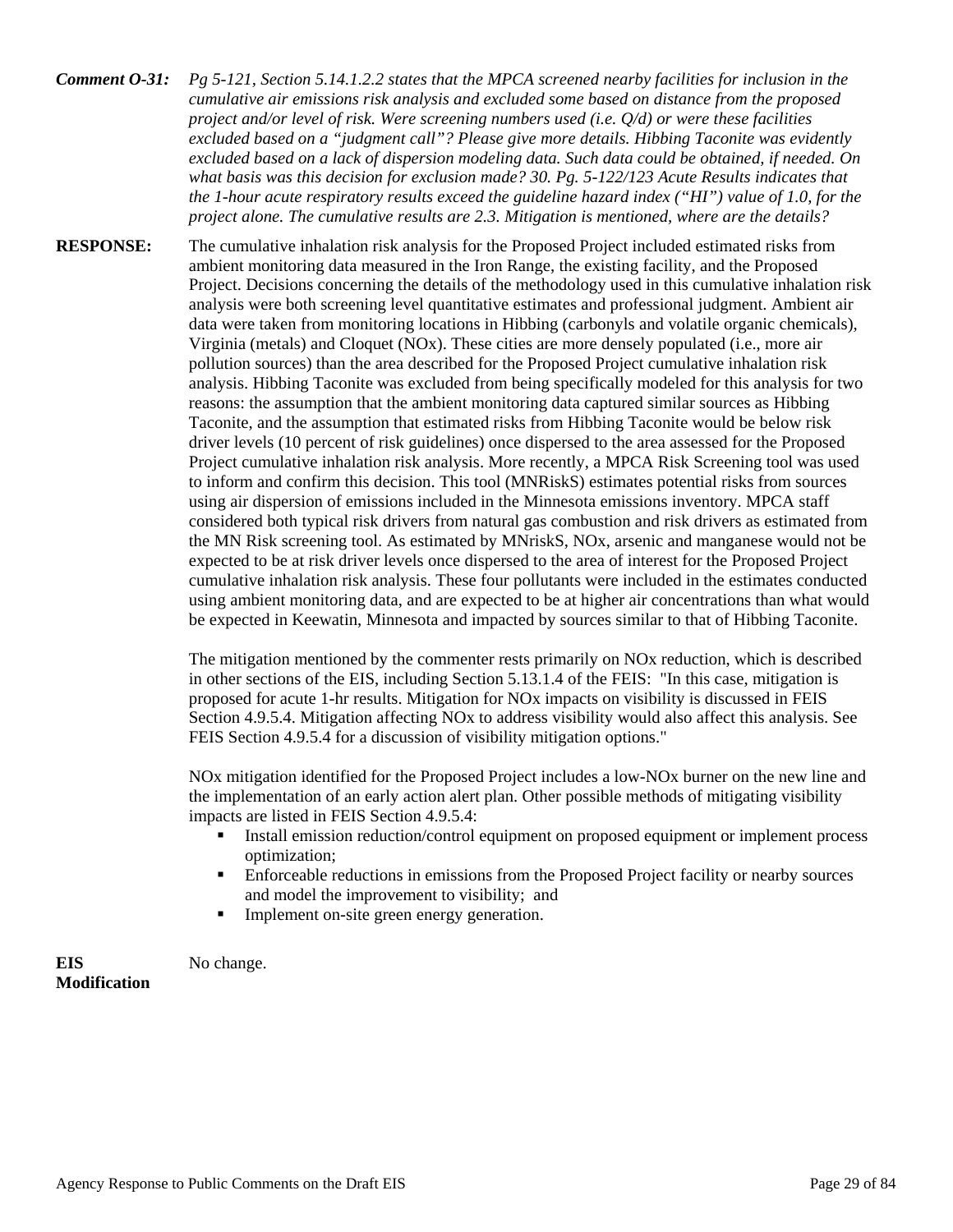**Comment O-31:** *Pg 5-121, Section 5.14.1.2.2 states that the MPCA screened nearby facilities for inclusion in the cumulative air emissions risk analysis and excluded some based on distance from the proposed project and/or level of risk. Were screening numbers used (i.e. Q/d) or were these facilities excluded based on a "judgment call"? Please give more details. Hibbing Taconite was evidently excluded based on a lack of dispersion modeling data. Such data could be obtained, if needed. On what basis was this decision for exclusion made? 30. Pg. 5-122/123 Acute Results indicates that the 1-hour acute respiratory results exceed the guideline hazard index ("HI") value of 1.0, for the project alone. The cumulative results are 2.3. Mitigation is mentioned, where are the details?*

**RESPONSE:** The cumulative inhalation risk analysis for the Proposed Project included estimated risks from ambient monitoring data measured in the Iron Range, the existing facility, and the Proposed Project. Decisions concerning the details of the methodology used in this cumulative inhalation risk analysis were both screening level quantitative estimates and professional judgment. Ambient air data were taken from monitoring locations in Hibbing (carbonyls and volatile organic chemicals), Virginia (metals) and Cloquet (NOx). These cities are more densely populated (i.e., more air pollution sources) than the area described for the Proposed Project cumulative inhalation risk analysis. Hibbing Taconite was excluded from being specifically modeled for this analysis for two reasons: the assumption that the ambient monitoring data captured similar sources as Hibbing Taconite, and the assumption that estimated risks from Hibbing Taconite would be below risk driver levels (10 percent of risk guidelines) once dispersed to the area assessed for the Proposed Project cumulative inhalation risk analysis. More recently, a MPCA Risk Screening tool was used to inform and confirm this decision. This tool (MNRiskS) estimates potential risks from sources using air dispersion of emissions included in the Minnesota emissions inventory. MPCA staff considered both typical risk drivers from natural gas combustion and risk drivers as estimated from the MN Risk screening tool. As estimated by MNriskS, NOx, arsenic and manganese would not be expected to be at risk driver levels once dispersed to the area of interest for the Proposed Project cumulative inhalation risk analysis. These four pollutants were included in the estimates conducted using ambient monitoring data, and are expected to be at higher air concentrations than what would be expected in Keewatin, Minnesota and impacted by sources similar to that of Hibbing Taconite.

The mitigation mentioned by the commenter rests primarily on NOx reduction, which is described in other sections of the EIS, including Section 5.13.1.4 of the FEIS: "In this case, mitigation is proposed for acute 1-hr results. Mitigation for NOx impacts on visibility is discussed in FEIS Section 4.9.5.4. Mitigation affecting NOx to address visibility would also affect this analysis. See FEIS Section 4.9.5.4 for a discussion of visibility mitigation options."

NOx mitigation identified for the Proposed Project includes a low-NOx burner on the new line and the implementation of an early action alert plan. Other possible methods of mitigating visibility impacts are listed in FEIS Section 4.9.5.4:

- Install emission reduction/control equipment on proposed equipment or implement process optimization;
- Enforceable reductions in emissions from the Proposed Project facility or nearby sources and model the improvement to visibility; and
- Implement on-site green energy generation.

**EIS Modification** No change.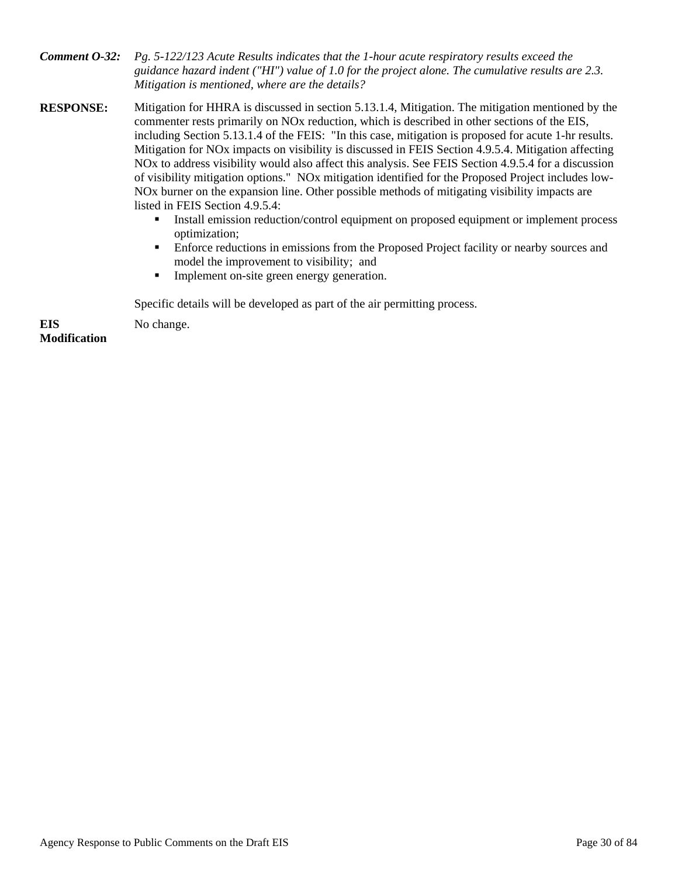***Comment O-32:*** *Pg. 5-122/123 Acute Results indicates that the 1-hour acute respiratory results exceed the guidance hazard indent ("HI") value of 1.0 for the project alone. The cumulative results are 2.3. Mitigation is mentioned, where are the details?*

**RESPONSE:** Mitigation for HHRA is discussed in section 5.13.1.4, Mitigation. The mitigation mentioned by the commenter rests primarily on NOx reduction, which is described in other sections of the EIS, including Section 5.13.1.4 of the FEIS: "In this case, mitigation is proposed for acute 1-hr results. Mitigation for NOx impacts on visibility is discussed in FEIS Section 4.9.5.4. Mitigation affecting NOx to address visibility would also affect this analysis. See FEIS Section 4.9.5.4 for a discussion of visibility mitigation options." NOx mitigation identified for the Proposed Project includes low-NOx burner on the expansion line. Other possible methods of mitigating visibility impacts are listed in FEIS Section 4.9.5.4:

- Install emission reduction/control equipment on proposed equipment or implement process optimization;
- Enforce reductions in emissions from the Proposed Project facility or nearby sources and model the improvement to visibility; and
- Implement on-site green energy generation.

Specific details will be developed as part of the air permitting process.

**EIS Modification** No change.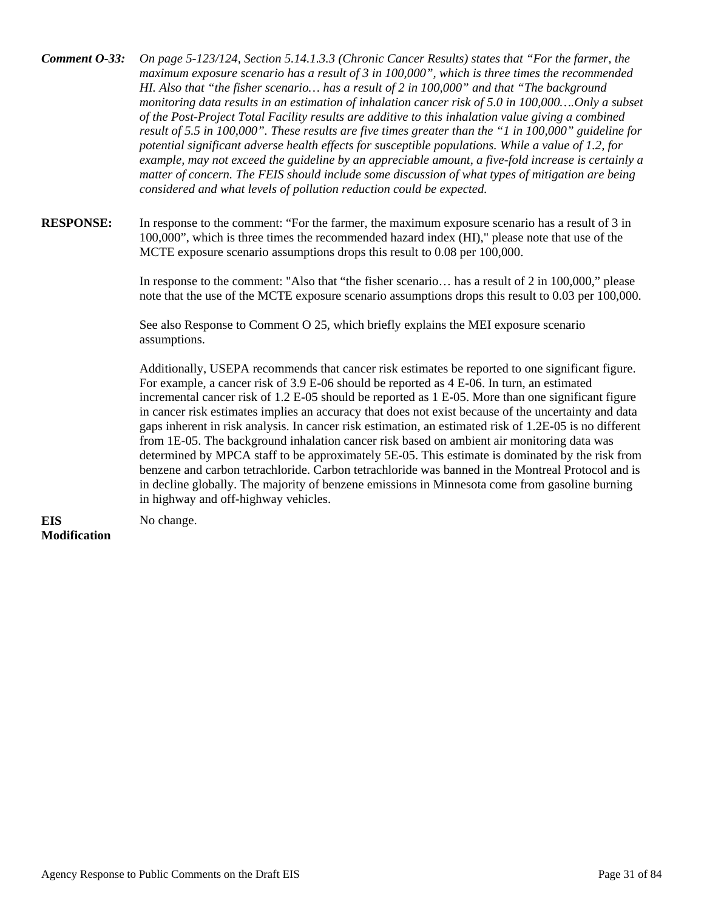***Comment O-33:*** *On page 5-123/124, Section 5.14.1.3.3 (Chronic Cancer Results) states that "For the farmer, the maximum exposure scenario has a result of 3 in 100,000", which is three times the recommended HI. Also that "the fisher scenario… has a result of 2 in 100,000" and that "The background monitoring data results in an estimation of inhalation cancer risk of 5.0 in 100,000….Only a subset of the Post-Project Total Facility results are additive to this inhalation value giving a combined result of 5.5 in 100,000". These results are five times greater than the "1 in 100,000" guideline for potential significant adverse health effects for susceptible populations. While a value of 1.2, for example, may not exceed the guideline by an appreciable amount, a five-fold increase is certainly a matter of concern. The FEIS should include some discussion of what types of mitigation are being considered and what levels of pollution reduction could be expected.*

**RESPONSE:** In response to the comment: "For the farmer, the maximum exposure scenario has a result of 3 in 100,000", which is three times the recommended hazard index (HI)," please note that use of the MCTE exposure scenario assumptions drops this result to 0.08 per 100,000.

In response to the comment: "Also that "the fisher scenario… has a result of 2 in 100,000," please note that the use of the MCTE exposure scenario assumptions drops this result to 0.03 per 100,000.

See also Response to Comment O 25, which briefly explains the MEI exposure scenario assumptions.

Additionally, USEPA recommends that cancer risk estimates be reported to one significant figure. For example, a cancer risk of 3.9 E-06 should be reported as 4 E-06. In turn, an estimated incremental cancer risk of 1.2 E-05 should be reported as 1 E-05. More than one significant figure in cancer risk estimates implies an accuracy that does not exist because of the uncertainty and data gaps inherent in risk analysis. In cancer risk estimation, an estimated risk of 1.2E-05 is no different from 1E-05. The background inhalation cancer risk based on ambient air monitoring data was determined by MPCA staff to be approximately 5E-05. This estimate is dominated by the risk from benzene and carbon tetrachloride. Carbon tetrachloride was banned in the Montreal Protocol and is in decline globally. The majority of benzene emissions in Minnesota come from gasoline burning in highway and off-highway vehicles.

**EIS Modification** No change.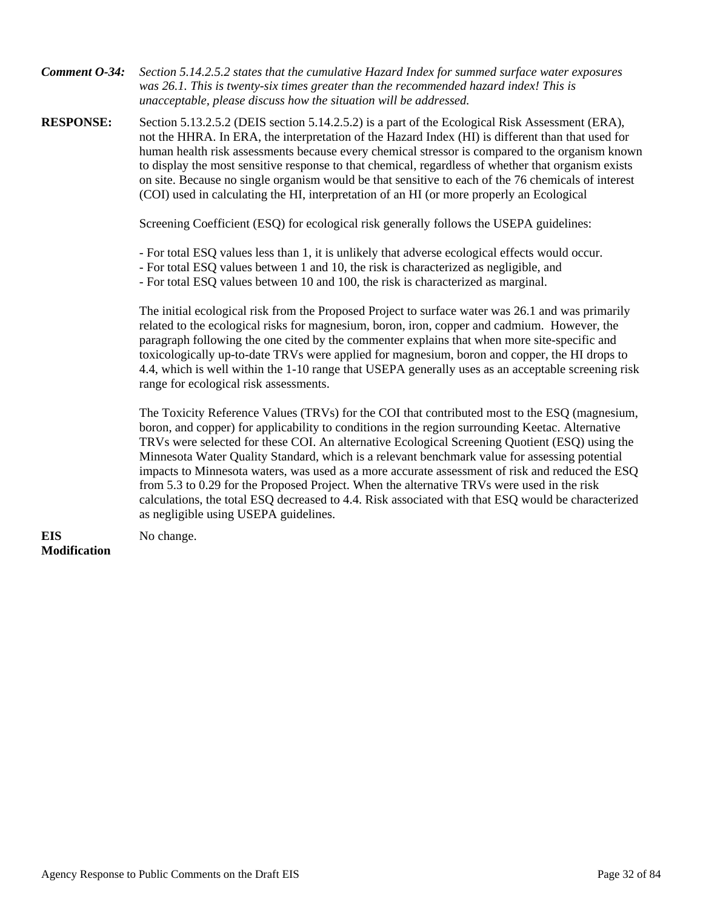***Comment O-34:*** *Section 5.14.2.5.2 states that the cumulative Hazard Index for summed surface water exposures was 26.1. This is twenty-six times greater than the recommended hazard index! This is unacceptable, please discuss how the situation will be addressed.*

**RESPONSE:** Section 5.13.2.5.2 (DEIS section 5.14.2.5.2) is a part of the Ecological Risk Assessment (ERA), not the HHRA. In ERA, the interpretation of the Hazard Index (HI) is different than that used for human health risk assessments because every chemical stressor is compared to the organism known to display the most sensitive response to that chemical, regardless of whether that organism exists on site. Because no single organism would be that sensitive to each of the 76 chemicals of interest (COI) used in calculating the HI, interpretation of an HI (or more properly an Ecological

Screening Coefficient (ESQ) for ecological risk generally follows the USEPA guidelines:

- For total ESQ values less than 1, it is unlikely that adverse ecological effects would occur.
- For total ESQ values between 1 and 10, the risk is characterized as negligible, and
- For total ESQ values between 10 and 100, the risk is characterized as marginal.

The initial ecological risk from the Proposed Project to surface water was 26.1 and was primarily related to the ecological risks for magnesium, boron, iron, copper and cadmium. However, the paragraph following the one cited by the commenter explains that when more site-specific and toxicologically up-to-date TRVs were applied for magnesium, boron and copper, the HI drops to 4.4, which is well within the 1-10 range that USEPA generally uses as an acceptable screening risk range for ecological risk assessments.

The Toxicity Reference Values (TRVs) for the COI that contributed most to the ESQ (magnesium, boron, and copper) for applicability to conditions in the region surrounding Keetac. Alternative TRVs were selected for these COI. An alternative Ecological Screening Quotient (ESQ) using the Minnesota Water Quality Standard, which is a relevant benchmark value for assessing potential impacts to Minnesota waters, was used as a more accurate assessment of risk and reduced the ESQ from 5.3 to 0.29 for the Proposed Project. When the alternative TRVs were used in the risk calculations, the total ESQ decreased to 4.4. Risk associated with that ESQ would be characterized as negligible using USEPA guidelines.

**EIS Modification** No change.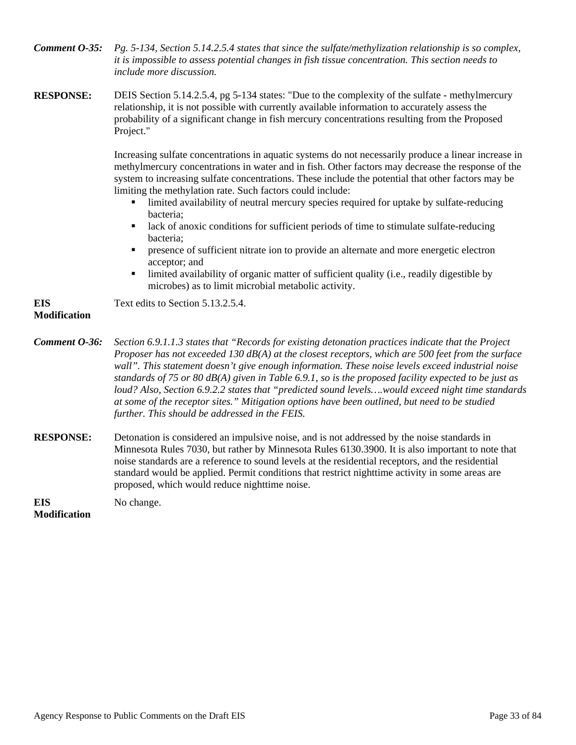***Comment O-35:*** *Pg. 5-134, Section 5.14.2.5.4 states that since the sulfate/methylization relationship is so complex, it is impossible to assess potential changes in fish tissue concentration. This section needs to include more discussion.*

**RESPONSE:** DEIS Section 5.14.2.5.4, pg 5-134 states: "Due to the complexity of the sulfate - methylmercury relationship, it is not possible with currently available information to accurately assess the probability of a significant change in fish mercury concentrations resulting from the Proposed Project."

Increasing sulfate concentrations in aquatic systems do not necessarily produce a linear increase in methylmercury concentrations in water and in fish. Other factors may decrease the response of the system to increasing sulfate concentrations. These include the potential that other factors may be limiting the methylation rate. Such factors could include:

- limited availability of neutral mercury species required for uptake by sulfate-reducing bacteria;
- lack of anoxic conditions for sufficient periods of time to stimulate sulfate-reducing bacteria;
- presence of sufficient nitrate ion to provide an alternate and more energetic electron acceptor; and
- limited availability of organic matter of sufficient quality (i.e., readily digestible by microbes) as to limit microbial metabolic activity.

**EIS Modification** Text edits to Section 5.13.2.5.4.

***Comment O-36:*** *Section 6.9.1.1.3 states that "Records for existing detonation practices indicate that the Project Proposer has not exceeded 130 dB(A) at the closest receptors, which are 500 feet from the surface wall". This statement doesn't give enough information. These noise levels exceed industrial noise standards of 75 or 80 dB(A) given in Table 6.9.1, so is the proposed facility expected to be just as loud? Also, Section 6.9.2.2 states that "predicted sound levels….would exceed night time standards at some of the receptor sites." Mitigation options have been outlined, but need to be studied further. This should be addressed in the FEIS.*

**RESPONSE:** Detonation is considered an impulsive noise, and is not addressed by the noise standards in Minnesota Rules 7030, but rather by Minnesota Rules 6130.3900. It is also important to note that noise standards are a reference to sound levels at the residential receptors, and the residential standard would be applied. Permit conditions that restrict nighttime activity in some areas are proposed, which would reduce nighttime noise.

**EIS Modification** No change.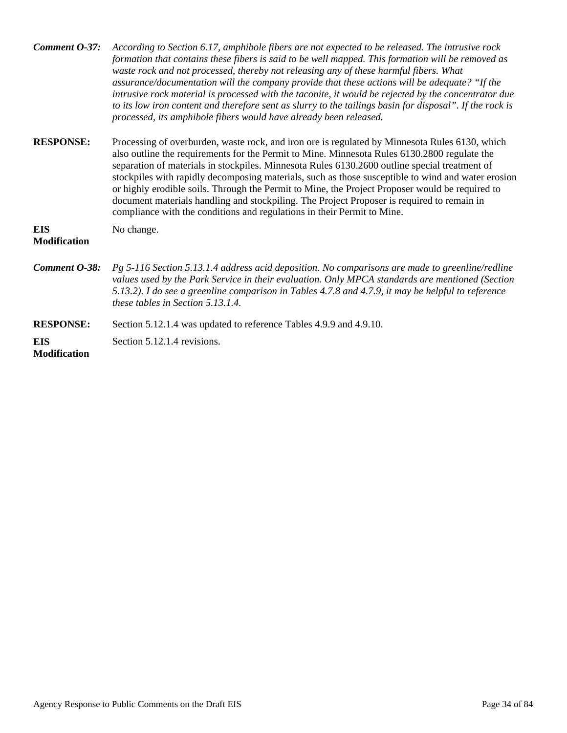***Comment O-37:*** *According to Section 6.17, amphibole fibers are not expected to be released. The intrusive rock formation that contains these fibers is said to be well mapped. This formation will be removed as waste rock and not processed, thereby not releasing any of these harmful fibers. What assurance/documentation will the company provide that these actions will be adequate? "If the intrusive rock material is processed with the taconite, it would be rejected by the concentrator due to its low iron content and therefore sent as slurry to the tailings basin for disposal". If the rock is processed, its amphibole fibers would have already been released.*

**RESPONSE:** Processing of overburden, waste rock, and iron ore is regulated by Minnesota Rules 6130, which also outline the requirements for the Permit to Mine. Minnesota Rules 6130.2800 regulate the separation of materials in stockpiles. Minnesota Rules 6130.2600 outline special treatment of stockpiles with rapidly decomposing materials, such as those susceptible to wind and water erosion or highly erodible soils. Through the Permit to Mine, the Project Proposer would be required to document materials handling and stockpiling. The Project Proposer is required to remain in compliance with the conditions and regulations in their Permit to Mine.

**EIS Modification** No change.

***Comment O-38:*** *Pg 5-116 Section 5.13.1.4 address acid deposition. No comparisons are made to greenline/redline values used by the Park Service in their evaluation. Only MPCA standards are mentioned (Section 5.13.2). I do see a greenline comparison in Tables 4.7.8 and 4.7.9, it may be helpful to reference these tables in Section 5.13.1.4.*

**RESPONSE:** Section 5.12.1.4 was updated to reference Tables 4.9.9 and 4.9.10.

**EIS Modification** Section 5.12.1.4 revisions.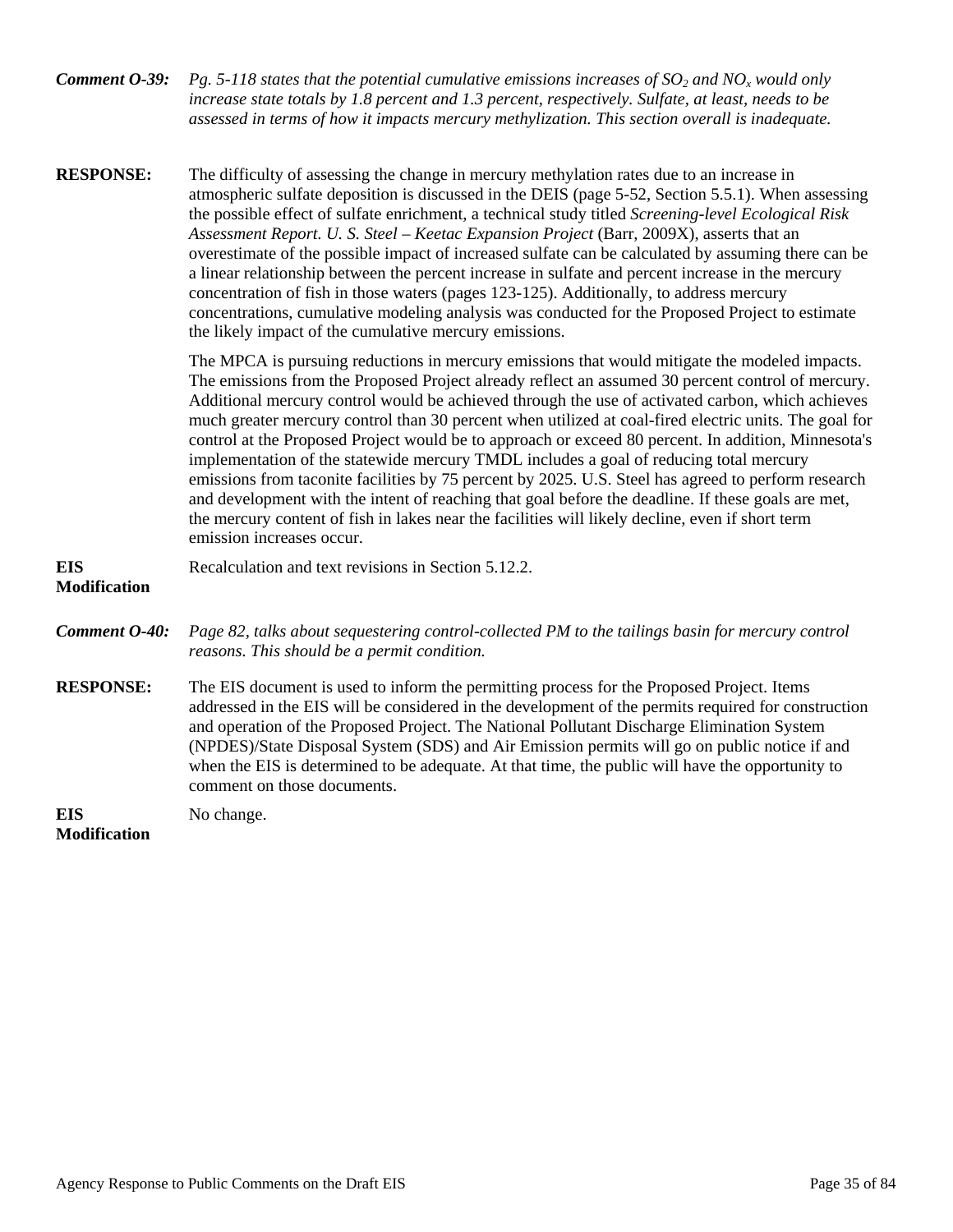***Comment O-39:*** *Pg. 5-118 states that the potential cumulative emissions increases of $SO_2$ and $NO_x$ would only increase state totals by 1.8 percent and 1.3 percent, respectively. Sulfate, at least, needs to be assessed in terms of how it impacts mercury methylization. This section overall is inadequate.*

**RESPONSE:** The difficulty of assessing the change in mercury methylation rates due to an increase in atmospheric sulfate deposition is discussed in the DEIS (page 5-52, Section 5.5.1). When assessing the possible effect of sulfate enrichment, a technical study titled *Screening-level Ecological Risk Assessment Report. U. S. Steel – Keetac Expansion Project* (Barr, 2009X), asserts that an overestimate of the possible impact of increased sulfate can be calculated by assuming there can be a linear relationship between the percent increase in sulfate and percent increase in the mercury concentration of fish in those waters (pages 123-125). Additionally, to address mercury concentrations, cumulative modeling analysis was conducted for the Proposed Project to estimate the likely impact of the cumulative mercury emissions.

The MPCA is pursuing reductions in mercury emissions that would mitigate the modeled impacts. The emissions from the Proposed Project already reflect an assumed 30 percent control of mercury. Additional mercury control would be achieved through the use of activated carbon, which achieves much greater mercury control than 30 percent when utilized at coal-fired electric units. The goal for control at the Proposed Project would be to approach or exceed 80 percent. In addition, Minnesota's implementation of the statewide mercury TMDL includes a goal of reducing total mercury emissions from taconite facilities by 75 percent by 2025. U.S. Steel has agreed to perform research and development with the intent of reaching that goal before the deadline. If these goals are met, the mercury content of fish in lakes near the facilities will likely decline, even if short term emission increases occur.

**EIS Modification** Recalculation and text revisions in Section 5.12.2.

***Comment O-40:*** *Page 82, talks about sequestering control-collected PM to the tailings basin for mercury control reasons. This should be a permit condition.*

**RESPONSE:** The EIS document is used to inform the permitting process for the Proposed Project. Items addressed in the EIS will be considered in the development of the permits required for construction and operation of the Proposed Project. The National Pollutant Discharge Elimination System (NPDES)/State Disposal System (SDS) and Air Emission permits will go on public notice if and when the EIS is determined to be adequate. At that time, the public will have the opportunity to comment on those documents.

**EIS Modification** No change.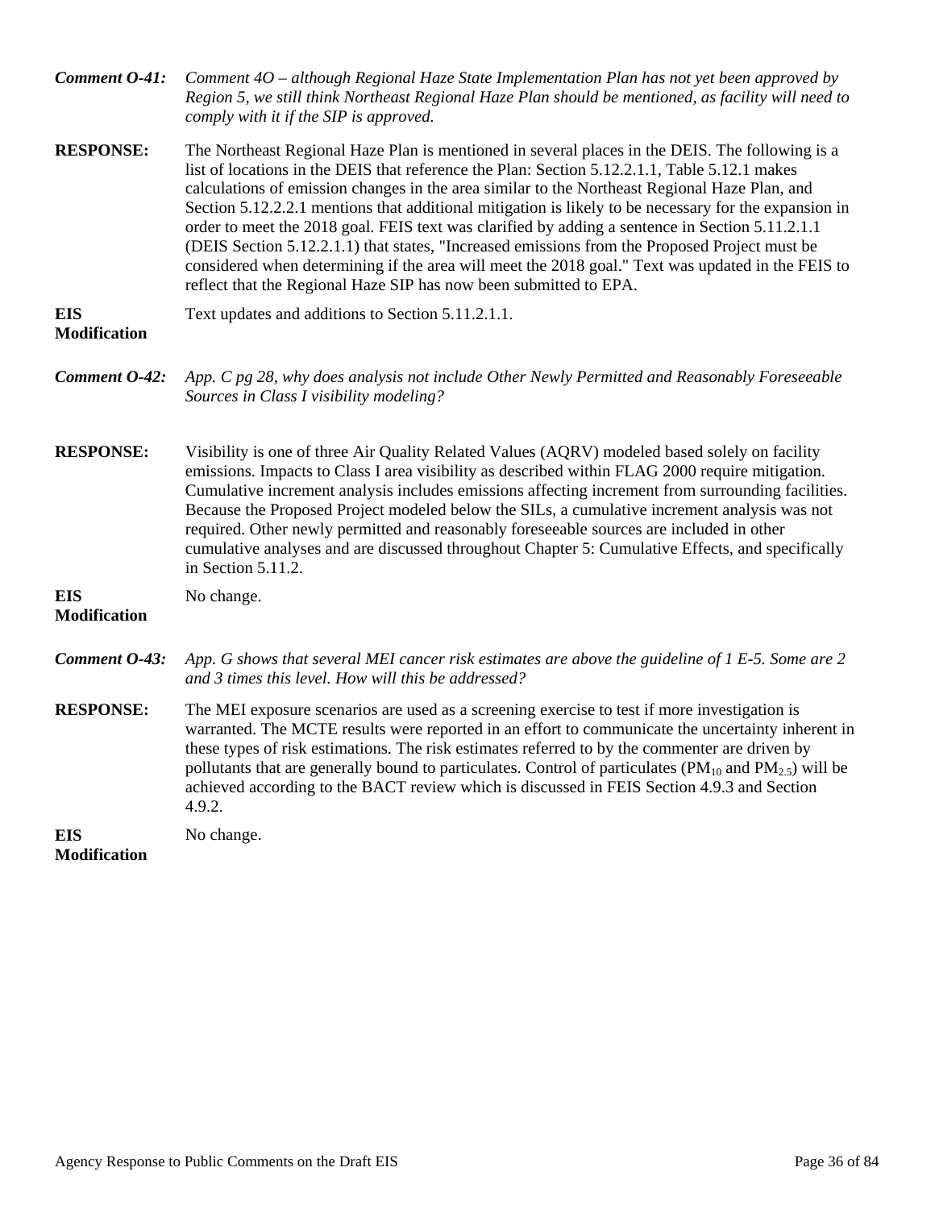**Comment O-41:** *Comment 4O – although Regional Haze State Implementation Plan has not yet been approved by Region 5, we still think Northeast Regional Haze Plan should be mentioned, as facility will need to comply with it if the SIP is approved.*

**RESPONSE:** The Northeast Regional Haze Plan is mentioned in several places in the DEIS. The following is a list of locations in the DEIS that reference the Plan: Section 5.12.2.1.1, Table 5.12.1 makes calculations of emission changes in the area similar to the Northeast Regional Haze Plan, and Section 5.12.2.2.1 mentions that additional mitigation is likely to be necessary for the expansion in order to meet the 2018 goal. FEIS text was clarified by adding a sentence in Section 5.11.2.1.1 (DEIS Section 5.12.2.1.1) that states, "Increased emissions from the Proposed Project must be considered when determining if the area will meet the 2018 goal." Text was updated in the FEIS to reflect that the Regional Haze SIP has now been submitted to EPA.

**EIS Modification** Text updates and additions to Section 5.11.2.1.1.

**Comment O-42:** *App. C pg 28, why does analysis not include Other Newly Permitted and Reasonably Foreseeable Sources in Class I visibility modeling?*

**RESPONSE:** Visibility is one of three Air Quality Related Values (AQRV) modeled based solely on facility emissions. Impacts to Class I area visibility as described within FLAG 2000 require mitigation. Cumulative increment analysis includes emissions affecting increment from surrounding facilities. Because the Proposed Project modeled below the SILs, a cumulative increment analysis was not required. Other newly permitted and reasonably foreseeable sources are included in other cumulative analyses and are discussed throughout Chapter 5: Cumulative Effects, and specifically in Section 5.11.2.

**EIS Modification** No change.

**Comment O-43:** *App. G shows that several MEI cancer risk estimates are above the guideline of 1 E-5. Some are 2 and 3 times this level. How will this be addressed?*

**RESPONSE:** The MEI exposure scenarios are used as a screening exercise to test if more investigation is warranted. The MCTE results were reported in an effort to communicate the uncertainty inherent in these types of risk estimations. The risk estimates referred to by the commenter are driven by pollutants that are generally bound to particulates. Control of particulates ($PM_{10}$ and $PM_{2.5}$) will be achieved according to the BACT review which is discussed in FEIS Section 4.9.3 and Section 4.9.2.

**EIS Modification** No change.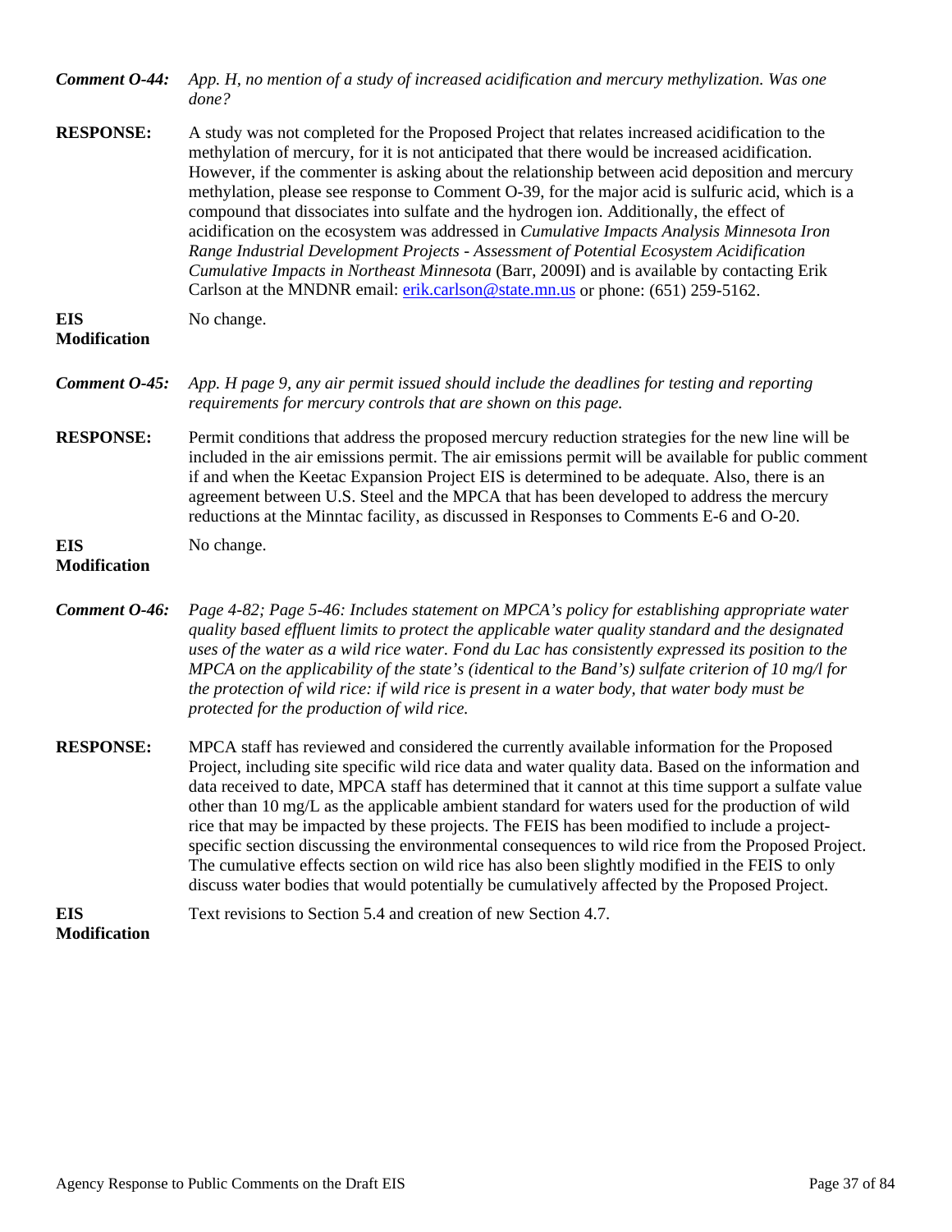***Comment O-44:*** *App. H, no mention of a study of increased acidification and mercury methylization. Was one done?*

**RESPONSE:** A study was not completed for the Proposed Project that relates increased acidification to the methylation of mercury, for it is not anticipated that there would be increased acidification. However, if the commenter is asking about the relationship between acid deposition and mercury methylation, please see response to Comment O-39, for the major acid is sulfuric acid, which is a compound that dissociates into sulfate and the hydrogen ion. Additionally, the effect of acidification on the ecosystem was addressed in *Cumulative Impacts Analysis Minnesota Iron Range Industrial Development Projects - Assessment of Potential Ecosystem Acidification Cumulative Impacts in Northeast Minnesota* (Barr, 2009I) and is available by contacting Erik Carlson at the MNDNR email: erik.carlson@state.mn.us or phone: (651) 259-5162.

**EIS Modification** No change.

***Comment O-45:*** *App. H page 9, any air permit issued should include the deadlines for testing and reporting requirements for mercury controls that are shown on this page.*

**RESPONSE:** Permit conditions that address the proposed mercury reduction strategies for the new line will be included in the air emissions permit. The air emissions permit will be available for public comment if and when the Keetac Expansion Project EIS is determined to be adequate. Also, there is an agreement between U.S. Steel and the MPCA that has been developed to address the mercury reductions at the Minntac facility, as discussed in Responses to Comments E-6 and O-20.

**EIS Modification** No change.

***Comment O-46:*** *Page 4-82; Page 5-46: Includes statement on MPCA's policy for establishing appropriate water quality based effluent limits to protect the applicable water quality standard and the designated uses of the water as a wild rice water. Fond du Lac has consistently expressed its position to the MPCA on the applicability of the state's (identical to the Band's) sulfate criterion of 10 mg/l for the protection of wild rice: if wild rice is present in a water body, that water body must be protected for the production of wild rice.*

**RESPONSE:** MPCA staff has reviewed and considered the currently available information for the Proposed Project, including site specific wild rice data and water quality data. Based on the information and data received to date, MPCA staff has determined that it cannot at this time support a sulfate value other than 10 mg/L as the applicable ambient standard for waters used for the production of wild rice that may be impacted by these projects. The FEIS has been modified to include a project-specific section discussing the environmental consequences to wild rice from the Proposed Project. The cumulative effects section on wild rice has also been slightly modified in the FEIS to only discuss water bodies that would potentially be cumulatively affected by the Proposed Project.

**EIS Modification** Text revisions to Section 5.4 and creation of new Section 4.7.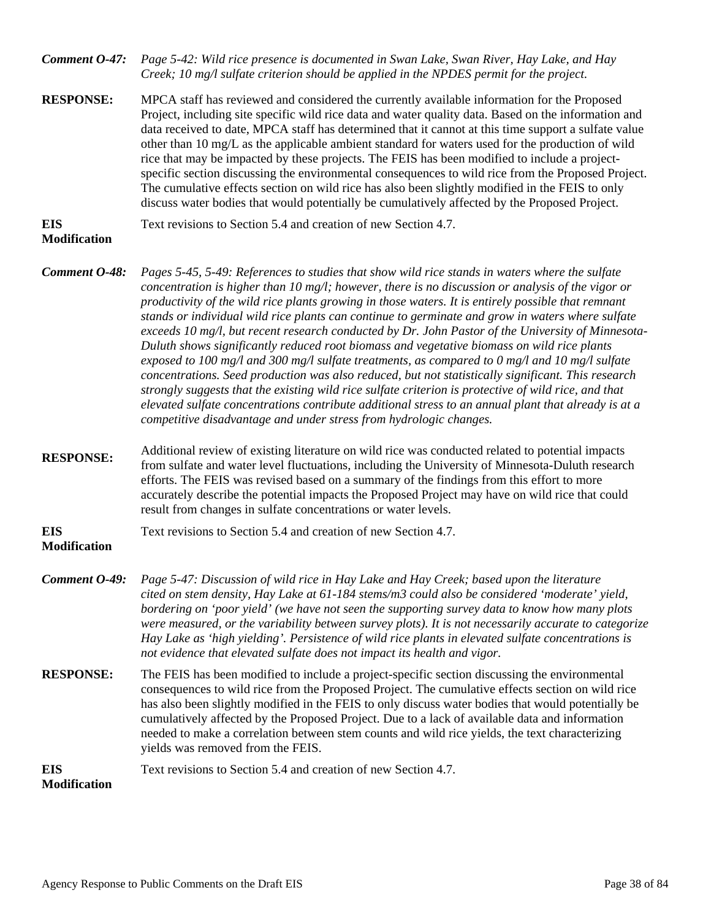***Comment O-47:*** *Page 5-42: Wild rice presence is documented in Swan Lake, Swan River, Hay Lake, and Hay Creek; 10 mg/l sulfate criterion should be applied in the NPDES permit for the project.*

**RESPONSE:** MPCA staff has reviewed and considered the currently available information for the Proposed Project, including site specific wild rice data and water quality data. Based on the information and data received to date, MPCA staff has determined that it cannot at this time support a sulfate value other than 10 mg/L as the applicable ambient standard for waters used for the production of wild rice that may be impacted by these projects. The FEIS has been modified to include a project-specific section discussing the environmental consequences to wild rice from the Proposed Project. The cumulative effects section on wild rice has also been slightly modified in the FEIS to only discuss water bodies that would potentially be cumulatively affected by the Proposed Project.

**EIS Modification** Text revisions to Section 5.4 and creation of new Section 4.7.

***Comment O-48:*** *Pages 5-45, 5-49: References to studies that show wild rice stands in waters where the sulfate concentration is higher than 10 mg/l; however, there is no discussion or analysis of the vigor or productivity of the wild rice plants growing in those waters. It is entirely possible that remnant stands or individual wild rice plants can continue to germinate and grow in waters where sulfate exceeds 10 mg/l, but recent research conducted by Dr. John Pastor of the University of Minnesota-Duluth shows significantly reduced root biomass and vegetative biomass on wild rice plants exposed to 100 mg/l and 300 mg/l sulfate treatments, as compared to 0 mg/l and 10 mg/l sulfate concentrations. Seed production was also reduced, but not statistically significant. This research strongly suggests that the existing wild rice sulfate criterion is protective of wild rice, and that elevated sulfate concentrations contribute additional stress to an annual plant that already is at a competitive disadvantage and under stress from hydrologic changes.*

**RESPONSE:** Additional review of existing literature on wild rice was conducted related to potential impacts from sulfate and water level fluctuations, including the University of Minnesota-Duluth research efforts. The FEIS was revised based on a summary of the findings from this effort to more accurately describe the potential impacts the Proposed Project may have on wild rice that could result from changes in sulfate concentrations or water levels.

**EIS Modification** Text revisions to Section 5.4 and creation of new Section 4.7.

***Comment O-49:*** *Page 5-47: Discussion of wild rice in Hay Lake and Hay Creek; based upon the literature cited on stem density, Hay Lake at 61-184 stems/m3 could also be considered 'moderate' yield, bordering on 'poor yield' (we have not seen the supporting survey data to know how many plots were measured, or the variability between survey plots). It is not necessarily accurate to categorize Hay Lake as 'high yielding'. Persistence of wild rice plants in elevated sulfate concentrations is not evidence that elevated sulfate does not impact its health and vigor.*

**RESPONSE:** The FEIS has been modified to include a project-specific section discussing the environmental consequences to wild rice from the Proposed Project. The cumulative effects section on wild rice has also been slightly modified in the FEIS to only discuss water bodies that would potentially be cumulatively affected by the Proposed Project. Due to a lack of available data and information needed to make a correlation between stem counts and wild rice yields, the text characterizing yields was removed from the FEIS.

**EIS Modification** Text revisions to Section 5.4 and creation of new Section 4.7.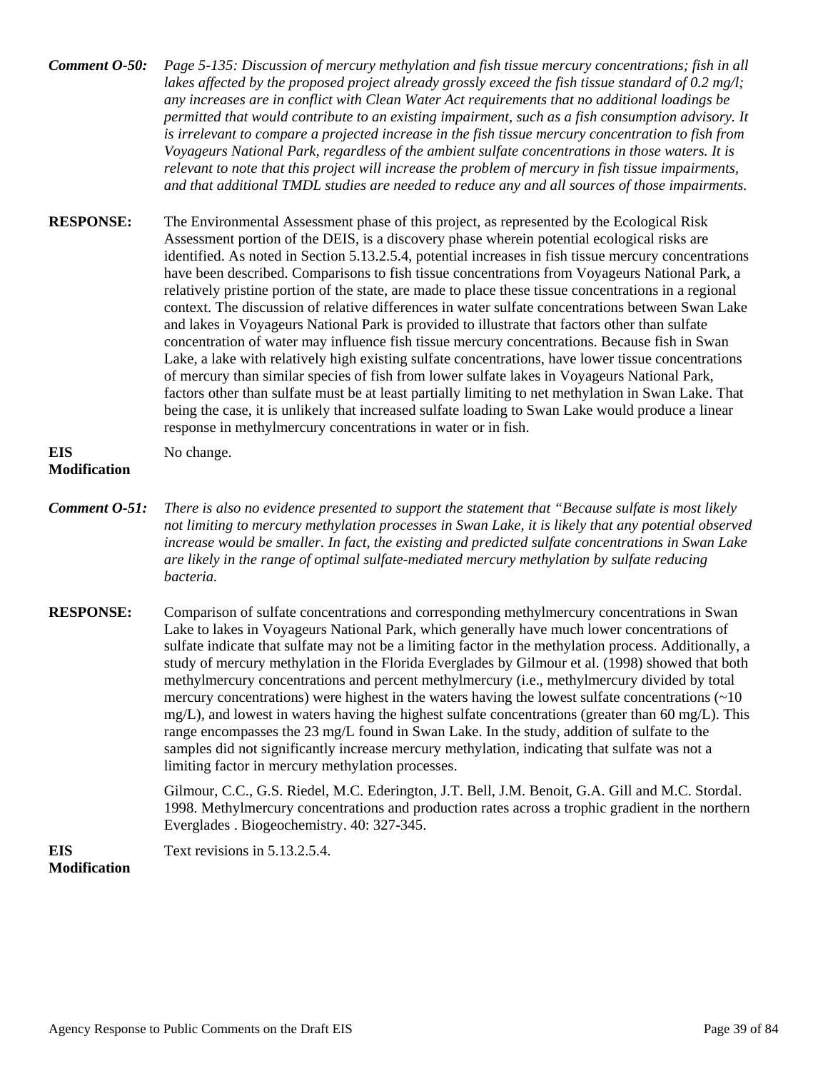**Comment O-50:** *Page 5-135: Discussion of mercury methylation and fish tissue mercury concentrations; fish in all lakes affected by the proposed project already grossly exceed the fish tissue standard of 0.2 mg/l; any increases are in conflict with Clean Water Act requirements that no additional loadings be permitted that would contribute to an existing impairment, such as a fish consumption advisory. It is irrelevant to compare a projected increase in the fish tissue mercury concentration to fish from Voyageurs National Park, regardless of the ambient sulfate concentrations in those waters. It is relevant to note that this project will increase the problem of mercury in fish tissue impairments, and that additional TMDL studies are needed to reduce any and all sources of those impairments.*

**RESPONSE:** The Environmental Assessment phase of this project, as represented by the Ecological Risk Assessment portion of the DEIS, is a discovery phase wherein potential ecological risks are identified. As noted in Section 5.13.2.5.4, potential increases in fish tissue mercury concentrations have been described. Comparisons to fish tissue concentrations from Voyageurs National Park, a relatively pristine portion of the state, are made to place these tissue concentrations in a regional context. The discussion of relative differences in water sulfate concentrations between Swan Lake and lakes in Voyageurs National Park is provided to illustrate that factors other than sulfate concentration of water may influence fish tissue mercury concentrations. Because fish in Swan Lake, a lake with relatively high existing sulfate concentrations, have lower tissue concentrations of mercury than similar species of fish from lower sulfate lakes in Voyageurs National Park, factors other than sulfate must be at least partially limiting to net methylation in Swan Lake. That being the case, it is unlikely that increased sulfate loading to Swan Lake would produce a linear response in methylmercury concentrations in water or in fish.

**EIS Modification** No change.

**Comment O-51:** *There is also no evidence presented to support the statement that "Because sulfate is most likely not limiting to mercury methylation processes in Swan Lake, it is likely that any potential observed increase would be smaller. In fact, the existing and predicted sulfate concentrations in Swan Lake are likely in the range of optimal sulfate-mediated mercury methylation by sulfate reducing bacteria.*

**RESPONSE:** Comparison of sulfate concentrations and corresponding methylmercury concentrations in Swan Lake to lakes in Voyageurs National Park, which generally have much lower concentrations of sulfate indicate that sulfate may not be a limiting factor in the methylation process. Additionally, a study of mercury methylation in the Florida Everglades by Gilmour et al. (1998) showed that both methylmercury concentrations and percent methylmercury (i.e., methylmercury divided by total mercury concentrations) were highest in the waters having the lowest sulfate concentrations (~10 mg/L), and lowest in waters having the highest sulfate concentrations (greater than 60 mg/L). This range encompasses the 23 mg/L found in Swan Lake. In the study, addition of sulfate to the samples did not significantly increase mercury methylation, indicating that sulfate was not a limiting factor in mercury methylation processes.

Gilmour, C.C., G.S. Riedel, M.C. Ederington, J.T. Bell, J.M. Benoit, G.A. Gill and M.C. Stordal. 1998. Methylmercury concentrations and production rates across a trophic gradient in the northern Everglades . Biogeochemistry. 40: 327-345.

**EIS Modification** Text revisions in 5.13.2.5.4.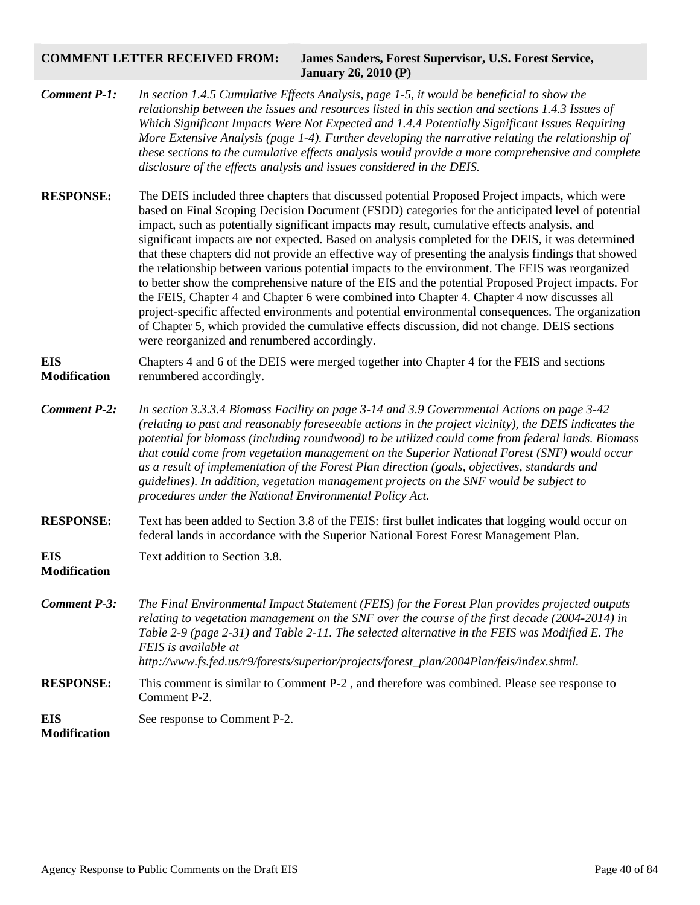**COMMENT LETTER RECEIVED FROM: James Sanders, Forest Supervisor, U.S. Forest Service, January 26, 2010 (P)**

***Comment P-1:*** *In section 1.4.5 Cumulative Effects Analysis, page 1-5, it would be beneficial to show the relationship between the issues and resources listed in this section and sections 1.4.3 Issues of Which Significant Impacts Were Not Expected and 1.4.4 Potentially Significant Issues Requiring More Extensive Analysis (page 1-4). Further developing the narrative relating the relationship of these sections to the cumulative effects analysis would provide a more comprehensive and complete disclosure of the effects analysis and issues considered in the DEIS.*

**RESPONSE:** The DEIS included three chapters that discussed potential Proposed Project impacts, which were based on Final Scoping Decision Document (FSDD) categories for the anticipated level of potential impact, such as potentially significant impacts may result, cumulative effects analysis, and significant impacts are not expected. Based on analysis completed for the DEIS, it was determined that these chapters did not provide an effective way of presenting the analysis findings that showed the relationship between various potential impacts to the environment. The FEIS was reorganized to better show the comprehensive nature of the EIS and the potential Proposed Project impacts. For the FEIS, Chapter 4 and Chapter 6 were combined into Chapter 4. Chapter 4 now discusses all project-specific affected environments and potential environmental consequences. The organization of Chapter 5, which provided the cumulative effects discussion, did not change. DEIS sections were reorganized and renumbered accordingly.

**EIS Modification** Chapters 4 and 6 of the DEIS were merged together into Chapter 4 for the FEIS and sections renumbered accordingly.

***Comment P-2:*** *In section 3.3.3.4 Biomass Facility on page 3-14 and 3.9 Governmental Actions on page 3-42 (relating to past and reasonably foreseeable actions in the project vicinity), the DEIS indicates the potential for biomass (including roundwood) to be utilized could come from federal lands. Biomass that could come from vegetation management on the Superior National Forest (SNF) would occur as a result of implementation of the Forest Plan direction (goals, objectives, standards and guidelines). In addition, vegetation management projects on the SNF would be subject to procedures under the National Environmental Policy Act.*

**RESPONSE:** Text has been added to Section 3.8 of the FEIS: first bullet indicates that logging would occur on federal lands in accordance with the Superior National Forest Forest Management Plan.

**EIS Modification** Text addition to Section 3.8.

***Comment P-3:*** *The Final Environmental Impact Statement (FEIS) for the Forest Plan provides projected outputs relating to vegetation management on the SNF over the course of the first decade (2004-2014) in Table 2-9 (page 2-31) and Table 2-11. The selected alternative in the FEIS was Modified E. The FEIS is available at http://www.fs.fed.us/r9/forests/superior/projects/forest_plan/2004Plan/feis/index.shtml.*

**RESPONSE:** This comment is similar to Comment P-2 , and therefore was combined. Please see response to Comment P-2.

**EIS Modification** See response to Comment P-2.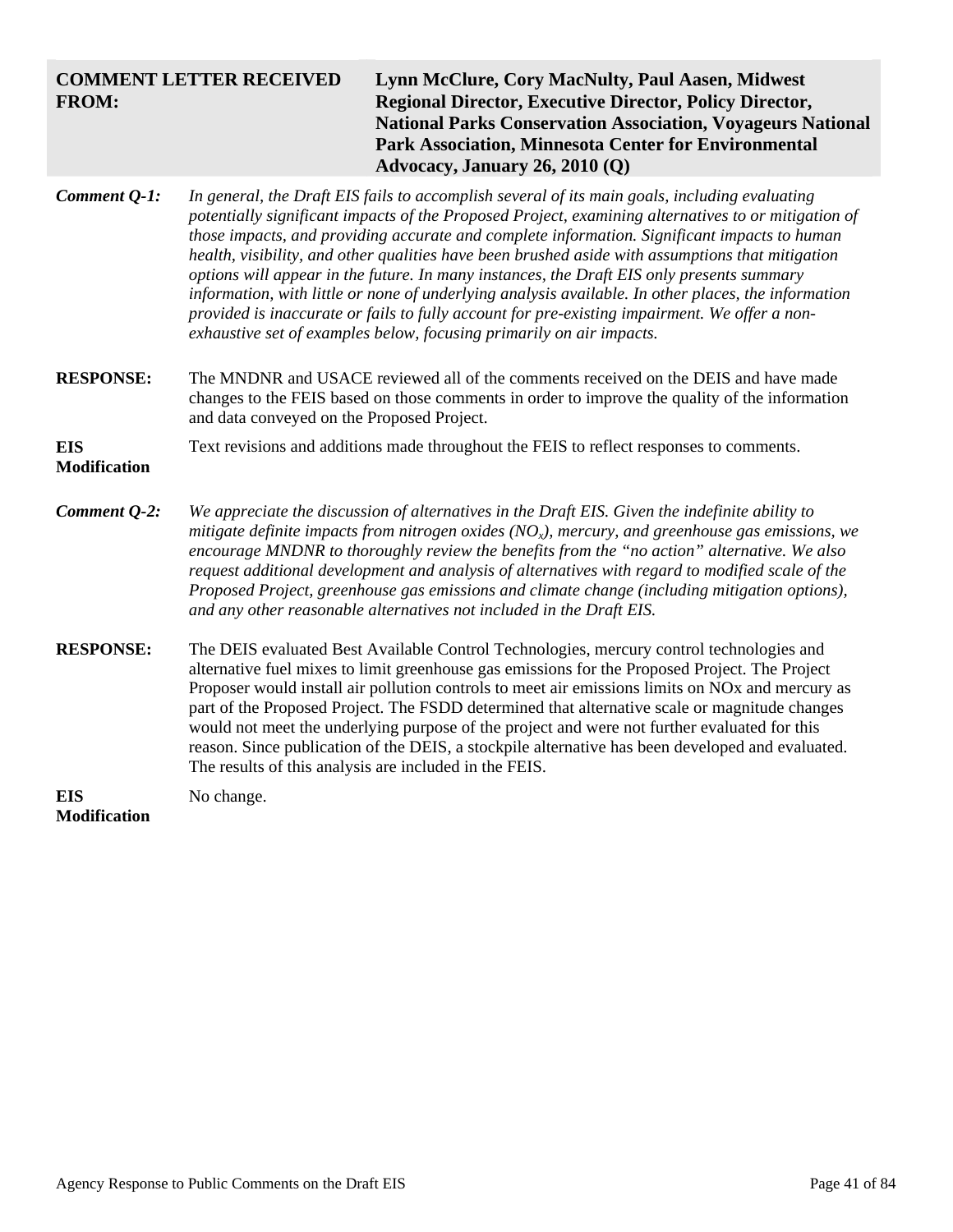**COMMENT LETTER RECEIVED FROM:** **Lynn McClure, Cory MacNulty, Paul Aasen, Midwest Regional Director, Executive Director, Policy Director, National Parks Conservation Association, Voyageurs National Park Association, Minnesota Center for Environmental Advocacy, January 26, 2010 (Q)**

***Comment Q-1:*** *In general, the Draft EIS fails to accomplish several of its main goals, including evaluating potentially significant impacts of the Proposed Project, examining alternatives to or mitigation of those impacts, and providing accurate and complete information. Significant impacts to human health, visibility, and other qualities have been brushed aside with assumptions that mitigation options will appear in the future. In many instances, the Draft EIS only presents summary information, with little or none of underlying analysis available. In other places, the information provided is inaccurate or fails to fully account for pre-existing impairment. We offer a non-exhaustive set of examples below, focusing primarily on air impacts.*

**RESPONSE:** The MNDNR and USACE reviewed all of the comments received on the DEIS and have made changes to the FEIS based on those comments in order to improve the quality of the information and data conveyed on the Proposed Project.

**EIS Modification** Text revisions and additions made throughout the FEIS to reflect responses to comments.

***Comment Q-2:*** *We appreciate the discussion of alternatives in the Draft EIS. Given the indefinite ability to mitigate definite impacts from nitrogen oxides ($NO_x$), mercury, and greenhouse gas emissions, we encourage MNDNR to thoroughly review the benefits from the "no action" alternative. We also request additional development and analysis of alternatives with regard to modified scale of the Proposed Project, greenhouse gas emissions and climate change (including mitigation options), and any other reasonable alternatives not included in the Draft EIS.*

**RESPONSE:** The DEIS evaluated Best Available Control Technologies, mercury control technologies and alternative fuel mixes to limit greenhouse gas emissions for the Proposed Project. The Project Proposer would install air pollution controls to meet air emissions limits on NOx and mercury as part of the Proposed Project. The FSDD determined that alternative scale or magnitude changes would not meet the underlying purpose of the project and were not further evaluated for this reason. Since publication of the DEIS, a stockpile alternative has been developed and evaluated. The results of this analysis are included in the FEIS.

**EIS Modification** No change.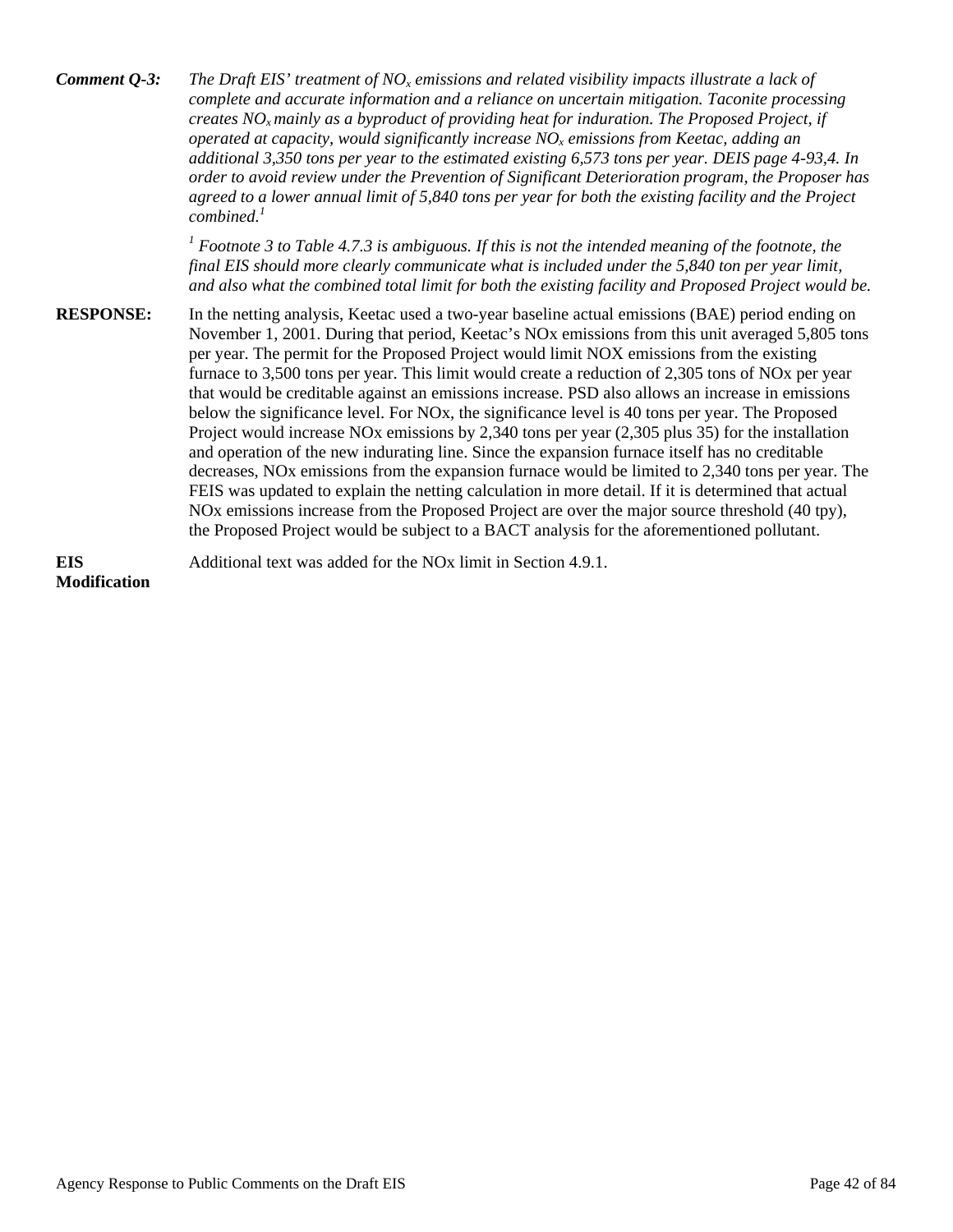**Comment Q-3:** *The Draft EIS' treatment of $NO_x$ emissions and related visibility impacts illustrate a lack of complete and accurate information and a reliance on uncertain mitigation. Taconite processing creates $NO_x$ mainly as a byproduct of providing heat for induration. The Proposed Project, if operated at capacity, would significantly increase $NO_x$ emissions from Keetac, adding an additional 3,350 tons per year to the estimated existing 6,573 tons per year. DEIS page 4-93,4. In order to avoid review under the Prevention of Significant Deterioration program, the Proposer has agreed to a lower annual limit of 5,840 tons per year for both the existing facility and the Project combined.*[1]

[1] *Footnote 3 to Table 4.7.3 is ambiguous. If this is not the intended meaning of the footnote, the final EIS should more clearly communicate what is included under the 5,840 ton per year limit, and also what the combined total limit for both the existing facility and Proposed Project would be.*

**RESPONSE:** In the netting analysis, Keetac used a two-year baseline actual emissions (BAE) period ending on November 1, 2001. During that period, Keetac's NOx emissions from this unit averaged 5,805 tons per year. The permit for the Proposed Project would limit NOX emissions from the existing furnace to 3,500 tons per year. This limit would create a reduction of 2,305 tons of NOx per year that would be creditable against an emissions increase. PSD also allows an increase in emissions below the significance level. For NOx, the significance level is 40 tons per year. The Proposed Project would increase NOx emissions by 2,340 tons per year (2,305 plus 35) for the installation and operation of the new indurating line. Since the expansion furnace itself has no creditable decreases, NOx emissions from the expansion furnace would be limited to 2,340 tons per year. The FEIS was updated to explain the netting calculation in more detail. If it is determined that actual NOx emissions increase from the Proposed Project are over the major source threshold (40 tpy), the Proposed Project would be subject to a BACT analysis for the aforementioned pollutant.

**EIS Modification** Additional text was added for the NOx limit in Section 4.9.1.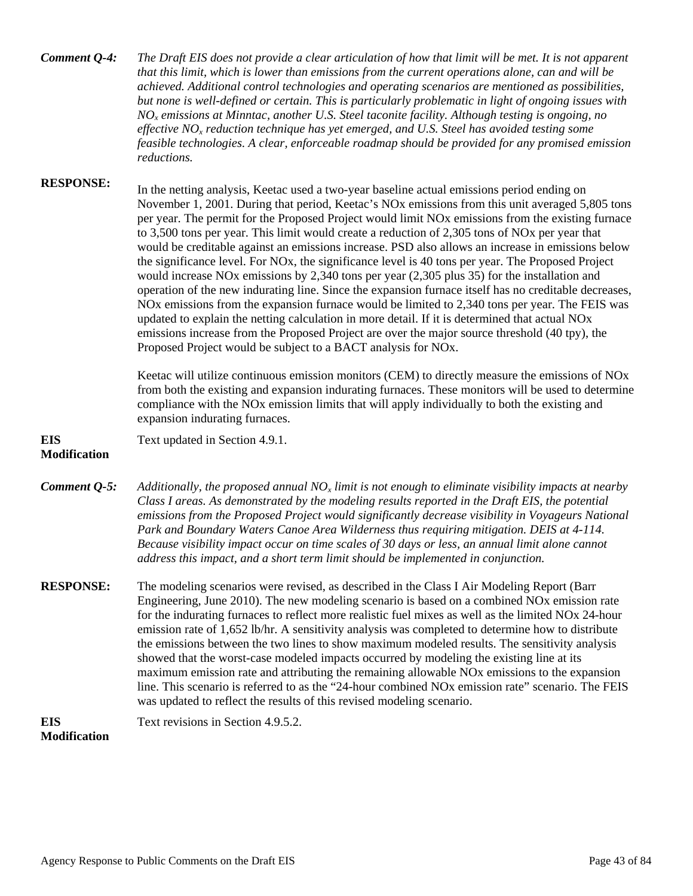***Comment Q-4:*** *The Draft EIS does not provide a clear articulation of how that limit will be met. It is not apparent that this limit, which is lower than emissions from the current operations alone, can and will be achieved. Additional control technologies and operating scenarios are mentioned as possibilities, but none is well-defined or certain. This is particularly problematic in light of ongoing issues with $NO_x$ emissions at Minntac, another U.S. Steel taconite facility. Although testing is ongoing, no effective $NO_x$ reduction technique has yet emerged, and U.S. Steel has avoided testing some feasible technologies. A clear, enforceable roadmap should be provided for any promised emission reductions.*

**RESPONSE:** In the netting analysis, Keetac used a two-year baseline actual emissions period ending on November 1, 2001. During that period, Keetac's NOx emissions from this unit averaged 5,805 tons per year. The permit for the Proposed Project would limit NOx emissions from the existing furnace to 3,500 tons per year. This limit would create a reduction of 2,305 tons of NOx per year that would be creditable against an emissions increase. PSD also allows an increase in emissions below the significance level. For NOx, the significance level is 40 tons per year. The Proposed Project would increase NOx emissions by 2,340 tons per year (2,305 plus 35) for the installation and operation of the new indurating line. Since the expansion furnace itself has no creditable decreases, NOx emissions from the expansion furnace would be limited to 2,340 tons per year. The FEIS was updated to explain the netting calculation in more detail. If it is determined that actual NOx emissions increase from the Proposed Project are over the major source threshold (40 tpy), the Proposed Project would be subject to a BACT analysis for NOx.

Keetac will utilize continuous emission monitors (CEM) to directly measure the emissions of NOx from both the existing and expansion indurating furnaces. These monitors will be used to determine compliance with the NOx emission limits that will apply individually to both the existing and expansion indurating furnaces.

**EIS Modification** Text updated in Section 4.9.1.

***Comment Q-5:*** *Additionally, the proposed annual $NO_x$ limit is not enough to eliminate visibility impacts at nearby Class I areas. As demonstrated by the modeling results reported in the Draft EIS, the potential emissions from the Proposed Project would significantly decrease visibility in Voyageurs National Park and Boundary Waters Canoe Area Wilderness thus requiring mitigation. DEIS at 4-114. Because visibility impact occur on time scales of 30 days or less, an annual limit alone cannot address this impact, and a short term limit should be implemented in conjunction.*

**RESPONSE:** The modeling scenarios were revised, as described in the Class I Air Modeling Report (Barr Engineering, June 2010). The new modeling scenario is based on a combined NOx emission rate for the indurating furnaces to reflect more realistic fuel mixes as well as the limited NOx 24-hour emission rate of 1,652 lb/hr. A sensitivity analysis was completed to determine how to distribute the emissions between the two lines to show maximum modeled results. The sensitivity analysis showed that the worst-case modeled impacts occurred by modeling the existing line at its maximum emission rate and attributing the remaining allowable NOx emissions to the expansion line. This scenario is referred to as the "24-hour combined NOx emission rate" scenario. The FEIS was updated to reflect the results of this revised modeling scenario.

**EIS Modification** Text revisions in Section 4.9.5.2.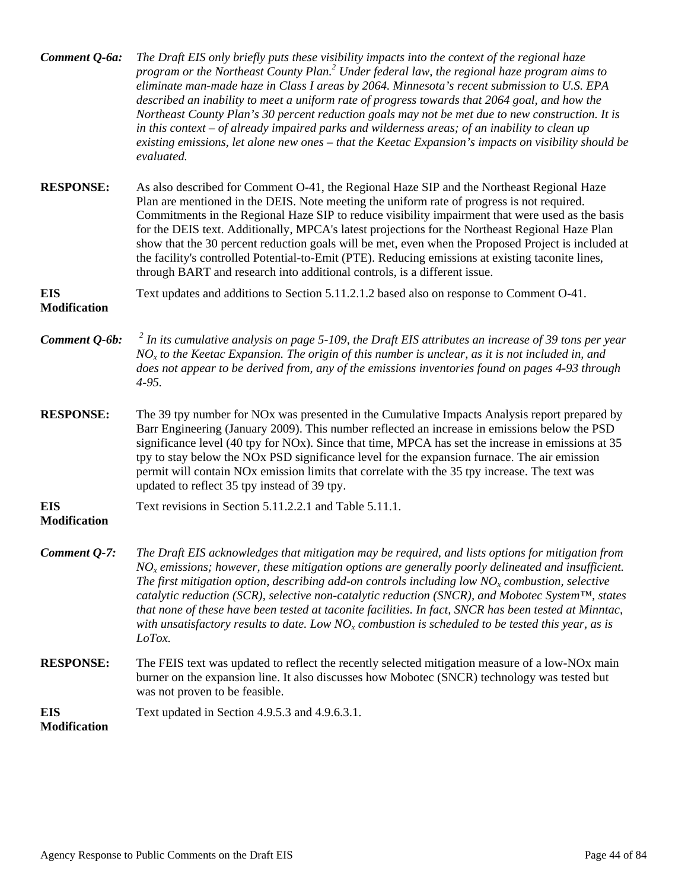**Comment Q-6a:** *The Draft EIS only briefly puts these visibility impacts into the context of the regional haze program or the Northeast County Plan.[2] Under federal law, the regional haze program aims to eliminate man-made haze in Class I areas by 2064. Minnesota's recent submission to U.S. EPA described an inability to meet a uniform rate of progress towards that 2064 goal, and how the Northeast County Plan's 30 percent reduction goals may not be met due to new construction. It is in this context – of already impaired parks and wilderness areas; of an inability to clean up existing emissions, let alone new ones – that the Keetac Expansion's impacts on visibility should be evaluated.*

**RESPONSE:** As also described for Comment O-41, the Regional Haze SIP and the Northeast Regional Haze Plan are mentioned in the DEIS. Note meeting the uniform rate of progress is not required. Commitments in the Regional Haze SIP to reduce visibility impairment that were used as the basis for the DEIS text. Additionally, MPCA's latest projections for the Northeast Regional Haze Plan show that the 30 percent reduction goals will be met, even when the Proposed Project is included at the facility's controlled Potential-to-Emit (PTE). Reducing emissions at existing taconite lines, through BART and research into additional controls, is a different issue.

**EIS Modification** Text updates and additions to Section 5.11.2.1.2 based also on response to Comment O-41.

**Comment Q-6b:** *[2] In its cumulative analysis on page 5-109, the Draft EIS attributes an increase of 39 tons per year $NO_x$ to the Keetac Expansion. The origin of this number is unclear, as it is not included in, and does not appear to be derived from, any of the emissions inventories found on pages 4-93 through 4-95.*

**RESPONSE:** The 39 tpy number for NOx was presented in the Cumulative Impacts Analysis report prepared by Barr Engineering (January 2009). This number reflected an increase in emissions below the PSD significance level (40 tpy for NOx). Since that time, MPCA has set the increase in emissions at 35 tpy to stay below the NOx PSD significance level for the expansion furnace. The air emission permit will contain NOx emission limits that correlate with the 35 tpy increase. The text was updated to reflect 35 tpy instead of 39 tpy.

**EIS Modification** Text revisions in Section 5.11.2.2.1 and Table 5.11.1.

**Comment Q-7:** *The Draft EIS acknowledges that mitigation may be required, and lists options for mitigation from $NO_x$ emissions; however, these mitigation options are generally poorly delineated and insufficient. The first mitigation option, describing add-on controls including low $NO_x$ combustion, selective catalytic reduction (SCR), selective non-catalytic reduction (SNCR), and Mobotec System™, states that none of these have been tested at taconite facilities. In fact, SNCR has been tested at Minntac, with unsatisfactory results to date. Low $NO_x$ combustion is scheduled to be tested this year, as is LoTox.*

**RESPONSE:** The FEIS text was updated to reflect the recently selected mitigation measure of a low-NOx main burner on the expansion line. It also discusses how Mobotec (SNCR) technology was tested but was not proven to be feasible.

**EIS Modification** Text updated in Section 4.9.5.3 and 4.9.6.3.1.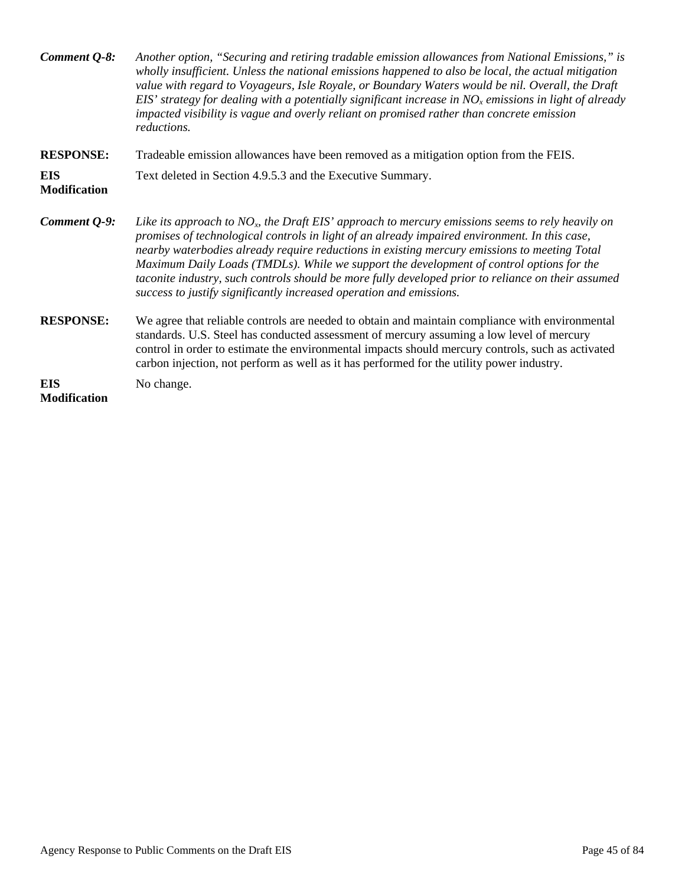***Comment Q-8:*** *Another option, "Securing and retiring tradable emission allowances from National Emissions," is wholly insufficient. Unless the national emissions happened to also be local, the actual mitigation value with regard to Voyageurs, Isle Royale, or Boundary Waters would be nil. Overall, the Draft EIS' strategy for dealing with a potentially significant increase in $NO_x$ emissions in light of already impacted visibility is vague and overly reliant on promised rather than concrete emission reductions.*

**RESPONSE:** Tradeable emission allowances have been removed as a mitigation option from the FEIS.

**EIS Modification** Text deleted in Section 4.9.5.3 and the Executive Summary.

***Comment Q-9:*** *Like its approach to $NO_x$, the Draft EIS' approach to mercury emissions seems to rely heavily on promises of technological controls in light of an already impaired environment. In this case, nearby waterbodies already require reductions in existing mercury emissions to meeting Total Maximum Daily Loads (TMDLs). While we support the development of control options for the taconite industry, such controls should be more fully developed prior to reliance on their assumed success to justify significantly increased operation and emissions.*

**RESPONSE:** We agree that reliable controls are needed to obtain and maintain compliance with environmental standards. U.S. Steel has conducted assessment of mercury assuming a low level of mercury control in order to estimate the environmental impacts should mercury controls, such as activated carbon injection, not perform as well as it has performed for the utility power industry.

**EIS Modification** No change.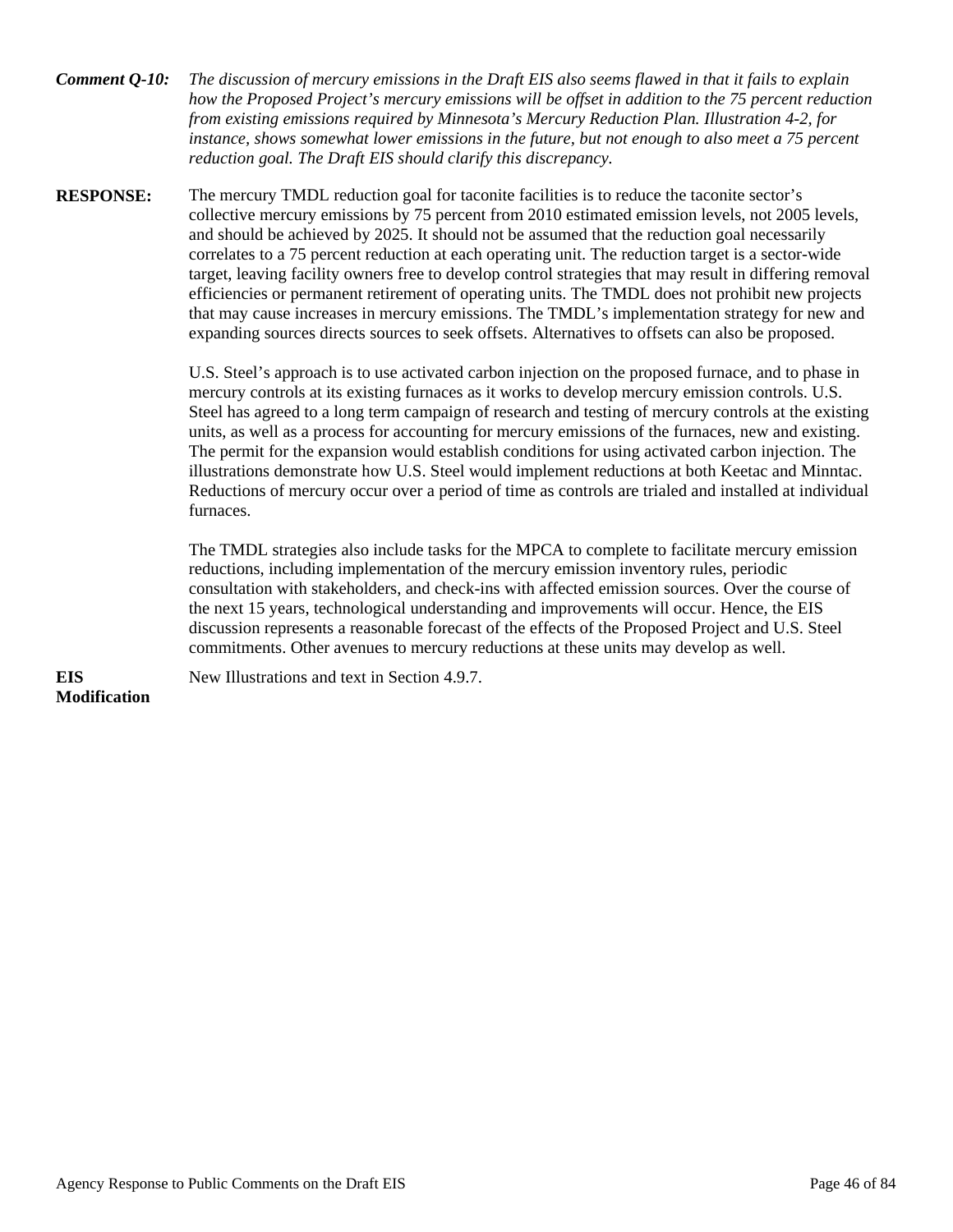***Comment Q-10:*** *The discussion of mercury emissions in the Draft EIS also seems flawed in that it fails to explain how the Proposed Project's mercury emissions will be offset in addition to the 75 percent reduction from existing emissions required by Minnesota's Mercury Reduction Plan. Illustration 4-2, for instance, shows somewhat lower emissions in the future, but not enough to also meet a 75 percent reduction goal. The Draft EIS should clarify this discrepancy.*

**RESPONSE:** The mercury TMDL reduction goal for taconite facilities is to reduce the taconite sector's collective mercury emissions by 75 percent from 2010 estimated emission levels, not 2005 levels, and should be achieved by 2025. It should not be assumed that the reduction goal necessarily correlates to a 75 percent reduction at each operating unit. The reduction target is a sector-wide target, leaving facility owners free to develop control strategies that may result in differing removal efficiencies or permanent retirement of operating units. The TMDL does not prohibit new projects that may cause increases in mercury emissions. The TMDL's implementation strategy for new and expanding sources directs sources to seek offsets. Alternatives to offsets can also be proposed.

U.S. Steel's approach is to use activated carbon injection on the proposed furnace, and to phase in mercury controls at its existing furnaces as it works to develop mercury emission controls. U.S. Steel has agreed to a long term campaign of research and testing of mercury controls at the existing units, as well as a process for accounting for mercury emissions of the furnaces, new and existing. The permit for the expansion would establish conditions for using activated carbon injection. The illustrations demonstrate how U.S. Steel would implement reductions at both Keetac and Minntac. Reductions of mercury occur over a period of time as controls are trialed and installed at individual furnaces.

The TMDL strategies also include tasks for the MPCA to complete to facilitate mercury emission reductions, including implementation of the mercury emission inventory rules, periodic consultation with stakeholders, and check-ins with affected emission sources. Over the course of the next 15 years, technological understanding and improvements will occur. Hence, the EIS discussion represents a reasonable forecast of the effects of the Proposed Project and U.S. Steel commitments. Other avenues to mercury reductions at these units may develop as well.

**EIS Modification** New Illustrations and text in Section 4.9.7.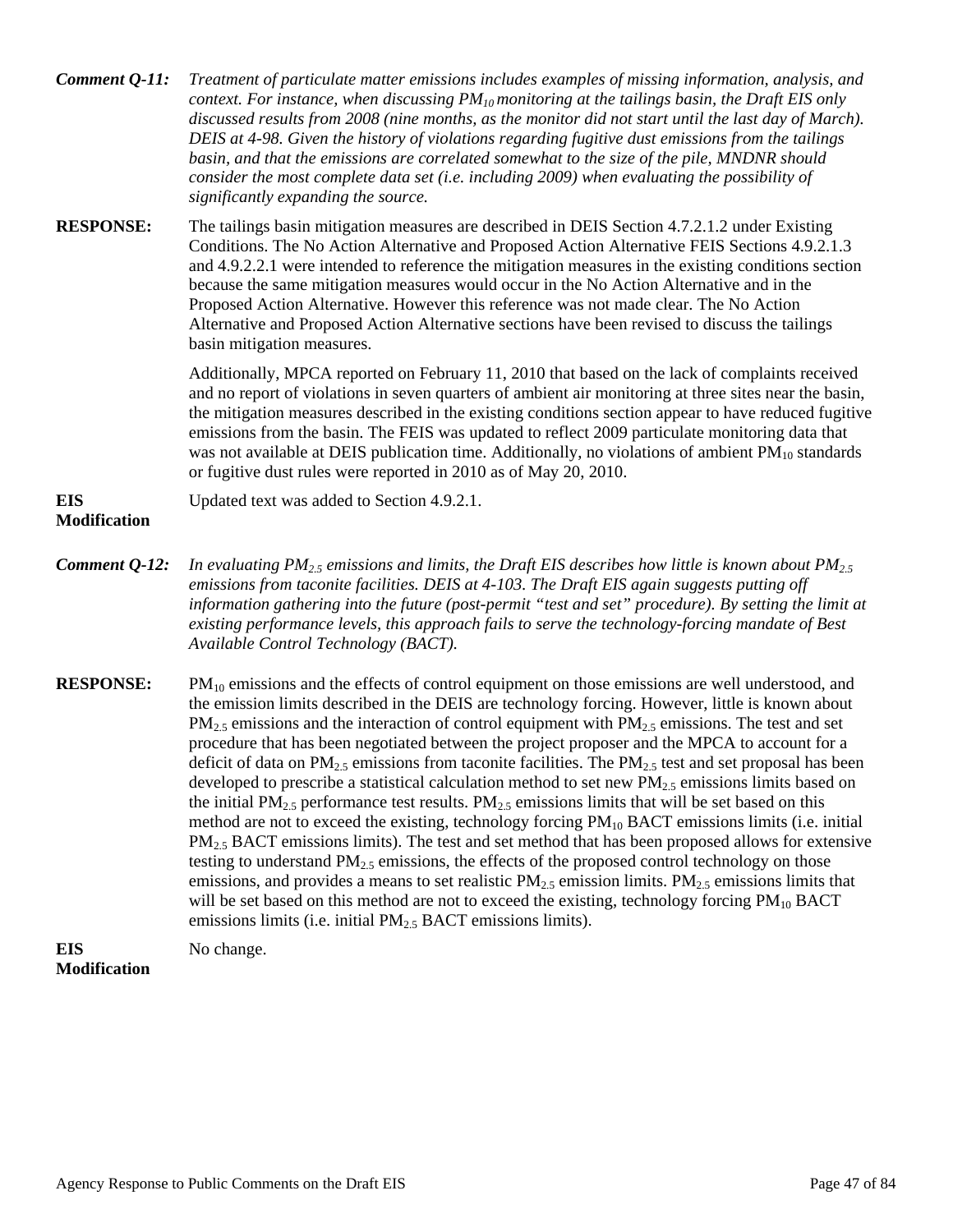**Comment Q-11:** *Treatment of particulate matter emissions includes examples of missing information, analysis, and context. For instance, when discussing $PM_{10}$ monitoring at the tailings basin, the Draft EIS only discussed results from 2008 (nine months, as the monitor did not start until the last day of March). DEIS at 4-98. Given the history of violations regarding fugitive dust emissions from the tailings basin, and that the emissions are correlated somewhat to the size of the pile, MNDNR should consider the most complete data set (i.e. including 2009) when evaluating the possibility of significantly expanding the source.*

**RESPONSE:** The tailings basin mitigation measures are described in DEIS Section 4.7.2.1.2 under Existing Conditions. The No Action Alternative and Proposed Action Alternative FEIS Sections 4.9.2.1.3 and 4.9.2.2.1 were intended to reference the mitigation measures in the existing conditions section because the same mitigation measures would occur in the No Action Alternative and in the Proposed Action Alternative. However this reference was not made clear. The No Action Alternative and Proposed Action Alternative sections have been revised to discuss the tailings basin mitigation measures.

Additionally, MPCA reported on February 11, 2010 that based on the lack of complaints received and no report of violations in seven quarters of ambient air monitoring at three sites near the basin, the mitigation measures described in the existing conditions section appear to have reduced fugitive emissions from the basin. The FEIS was updated to reflect 2009 particulate monitoring data that was not available at DEIS publication time. Additionally, no violations of ambient $PM_{10}$ standards or fugitive dust rules were reported in 2010 as of May 20, 2010.

**EIS Modification** Updated text was added to Section 4.9.2.1.

**Comment Q-12:** *In evaluating $PM_{2.5}$ emissions and limits, the Draft EIS describes how little is known about $PM_{2.5}$ emissions from taconite facilities. DEIS at 4-103. The Draft EIS again suggests putting off information gathering into the future (post-permit "test and set" procedure). By setting the limit at existing performance levels, this approach fails to serve the technology-forcing mandate of Best Available Control Technology (BACT).*

**RESPONSE:** $PM_{10}$ emissions and the effects of control equipment on those emissions are well understood, and the emission limits described in the DEIS are technology forcing. However, little is known about $PM_{2.5}$ emissions and the interaction of control equipment with $PM_{2.5}$ emissions. The test and set procedure that has been negotiated between the project proposer and the MPCA to account for a deficit of data on $PM_{2.5}$ emissions from taconite facilities. The $PM_{2.5}$ test and set proposal has been developed to prescribe a statistical calculation method to set new $PM_{2.5}$ emissions limits based on the initial $PM_{2.5}$ performance test results. $PM_{2.5}$ emissions limits that will be set based on this method are not to exceed the existing, technology forcing $PM_{10}$ BACT emissions limits (i.e. initial $PM_{2.5}$ BACT emissions limits). The test and set method that has been proposed allows for extensive testing to understand $PM_{2.5}$ emissions, the effects of the proposed control technology on those emissions, and provides a means to set realistic $PM_{2.5}$ emission limits. $PM_{2.5}$ emissions limits that will be set based on this method are not to exceed the existing, technology forcing $PM_{10}$ BACT emissions limits (i.e. initial $PM_{2.5}$ BACT emissions limits).

**EIS Modification** No change.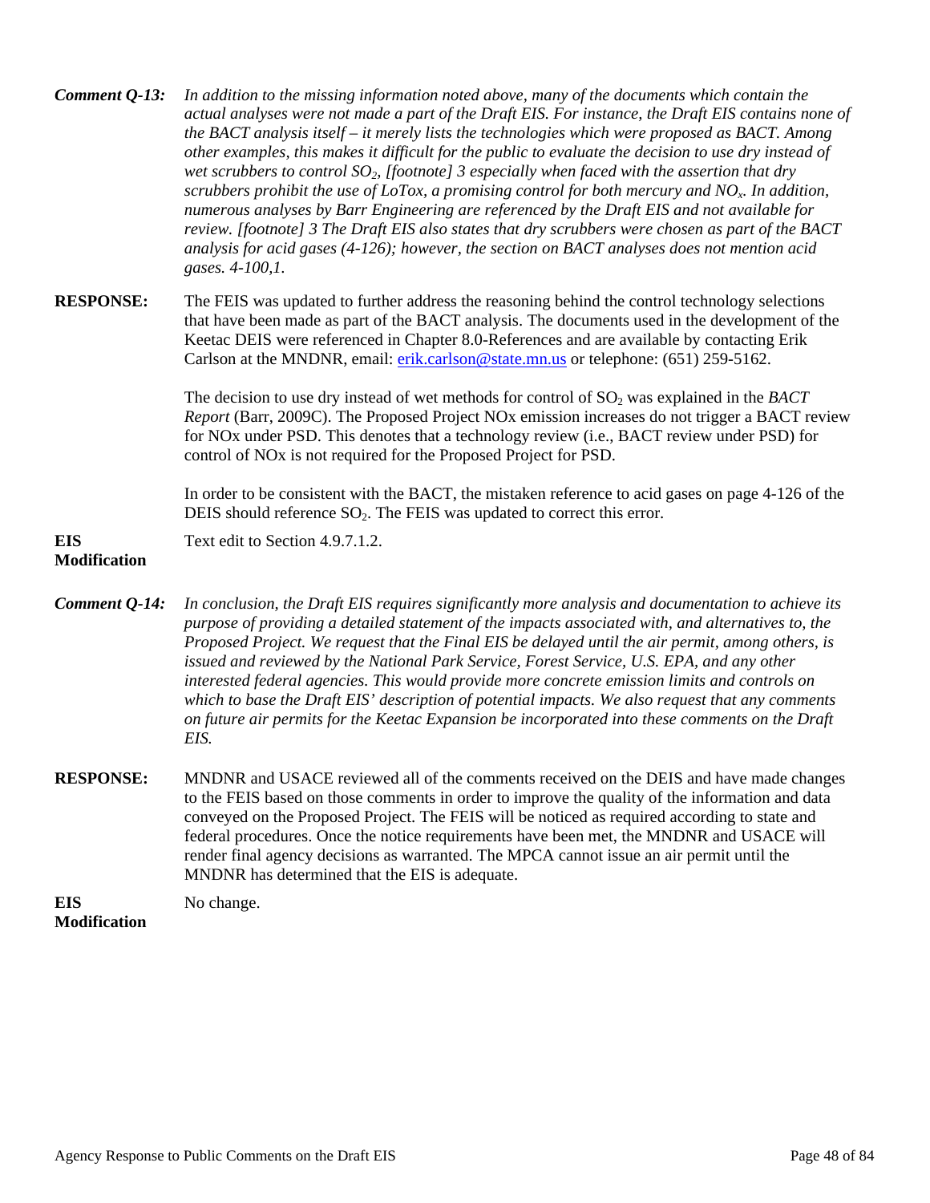**Comment Q-13:** *In addition to the missing information noted above, many of the documents which contain the actual analyses were not made a part of the Draft EIS. For instance, the Draft EIS contains none of the BACT analysis itself – it merely lists the technologies which were proposed as BACT. Among other examples, this makes it difficult for the public to evaluate the decision to use dry instead of wet scrubbers to control $SO_2$, [footnote] 3 especially when faced with the assertion that dry scrubbers prohibit the use of LoTox, a promising control for both mercury and $NO_x$. In addition, numerous analyses by Barr Engineering are referenced by the Draft EIS and not available for review. [footnote] 3 The Draft EIS also states that dry scrubbers were chosen as part of the BACT analysis for acid gases (4-126); however, the section on BACT analyses does not mention acid gases. 4-100,1.*

**RESPONSE:** The FEIS was updated to further address the reasoning behind the control technology selections that have been made as part of the BACT analysis. The documents used in the development of the Keetac DEIS were referenced in Chapter 8.0-References and are available by contacting Erik Carlson at the MNDNR, email: erik.carlson@state.mn.us or telephone: (651) 259-5162.

The decision to use dry instead of wet methods for control of $SO_2$ was explained in the *BACT Report* (Barr, 2009C). The Proposed Project NOx emission increases do not trigger a BACT review for NOx under PSD. This denotes that a technology review (i.e., BACT review under PSD) for control of NOx is not required for the Proposed Project for PSD.

In order to be consistent with the BACT, the mistaken reference to acid gases on page 4-126 of the DEIS should reference $SO_2$. The FEIS was updated to correct this error.

**EIS Modification** Text edit to Section 4.9.7.1.2.

**Comment Q-14:** *In conclusion, the Draft EIS requires significantly more analysis and documentation to achieve its purpose of providing a detailed statement of the impacts associated with, and alternatives to, the Proposed Project. We request that the Final EIS be delayed until the air permit, among others, is issued and reviewed by the National Park Service, Forest Service, U.S. EPA, and any other interested federal agencies. This would provide more concrete emission limits and controls on which to base the Draft EIS' description of potential impacts. We also request that any comments on future air permits for the Keetac Expansion be incorporated into these comments on the Draft EIS.*

**RESPONSE:** MNDNR and USACE reviewed all of the comments received on the DEIS and have made changes to the FEIS based on those comments in order to improve the quality of the information and data conveyed on the Proposed Project. The FEIS will be noticed as required according to state and federal procedures. Once the notice requirements have been met, the MNDNR and USACE will render final agency decisions as warranted. The MPCA cannot issue an air permit until the MNDNR has determined that the EIS is adequate.

**EIS Modification** No change.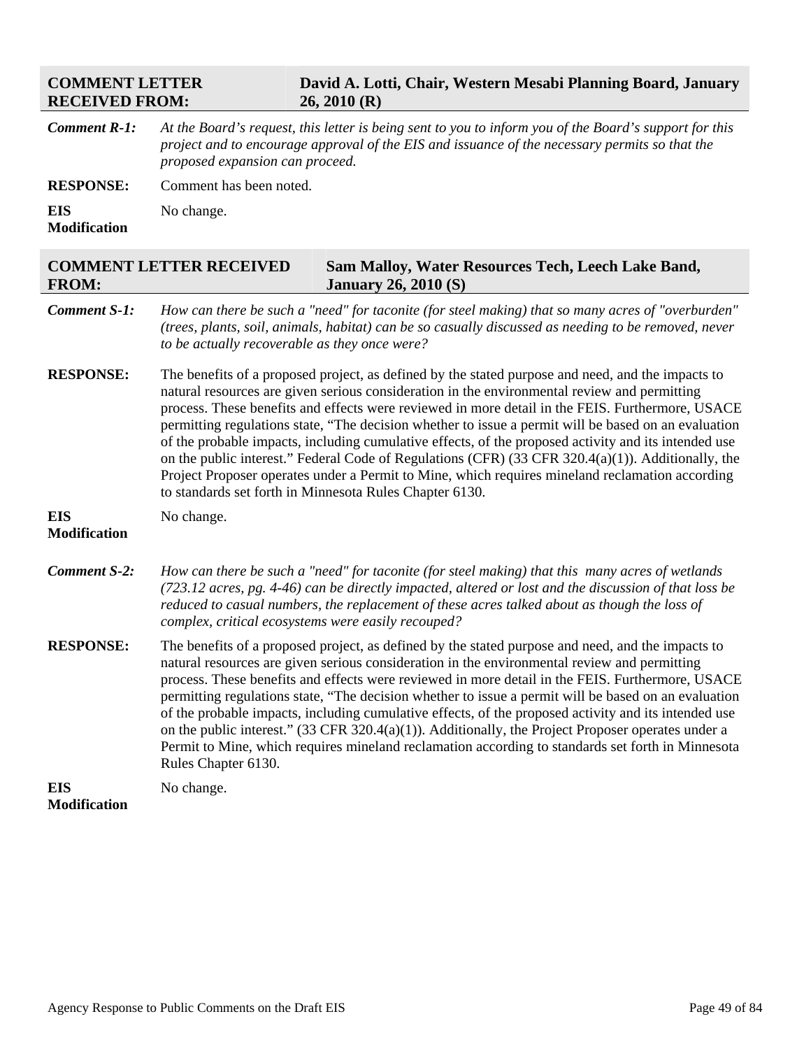| **COMMENT LETTER RECEIVED FROM:** | **David A. Lotti, Chair, Western Mesabi Planning Board, January 26, 2010 (R)** |
|---|---|

***Comment R-1:*** *At the Board's request, this letter is being sent to you to inform you of the Board's support for this project and to encourage approval of the EIS and issuance of the necessary permits so that the proposed expansion can proceed.*

**RESPONSE:** Comment has been noted.

**EIS Modification** No change.

| **COMMENT LETTER RECEIVED FROM:** | **Sam Malloy, Water Resources Tech, Leech Lake Band, January 26, 2010 (S)** |
|---|---|

***Comment S-1:*** *How can there be such a "need" for taconite (for steel making) that so many acres of "overburden" (trees, plants, soil, animals, habitat) can be so casually discussed as needing to be removed, never to be actually recoverable as they once were?*

**RESPONSE:** The benefits of a proposed project, as defined by the stated purpose and need, and the impacts to natural resources are given serious consideration in the environmental review and permitting process. These benefits and effects were reviewed in more detail in the FEIS. Furthermore, USACE permitting regulations state, "The decision whether to issue a permit will be based on an evaluation of the probable impacts, including cumulative effects, of the proposed activity and its intended use on the public interest." Federal Code of Regulations (CFR) (33 CFR 320.4(a)(1)). Additionally, the Project Proposer operates under a Permit to Mine, which requires mineland reclamation according to standards set forth in Minnesota Rules Chapter 6130.

**EIS Modification** No change.

***Comment S-2:*** *How can there be such a "need" for taconite (for steel making) that this many acres of wetlands (723.12 acres, pg. 4-46) can be directly impacted, altered or lost and the discussion of that loss be reduced to casual numbers, the replacement of these acres talked about as though the loss of complex, critical ecosystems were easily recouped?*

**RESPONSE:** The benefits of a proposed project, as defined by the stated purpose and need, and the impacts to natural resources are given serious consideration in the environmental review and permitting process. These benefits and effects were reviewed in more detail in the FEIS. Furthermore, USACE permitting regulations state, "The decision whether to issue a permit will be based on an evaluation of the probable impacts, including cumulative effects, of the proposed activity and its intended use on the public interest." (33 CFR 320.4(a)(1)). Additionally, the Project Proposer operates under a Permit to Mine, which requires mineland reclamation according to standards set forth in Minnesota Rules Chapter 6130.

**EIS Modification** No change.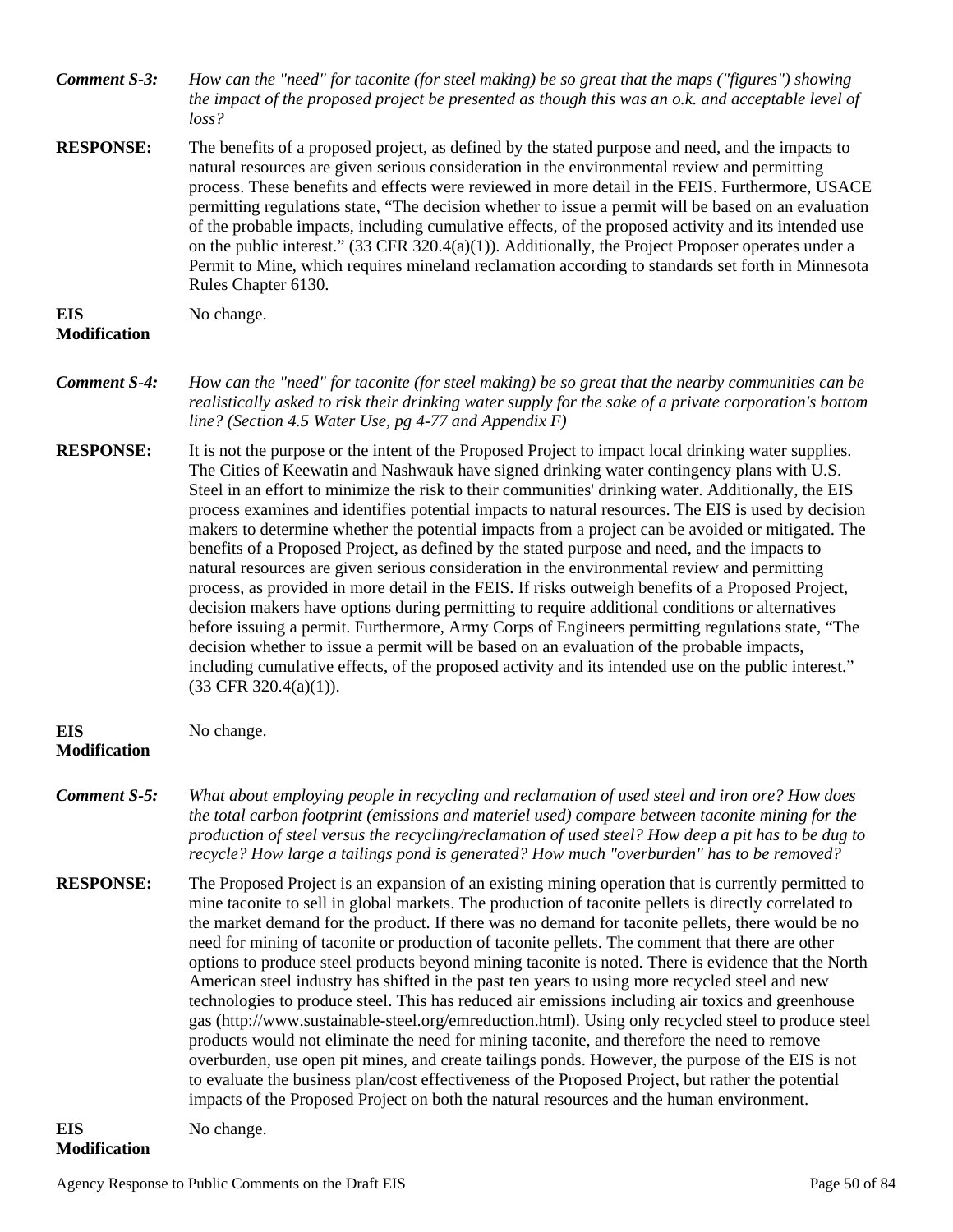**Comment S-3:** *How can the "need" for taconite (for steel making) be so great that the maps ("figures") showing the impact of the proposed project be presented as though this was an o.k. and acceptable level of loss?*

**RESPONSE:** The benefits of a proposed project, as defined by the stated purpose and need, and the impacts to natural resources are given serious consideration in the environmental review and permitting process. These benefits and effects were reviewed in more detail in the FEIS. Furthermore, USACE permitting regulations state, "The decision whether to issue a permit will be based on an evaluation of the probable impacts, including cumulative effects, of the proposed activity and its intended use on the public interest." (33 CFR 320.4(a)(1)). Additionally, the Project Proposer operates under a Permit to Mine, which requires mineland reclamation according to standards set forth in Minnesota Rules Chapter 6130.

**EIS Modification** No change.

**Comment S-4:** *How can the "need" for taconite (for steel making) be so great that the nearby communities can be realistically asked to risk their drinking water supply for the sake of a private corporation's bottom line? (Section 4.5 Water Use, pg 4-77 and Appendix F)*

**RESPONSE:** It is not the purpose or the intent of the Proposed Project to impact local drinking water supplies. The Cities of Keewatin and Nashwauk have signed drinking water contingency plans with U.S. Steel in an effort to minimize the risk to their communities' drinking water. Additionally, the EIS process examines and identifies potential impacts to natural resources. The EIS is used by decision makers to determine whether the potential impacts from a project can be avoided or mitigated. The benefits of a Proposed Project, as defined by the stated purpose and need, and the impacts to natural resources are given serious consideration in the environmental review and permitting process, as provided in more detail in the FEIS. If risks outweigh benefits of a Proposed Project, decision makers have options during permitting to require additional conditions or alternatives before issuing a permit. Furthermore, Army Corps of Engineers permitting regulations state, "The decision whether to issue a permit will be based on an evaluation of the probable impacts, including cumulative effects, of the proposed activity and its intended use on the public interest." (33 CFR 320.4(a)(1)).

**EIS Modification** No change.

**Comment S-5:** *What about employing people in recycling and reclamation of used steel and iron ore? How does the total carbon footprint (emissions and materiel used) compare between taconite mining for the production of steel versus the recycling/reclamation of used steel? How deep a pit has to be dug to recycle? How large a tailings pond is generated? How much "overburden" has to be removed?*

**RESPONSE:** The Proposed Project is an expansion of an existing mining operation that is currently permitted to mine taconite to sell in global markets. The production of taconite pellets is directly correlated to the market demand for the product. If there was no demand for taconite pellets, there would be no need for mining of taconite or production of taconite pellets. The comment that there are other options to produce steel products beyond mining taconite is noted. There is evidence that the North American steel industry has shifted in the past ten years to using more recycled steel and new technologies to produce steel. This has reduced air emissions including air toxics and greenhouse gas (http://www.sustainable-steel.org/emreduction.html). Using only recycled steel to produce steel products would not eliminate the need for mining taconite, and therefore the need to remove overburden, use open pit mines, and create tailings ponds. However, the purpose of the EIS is not to evaluate the business plan/cost effectiveness of the Proposed Project, but rather the potential impacts of the Proposed Project on both the natural resources and the human environment.

**EIS Modification** No change.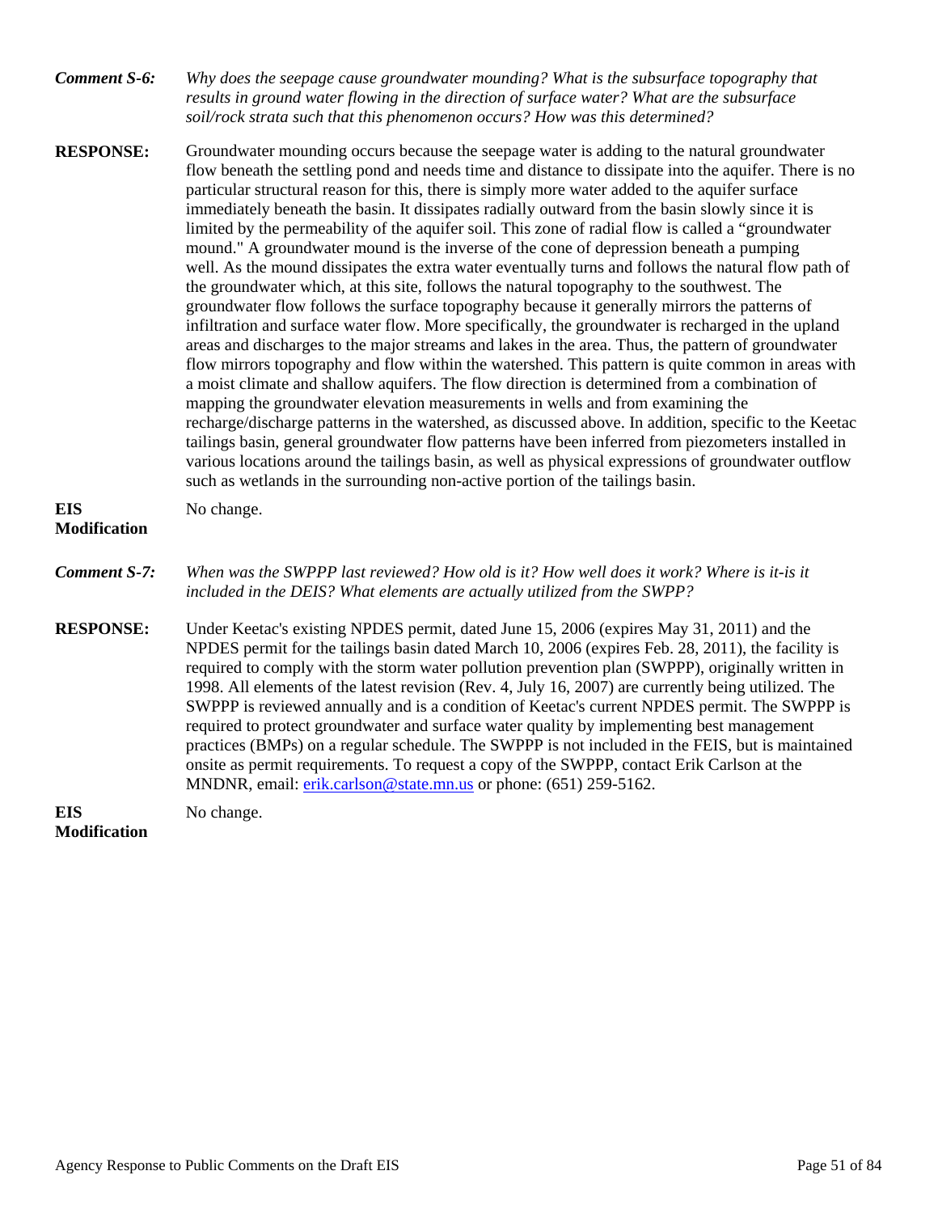***Comment S-6:*** *Why does the seepage cause groundwater mounding? What is the subsurface topography that results in ground water flowing in the direction of surface water? What are the subsurface soil/rock strata such that this phenomenon occurs? How was this determined?*

**RESPONSE:** Groundwater mounding occurs because the seepage water is adding to the natural groundwater flow beneath the settling pond and needs time and distance to dissipate into the aquifer. There is no particular structural reason for this, there is simply more water added to the aquifer surface immediately beneath the basin. It dissipates radially outward from the basin slowly since it is limited by the permeability of the aquifer soil. This zone of radial flow is called a "groundwater mound." A groundwater mound is the inverse of the cone of depression beneath a pumping well. As the mound dissipates the extra water eventually turns and follows the natural flow path of the groundwater which, at this site, follows the natural topography to the southwest. The groundwater flow follows the surface topography because it generally mirrors the patterns of infiltration and surface water flow. More specifically, the groundwater is recharged in the upland areas and discharges to the major streams and lakes in the area. Thus, the pattern of groundwater flow mirrors topography and flow within the watershed. This pattern is quite common in areas with a moist climate and shallow aquifers. The flow direction is determined from a combination of mapping the groundwater elevation measurements in wells and from examining the recharge/discharge patterns in the watershed, as discussed above. In addition, specific to the Keetac tailings basin, general groundwater flow patterns have been inferred from piezometers installed in various locations around the tailings basin, as well as physical expressions of groundwater outflow such as wetlands in the surrounding non-active portion of the tailings basin.

**EIS Modification** No change.

***Comment S-7:*** *When was the SWPPP last reviewed? How old is it? How well does it work? Where is it-is it included in the DEIS? What elements are actually utilized from the SWPP?*

**RESPONSE:** Under Keetac's existing NPDES permit, dated June 15, 2006 (expires May 31, 2011) and the NPDES permit for the tailings basin dated March 10, 2006 (expires Feb. 28, 2011), the facility is required to comply with the storm water pollution prevention plan (SWPPP), originally written in 1998. All elements of the latest revision (Rev. 4, July 16, 2007) are currently being utilized. The SWPPP is reviewed annually and is a condition of Keetac's current NPDES permit. The SWPPP is required to protect groundwater and surface water quality by implementing best management practices (BMPs) on a regular schedule. The SWPPP is not included in the FEIS, but is maintained onsite as permit requirements. To request a copy of the SWPPP, contact Erik Carlson at the MNDNR, email: erik.carlson@state.mn.us or phone: (651) 259-5162.

**EIS Modification** No change.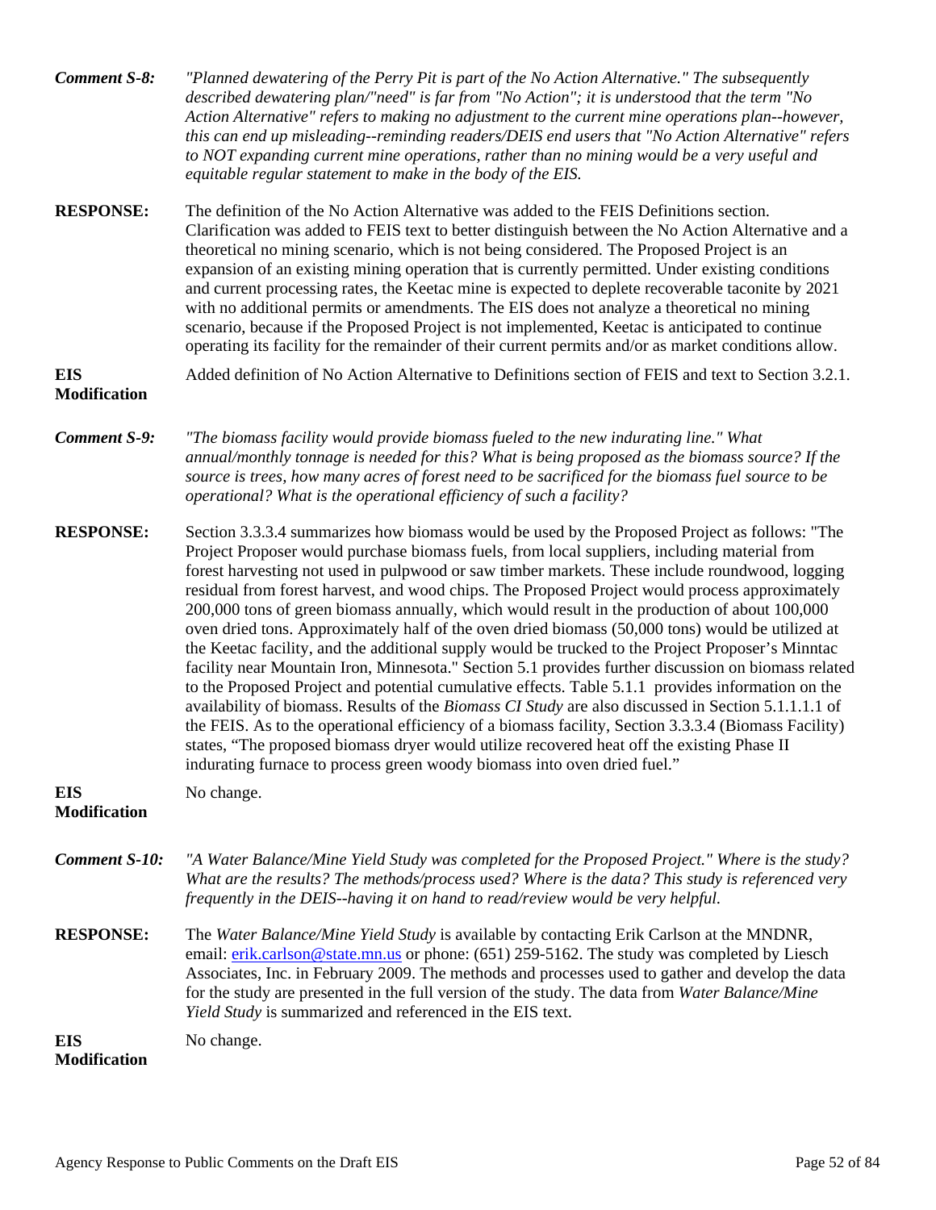***Comment S-8:*** *"Planned dewatering of the Perry Pit is part of the No Action Alternative." The subsequently described dewatering plan/"need" is far from "No Action"; it is understood that the term "No Action Alternative" refers to making no adjustment to the current mine operations plan--however, this can end up misleading--reminding readers/DEIS end users that "No Action Alternative" refers to NOT expanding current mine operations, rather than no mining would be a very useful and equitable regular statement to make in the body of the EIS.*

**RESPONSE:** The definition of the No Action Alternative was added to the FEIS Definitions section. Clarification was added to FEIS text to better distinguish between the No Action Alternative and a theoretical no mining scenario, which is not being considered. The Proposed Project is an expansion of an existing mining operation that is currently permitted. Under existing conditions and current processing rates, the Keetac mine is expected to deplete recoverable taconite by 2021 with no additional permits or amendments. The EIS does not analyze a theoretical no mining scenario, because if the Proposed Project is not implemented, Keetac is anticipated to continue operating its facility for the remainder of their current permits and/or as market conditions allow.

**EIS Modification** Added definition of No Action Alternative to Definitions section of FEIS and text to Section 3.2.1.

***Comment S-9:*** *"The biomass facility would provide biomass fueled to the new indurating line." What annual/monthly tonnage is needed for this? What is being proposed as the biomass source? If the source is trees, how many acres of forest need to be sacrificed for the biomass fuel source to be operational? What is the operational efficiency of such a facility?*

**RESPONSE:** Section 3.3.3.4 summarizes how biomass would be used by the Proposed Project as follows: "The Project Proposer would purchase biomass fuels, from local suppliers, including material from forest harvesting not used in pulpwood or saw timber markets. These include roundwood, logging residual from forest harvest, and wood chips. The Proposed Project would process approximately 200,000 tons of green biomass annually, which would result in the production of about 100,000 oven dried tons. Approximately half of the oven dried biomass (50,000 tons) would be utilized at the Keetac facility, and the additional supply would be trucked to the Project Proposer's Minntac facility near Mountain Iron, Minnesota." Section 5.1 provides further discussion on biomass related to the Proposed Project and potential cumulative effects. Table 5.1.1 provides information on the availability of biomass. Results of the *Biomass CI Study* are also discussed in Section 5.1.1.1.1 of the FEIS. As to the operational efficiency of a biomass facility, Section 3.3.3.4 (Biomass Facility) states, "The proposed biomass dryer would utilize recovered heat off the existing Phase II indurating furnace to process green woody biomass into oven dried fuel."

**EIS Modification** No change.

***Comment S-10:*** *"A Water Balance/Mine Yield Study was completed for the Proposed Project." Where is the study? What are the results? The methods/process used? Where is the data? This study is referenced very frequently in the DEIS--having it on hand to read/review would be very helpful.*

**RESPONSE:** The *Water Balance/Mine Yield Study* is available by contacting Erik Carlson at the MNDNR, email: erik.carlson@state.mn.us or phone: (651) 259-5162. The study was completed by Liesch Associates, Inc. in February 2009. The methods and processes used to gather and develop the data for the study are presented in the full version of the study. The data from *Water Balance/Mine Yield Study* is summarized and referenced in the EIS text.

**EIS Modification** No change.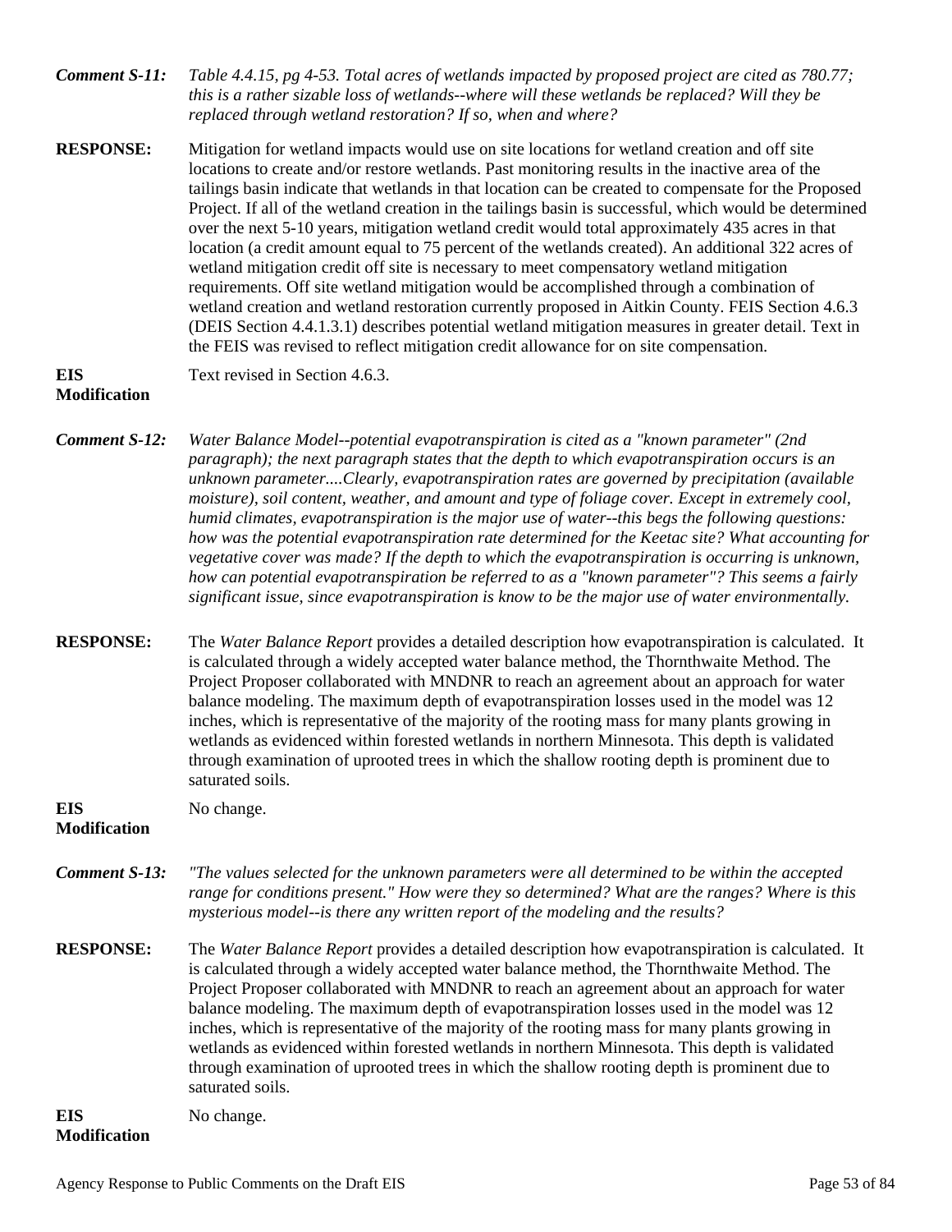***Comment S-11:*** *Table 4.4.15, pg 4-53. Total acres of wetlands impacted by proposed project are cited as 780.77; this is a rather sizable loss of wetlands--where will these wetlands be replaced? Will they be replaced through wetland restoration? If so, when and where?*

**RESPONSE:** Mitigation for wetland impacts would use on site locations for wetland creation and off site locations to create and/or restore wetlands. Past monitoring results in the inactive area of the tailings basin indicate that wetlands in that location can be created to compensate for the Proposed Project. If all of the wetland creation in the tailings basin is successful, which would be determined over the next 5-10 years, mitigation wetland credit would total approximately 435 acres in that location (a credit amount equal to 75 percent of the wetlands created). An additional 322 acres of wetland mitigation credit off site is necessary to meet compensatory wetland mitigation requirements. Off site wetland mitigation would be accomplished through a combination of wetland creation and wetland restoration currently proposed in Aitkin County. FEIS Section 4.6.3 (DEIS Section 4.4.1.3.1) describes potential wetland mitigation measures in greater detail. Text in the FEIS was revised to reflect mitigation credit allowance for on site compensation.

**EIS Modification** Text revised in Section 4.6.3.

***Comment S-12:*** *Water Balance Model--potential evapotranspiration is cited as a "known parameter" (2nd paragraph); the next paragraph states that the depth to which evapotranspiration occurs is an unknown parameter....Clearly, evapotranspiration rates are governed by precipitation (available moisture), soil content, weather, and amount and type of foliage cover. Except in extremely cool, humid climates, evapotranspiration is the major use of water--this begs the following questions: how was the potential evapotranspiration rate determined for the Keetac site? What accounting for vegetative cover was made? If the depth to which the evapotranspiration is occurring is unknown, how can potential evapotranspiration be referred to as a "known parameter"? This seems a fairly significant issue, since evapotranspiration is know to be the major use of water environmentally.*

**RESPONSE:** The *Water Balance Report* provides a detailed description how evapotranspiration is calculated. It is calculated through a widely accepted water balance method, the Thornthwaite Method. The Project Proposer collaborated with MNDNR to reach an agreement about an approach for water balance modeling. The maximum depth of evapotranspiration losses used in the model was 12 inches, which is representative of the majority of the rooting mass for many plants growing in wetlands as evidenced within forested wetlands in northern Minnesota. This depth is validated through examination of uprooted trees in which the shallow rooting depth is prominent due to saturated soils.

**EIS Modification** No change.

***Comment S-13:*** *"The values selected for the unknown parameters were all determined to be within the accepted range for conditions present." How were they so determined? What are the ranges? Where is this mysterious model--is there any written report of the modeling and the results?*

**RESPONSE:** The *Water Balance Report* provides a detailed description how evapotranspiration is calculated. It is calculated through a widely accepted water balance method, the Thornthwaite Method. The Project Proposer collaborated with MNDNR to reach an agreement about an approach for water balance modeling. The maximum depth of evapotranspiration losses used in the model was 12 inches, which is representative of the majority of the rooting mass for many plants growing in wetlands as evidenced within forested wetlands in northern Minnesota. This depth is validated through examination of uprooted trees in which the shallow rooting depth is prominent due to saturated soils.

**EIS Modification** No change.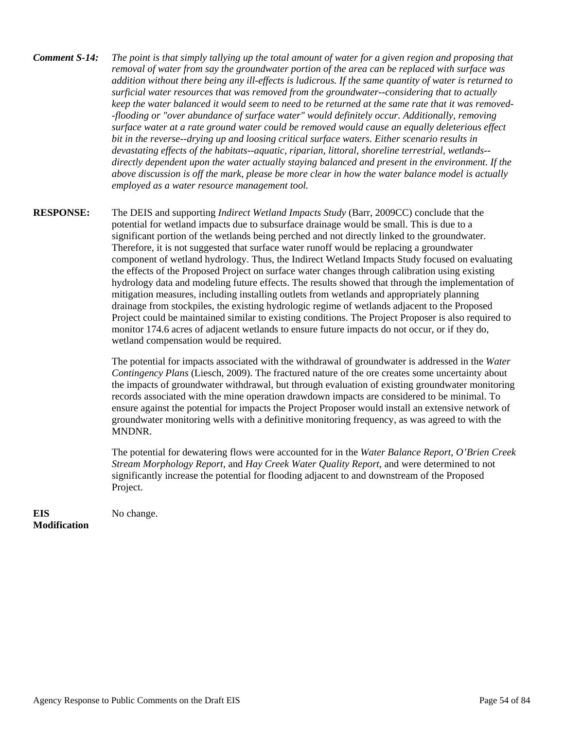***Comment S-14:*** *The point is that simply tallying up the total amount of water for a given region and proposing that removal of water from say the groundwater portion of the area can be replaced with surface was addition without there being any ill-effects is ludicrous. If the same quantity of water is returned to surficial water resources that was removed from the groundwater--considering that to actually keep the water balanced it would seem to need to be returned at the same rate that it was removed--flooding or "over abundance of surface water" would definitely occur. Additionally, removing surface water at a rate ground water could be removed would cause an equally deleterious effect bit in the reverse--drying up and loosing critical surface waters. Either scenario results in devastating effects of the habitats--aquatic, riparian, littoral, shoreline terrestrial, wetlands--directly dependent upon the water actually staying balanced and present in the environment. If the above discussion is off the mark, please be more clear in how the water balance model is actually employed as a water resource management tool.*

**RESPONSE:** The DEIS and supporting *Indirect Wetland Impacts Study* (Barr, 2009CC) conclude that the potential for wetland impacts due to subsurface drainage would be small. This is due to a significant portion of the wetlands being perched and not directly linked to the groundwater. Therefore, it is not suggested that surface water runoff would be replacing a groundwater component of wetland hydrology. Thus, the Indirect Wetland Impacts Study focused on evaluating the effects of the Proposed Project on surface water changes through calibration using existing hydrology data and modeling future effects. The results showed that through the implementation of mitigation measures, including installing outlets from wetlands and appropriately planning drainage from stockpiles, the existing hydrologic regime of wetlands adjacent to the Proposed Project could be maintained similar to existing conditions. The Project Proposer is also required to monitor 174.6 acres of adjacent wetlands to ensure future impacts do not occur, or if they do, wetland compensation would be required.

The potential for impacts associated with the withdrawal of groundwater is addressed in the *Water Contingency Plans* (Liesch, 2009). The fractured nature of the ore creates some uncertainty about the impacts of groundwater withdrawal, but through evaluation of existing groundwater monitoring records associated with the mine operation drawdown impacts are considered to be minimal. To ensure against the potential for impacts the Project Proposer would install an extensive network of groundwater monitoring wells with a definitive monitoring frequency, as was agreed to with the MNDNR.

The potential for dewatering flows were accounted for in the *Water Balance Report*, *O'Brien Creek Stream Morphology Report*, and *Hay Creek Water Quality Report*, and were determined to not significantly increase the potential for flooding adjacent to and downstream of the Proposed Project.

**EIS Modification** No change.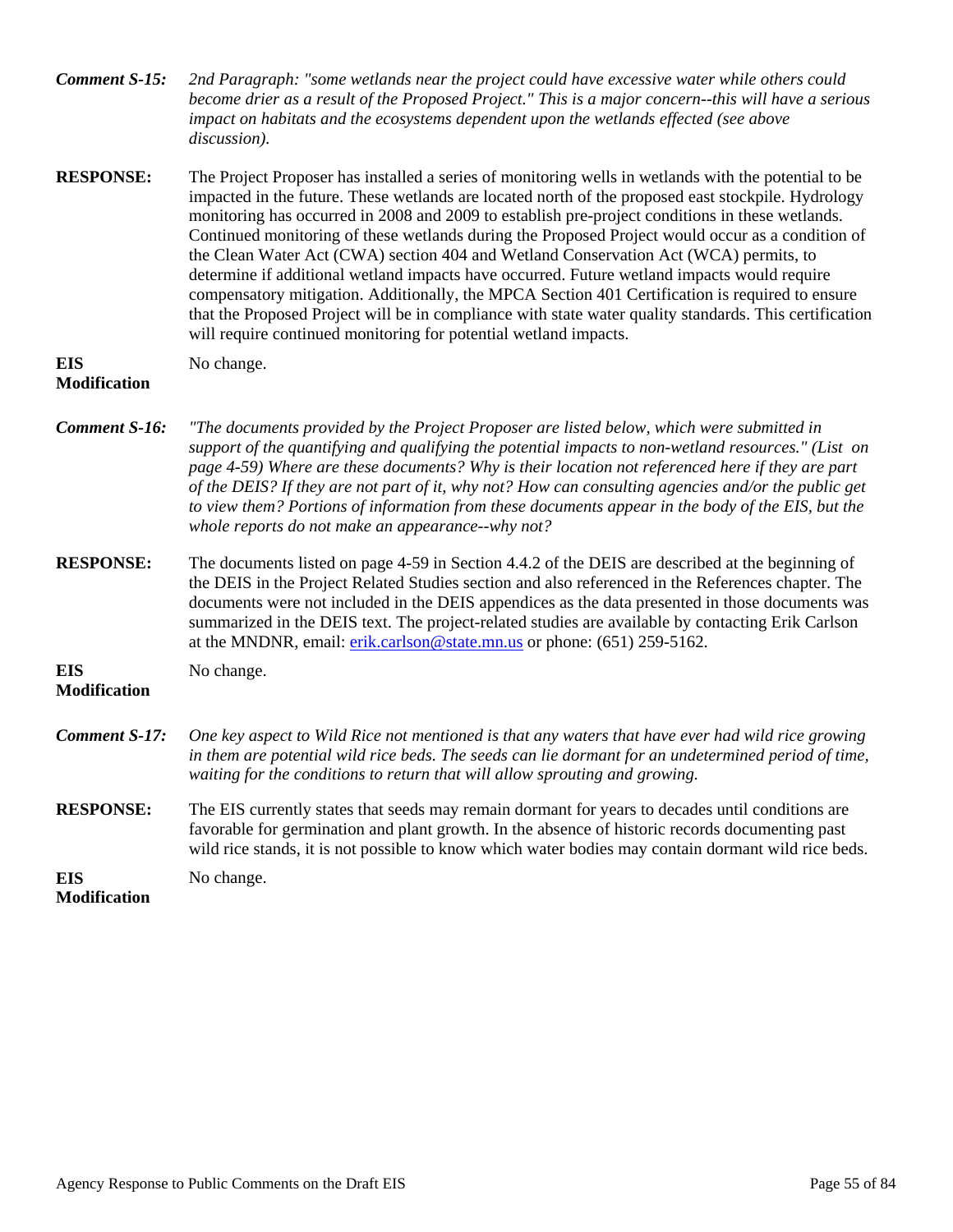***Comment S-15:*** *2nd Paragraph: "some wetlands near the project could have excessive water while others could become drier as a result of the Proposed Project." This is a major concern--this will have a serious impact on habitats and the ecosystems dependent upon the wetlands effected (see above discussion).*

**RESPONSE:** The Project Proposer has installed a series of monitoring wells in wetlands with the potential to be impacted in the future. These wetlands are located north of the proposed east stockpile. Hydrology monitoring has occurred in 2008 and 2009 to establish pre-project conditions in these wetlands. Continued monitoring of these wetlands during the Proposed Project would occur as a condition of the Clean Water Act (CWA) section 404 and Wetland Conservation Act (WCA) permits, to determine if additional wetland impacts have occurred. Future wetland impacts would require compensatory mitigation. Additionally, the MPCA Section 401 Certification is required to ensure that the Proposed Project will be in compliance with state water quality standards. This certification will require continued monitoring for potential wetland impacts.

**EIS Modification** No change.

***Comment S-16:*** *"The documents provided by the Project Proposer are listed below, which were submitted in support of the quantifying and qualifying the potential impacts to non-wetland resources." (List on page 4-59) Where are these documents? Why is their location not referenced here if they are part of the DEIS? If they are not part of it, why not? How can consulting agencies and/or the public get to view them? Portions of information from these documents appear in the body of the EIS, but the whole reports do not make an appearance--why not?*

**RESPONSE:** The documents listed on page 4-59 in Section 4.4.2 of the DEIS are described at the beginning of the DEIS in the Project Related Studies section and also referenced in the References chapter. The documents were not included in the DEIS appendices as the data presented in those documents was summarized in the DEIS text. The project-related studies are available by contacting Erik Carlson at the MNDNR, email: erik.carlson@state.mn.us or phone: (651) 259-5162.

**EIS Modification** No change.

***Comment S-17:*** *One key aspect to Wild Rice not mentioned is that any waters that have ever had wild rice growing in them are potential wild rice beds. The seeds can lie dormant for an undetermined period of time, waiting for the conditions to return that will allow sprouting and growing.*

**RESPONSE:** The EIS currently states that seeds may remain dormant for years to decades until conditions are favorable for germination and plant growth. In the absence of historic records documenting past wild rice stands, it is not possible to know which water bodies may contain dormant wild rice beds.

**EIS Modification** No change.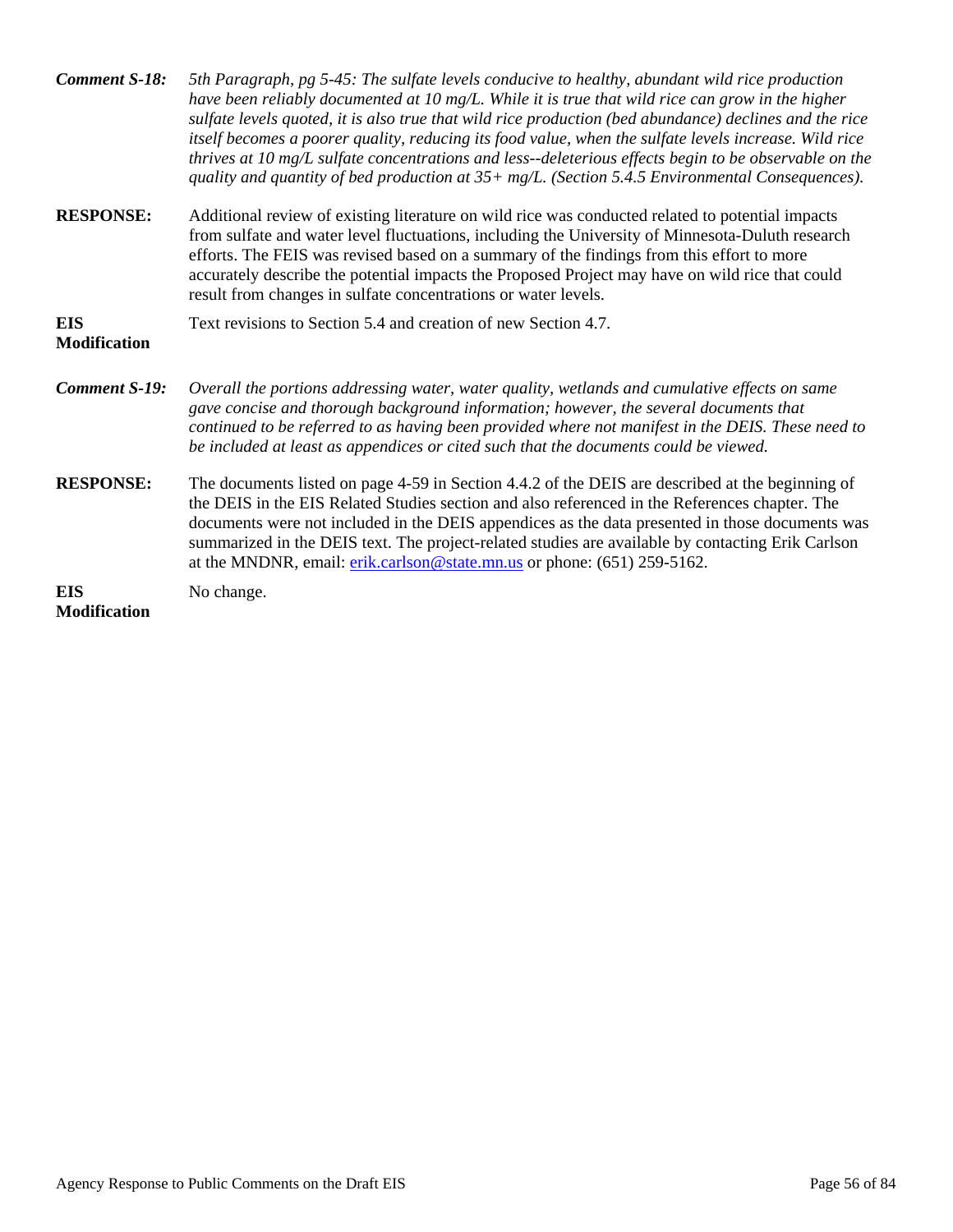***Comment S-18:*** *5th Paragraph, pg 5-45: The sulfate levels conducive to healthy, abundant wild rice production have been reliably documented at 10 mg/L. While it is true that wild rice can grow in the higher sulfate levels quoted, it is also true that wild rice production (bed abundance) declines and the rice itself becomes a poorer quality, reducing its food value, when the sulfate levels increase. Wild rice thrives at 10 mg/L sulfate concentrations and less--deleterious effects begin to be observable on the quality and quantity of bed production at 35+ mg/L. (Section 5.4.5 Environmental Consequences).*

**RESPONSE:** Additional review of existing literature on wild rice was conducted related to potential impacts from sulfate and water level fluctuations, including the University of Minnesota-Duluth research efforts. The FEIS was revised based on a summary of the findings from this effort to more accurately describe the potential impacts the Proposed Project may have on wild rice that could result from changes in sulfate concentrations or water levels.

**EIS Modification** Text revisions to Section 5.4 and creation of new Section 4.7.

***Comment S-19:*** *Overall the portions addressing water, water quality, wetlands and cumulative effects on same gave concise and thorough background information; however, the several documents that continued to be referred to as having been provided where not manifest in the DEIS. These need to be included at least as appendices or cited such that the documents could be viewed.*

**RESPONSE:** The documents listed on page 4-59 in Section 4.4.2 of the DEIS are described at the beginning of the DEIS in the EIS Related Studies section and also referenced in the References chapter. The documents were not included in the DEIS appendices as the data presented in those documents was summarized in the DEIS text. The project-related studies are available by contacting Erik Carlson at the MNDNR, email: erik.carlson@state.mn.us or phone: (651) 259-5162.

**EIS Modification** No change.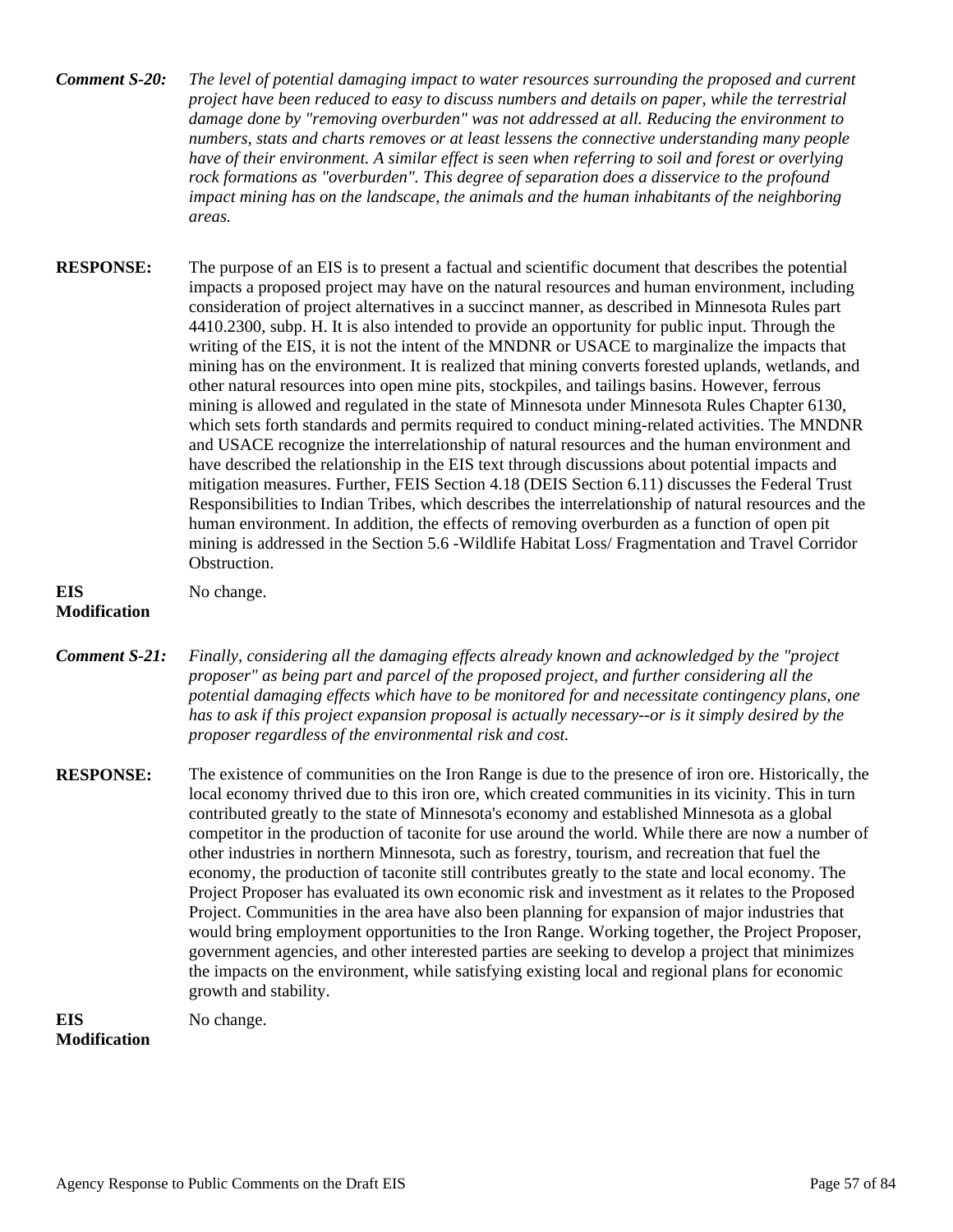***Comment S-20:*** *The level of potential damaging impact to water resources surrounding the proposed and current project have been reduced to easy to discuss numbers and details on paper, while the terrestrial damage done by "removing overburden" was not addressed at all. Reducing the environment to numbers, stats and charts removes or at least lessens the connective understanding many people have of their environment. A similar effect is seen when referring to soil and forest or overlying rock formations as "overburden". This degree of separation does a disservice to the profound impact mining has on the landscape, the animals and the human inhabitants of the neighboring areas.*

**RESPONSE:** The purpose of an EIS is to present a factual and scientific document that describes the potential impacts a proposed project may have on the natural resources and human environment, including consideration of project alternatives in a succinct manner, as described in Minnesota Rules part 4410.2300, subp. H. It is also intended to provide an opportunity for public input. Through the writing of the EIS, it is not the intent of the MNDNR or USACE to marginalize the impacts that mining has on the environment. It is realized that mining converts forested uplands, wetlands, and other natural resources into open mine pits, stockpiles, and tailings basins. However, ferrous mining is allowed and regulated in the state of Minnesota under Minnesota Rules Chapter 6130, which sets forth standards and permits required to conduct mining-related activities. The MNDNR and USACE recognize the interrelationship of natural resources and the human environment and have described the relationship in the EIS text through discussions about potential impacts and mitigation measures. Further, FEIS Section 4.18 (DEIS Section 6.11) discusses the Federal Trust Responsibilities to Indian Tribes, which describes the interrelationship of natural resources and the human environment. In addition, the effects of removing overburden as a function of open pit mining is addressed in the Section 5.6 -Wildlife Habitat Loss/ Fragmentation and Travel Corridor Obstruction.

**EIS Modification** No change.

***Comment S-21:*** *Finally, considering all the damaging effects already known and acknowledged by the "project proposer" as being part and parcel of the proposed project, and further considering all the potential damaging effects which have to be monitored for and necessitate contingency plans, one has to ask if this project expansion proposal is actually necessary--or is it simply desired by the proposer regardless of the environmental risk and cost.*

**RESPONSE:** The existence of communities on the Iron Range is due to the presence of iron ore. Historically, the local economy thrived due to this iron ore, which created communities in its vicinity. This in turn contributed greatly to the state of Minnesota's economy and established Minnesota as a global competitor in the production of taconite for use around the world. While there are now a number of other industries in northern Minnesota, such as forestry, tourism, and recreation that fuel the economy, the production of taconite still contributes greatly to the state and local economy. The Project Proposer has evaluated its own economic risk and investment as it relates to the Proposed Project. Communities in the area have also been planning for expansion of major industries that would bring employment opportunities to the Iron Range. Working together, the Project Proposer, government agencies, and other interested parties are seeking to develop a project that minimizes the impacts on the environment, while satisfying existing local and regional plans for economic growth and stability.

**EIS Modification** No change.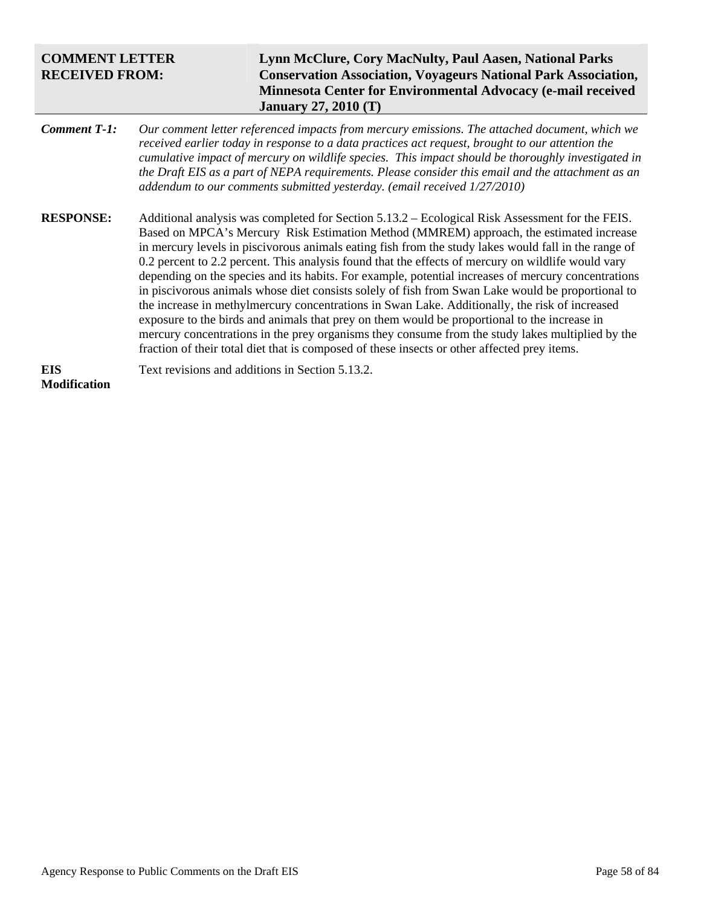| **COMMENT LETTER RECEIVED FROM:** | **Lynn McClure, Cory MacNulty, Paul Aasen, National Parks Conservation Association, Voyageurs National Park Association, Minnesota Center for Environmental Advocacy (e-mail received January 27, 2010 (T)** |
|---|---|

***Comment T-1:*** *Our comment letter referenced impacts from mercury emissions. The attached document, which we received earlier today in response to a data practices act request, brought to our attention the cumulative impact of mercury on wildlife species. This impact should be thoroughly investigated in the Draft EIS as a part of NEPA requirements. Please consider this email and the attachment as an addendum to our comments submitted yesterday. (email received 1/27/2010)*

**RESPONSE:** Additional analysis was completed for Section 5.13.2 – Ecological Risk Assessment for the FEIS. Based on MPCA's Mercury Risk Estimation Method (MMREM) approach, the estimated increase in mercury levels in piscivorous animals eating fish from the study lakes would fall in the range of 0.2 percent to 2.2 percent. This analysis found that the effects of mercury on wildlife would vary depending on the species and its habits. For example, potential increases of mercury concentrations in piscivorous animals whose diet consists solely of fish from Swan Lake would be proportional to the increase in methylmercury concentrations in Swan Lake. Additionally, the risk of increased exposure to the birds and animals that prey on them would be proportional to the increase in mercury concentrations in the prey organisms they consume from the study lakes multiplied by the fraction of their total diet that is composed of these insects or other affected prey items.

**EIS Modification** Text revisions and additions in Section 5.13.2.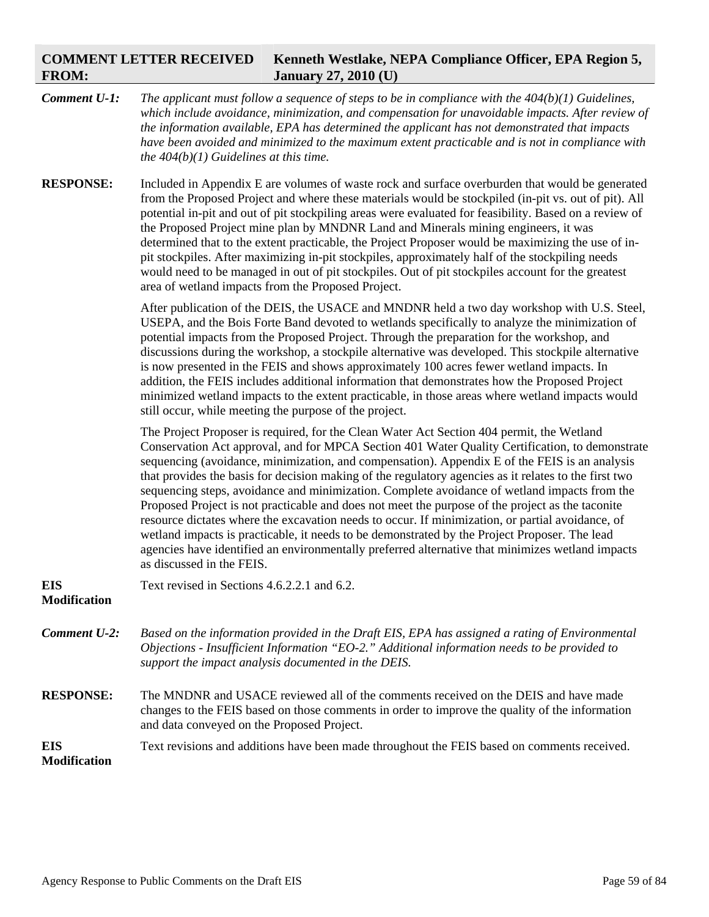| **COMMENT LETTER RECEIVED FROM:** | **Kenneth Westlake, NEPA Compliance Officer, EPA Region 5, January 27, 2010 (U)** |
|---|---|

**Comment U-1:** *The applicant must follow a sequence of steps to be in compliance with the 404(b)(1) Guidelines, which include avoidance, minimization, and compensation for unavoidable impacts. After review of the information available, EPA has determined the applicant has not demonstrated that impacts have been avoided and minimized to the maximum extent practicable and is not in compliance with the 404(b)(1) Guidelines at this time.*

**RESPONSE:** Included in Appendix E are volumes of waste rock and surface overburden that would be generated from the Proposed Project and where these materials would be stockpiled (in-pit vs. out of pit). All potential in-pit and out of pit stockpiling areas were evaluated for feasibility. Based on a review of the Proposed Project mine plan by MNDNR Land and Minerals mining engineers, it was determined that to the extent practicable, the Project Proposer would be maximizing the use of in-pit stockpiles. After maximizing in-pit stockpiles, approximately half of the stockpiling needs would need to be managed in out of pit stockpiles. Out of pit stockpiles account for the greatest area of wetland impacts from the Proposed Project.

After publication of the DEIS, the USACE and MNDNR held a two day workshop with U.S. Steel, USEPA, and the Bois Forte Band devoted to wetlands specifically to analyze the minimization of potential impacts from the Proposed Project. Through the preparation for the workshop, and discussions during the workshop, a stockpile alternative was developed. This stockpile alternative is now presented in the FEIS and shows approximately 100 acres fewer wetland impacts. In addition, the FEIS includes additional information that demonstrates how the Proposed Project minimized wetland impacts to the extent practicable, in those areas where wetland impacts would still occur, while meeting the purpose of the project.

The Project Proposer is required, for the Clean Water Act Section 404 permit, the Wetland Conservation Act approval, and for MPCA Section 401 Water Quality Certification, to demonstrate sequencing (avoidance, minimization, and compensation). Appendix E of the FEIS is an analysis that provides the basis for decision making of the regulatory agencies as it relates to the first two sequencing steps, avoidance and minimization. Complete avoidance of wetland impacts from the Proposed Project is not practicable and does not meet the purpose of the project as the taconite resource dictates where the excavation needs to occur. If minimization, or partial avoidance, of wetland impacts is practicable, it needs to be demonstrated by the Project Proposer. The lead agencies have identified an environmentally preferred alternative that minimizes wetland impacts as discussed in the FEIS.

**EIS Modification** Text revised in Sections 4.6.2.2.1 and 6.2.

**Comment U-2:** *Based on the information provided in the Draft EIS, EPA has assigned a rating of Environmental Objections - Insufficient Information "EO-2." Additional information needs to be provided to support the impact analysis documented in the DEIS.*

**RESPONSE:** The MNDNR and USACE reviewed all of the comments received on the DEIS and have made changes to the FEIS based on those comments in order to improve the quality of the information and data conveyed on the Proposed Project.

**EIS Modification** Text revisions and additions have been made throughout the FEIS based on comments received.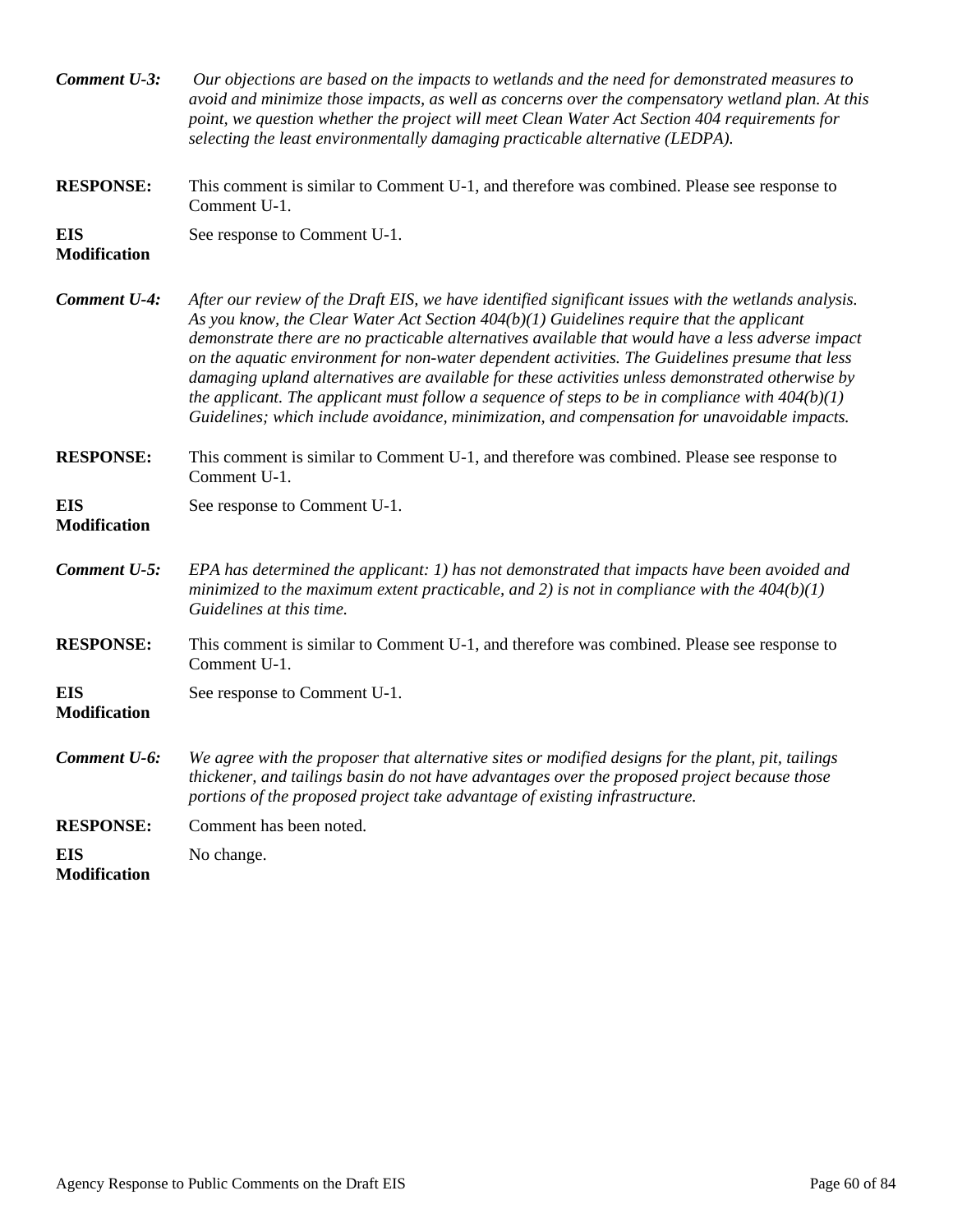***Comment U-3:*** *Our objections are based on the impacts to wetlands and the need for demonstrated measures to avoid and minimize those impacts, as well as concerns over the compensatory wetland plan. At this point, we question whether the project will meet Clean Water Act Section 404 requirements for selecting the least environmentally damaging practicable alternative (LEDPA).*

**RESPONSE:** This comment is similar to Comment U-1, and therefore was combined. Please see response to Comment U-1.

**EIS Modification** See response to Comment U-1.

***Comment U-4:*** *After our review of the Draft EIS, we have identified significant issues with the wetlands analysis. As you know, the Clear Water Act Section 404(b)(1) Guidelines require that the applicant demonstrate there are no practicable alternatives available that would have a less adverse impact on the aquatic environment for non-water dependent activities. The Guidelines presume that less damaging upland alternatives are available for these activities unless demonstrated otherwise by the applicant. The applicant must follow a sequence of steps to be in compliance with 404(b)(1) Guidelines; which include avoidance, minimization, and compensation for unavoidable impacts.*

**RESPONSE:** This comment is similar to Comment U-1, and therefore was combined. Please see response to Comment U-1.

**EIS Modification** See response to Comment U-1.

***Comment U-5:*** *EPA has determined the applicant: 1) has not demonstrated that impacts have been avoided and minimized to the maximum extent practicable, and 2) is not in compliance with the 404(b)(1) Guidelines at this time.*

**RESPONSE:** This comment is similar to Comment U-1, and therefore was combined. Please see response to Comment U-1.

**EIS Modification** See response to Comment U-1.

***Comment U-6:*** *We agree with the proposer that alternative sites or modified designs for the plant, pit, tailings thickener, and tailings basin do not have advantages over the proposed project because those portions of the proposed project take advantage of existing infrastructure.*

**RESPONSE:** Comment has been noted.

**EIS Modification** No change.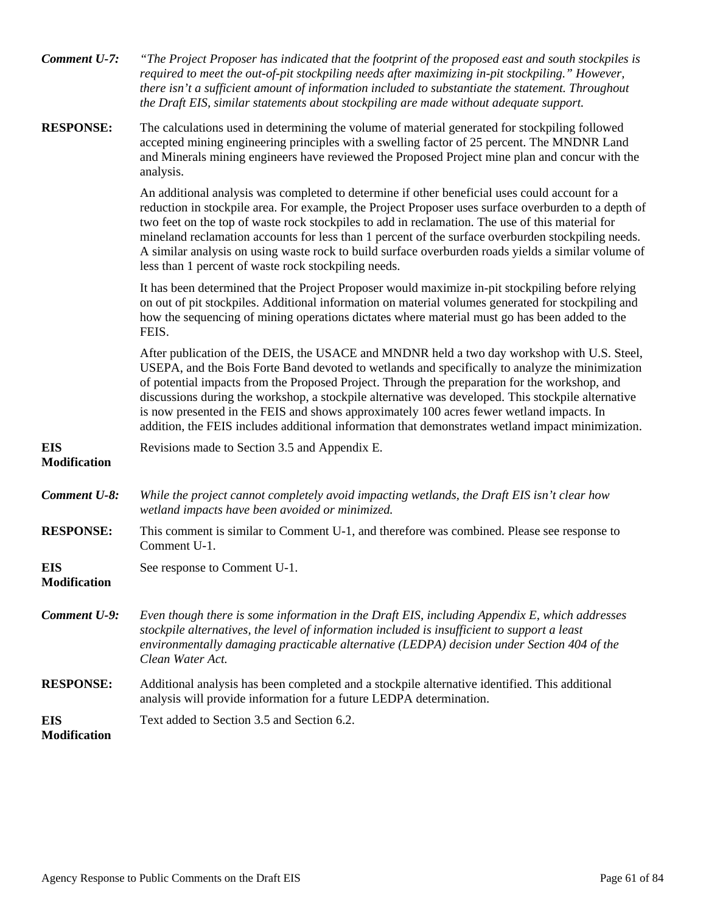***Comment U-7:*** *"The Project Proposer has indicated that the footprint of the proposed east and south stockpiles is required to meet the out-of-pit stockpiling needs after maximizing in-pit stockpiling." However, there isn't a sufficient amount of information included to substantiate the statement. Throughout the Draft EIS, similar statements about stockpiling are made without adequate support.*

**RESPONSE:** The calculations used in determining the volume of material generated for stockpiling followed accepted mining engineering principles with a swelling factor of 25 percent. The MNDNR Land and Minerals mining engineers have reviewed the Proposed Project mine plan and concur with the analysis.

An additional analysis was completed to determine if other beneficial uses could account for a reduction in stockpile area. For example, the Project Proposer uses surface overburden to a depth of two feet on the top of waste rock stockpiles to add in reclamation. The use of this material for mineland reclamation accounts for less than 1 percent of the surface overburden stockpiling needs. A similar analysis on using waste rock to build surface overburden roads yields a similar volume of less than 1 percent of waste rock stockpiling needs.

It has been determined that the Project Proposer would maximize in-pit stockpiling before relying on out of pit stockpiles. Additional information on material volumes generated for stockpiling and how the sequencing of mining operations dictates where material must go has been added to the FEIS.

After publication of the DEIS, the USACE and MNDNR held a two day workshop with U.S. Steel, USEPA, and the Bois Forte Band devoted to wetlands and specifically to analyze the minimization of potential impacts from the Proposed Project. Through the preparation for the workshop, and discussions during the workshop, a stockpile alternative was developed. This stockpile alternative is now presented in the FEIS and shows approximately 100 acres fewer wetland impacts. In addition, the FEIS includes additional information that demonstrates wetland impact minimization.

**EIS Modification** Revisions made to Section 3.5 and Appendix E.

***Comment U-8:*** *While the project cannot completely avoid impacting wetlands, the Draft EIS isn't clear how wetland impacts have been avoided or minimized.*

**RESPONSE:** This comment is similar to Comment U-1, and therefore was combined. Please see response to Comment U-1.

**EIS Modification** See response to Comment U-1.

***Comment U-9:*** *Even though there is some information in the Draft EIS, including Appendix E, which addresses stockpile alternatives, the level of information included is insufficient to support a least environmentally damaging practicable alternative (LEDPA) decision under Section 404 of the Clean Water Act.*

**RESPONSE:** Additional analysis has been completed and a stockpile alternative identified. This additional analysis will provide information for a future LEDPA determination.

**EIS Modification** Text added to Section 3.5 and Section 6.2.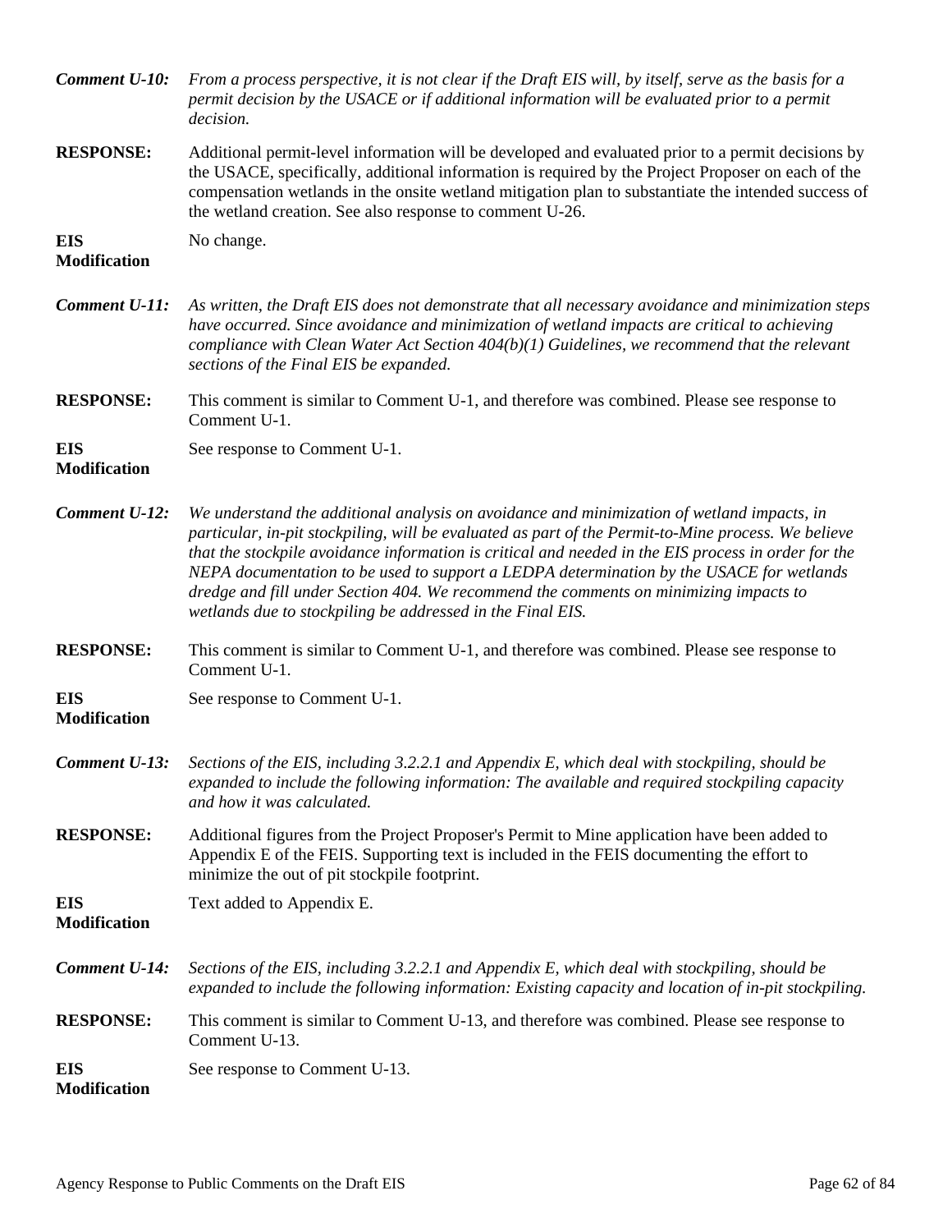***Comment U-10:*** *From a process perspective, it is not clear if the Draft EIS will, by itself, serve as the basis for a permit decision by the USACE or if additional information will be evaluated prior to a permit decision.*

**RESPONSE:** Additional permit-level information will be developed and evaluated prior to a permit decisions by the USACE, specifically, additional information is required by the Project Proposer on each of the compensation wetlands in the onsite wetland mitigation plan to substantiate the intended success of the wetland creation. See also response to comment U-26.

**EIS Modification** No change.

***Comment U-11:*** *As written, the Draft EIS does not demonstrate that all necessary avoidance and minimization steps have occurred. Since avoidance and minimization of wetland impacts are critical to achieving compliance with Clean Water Act Section 404(b)(1) Guidelines, we recommend that the relevant sections of the Final EIS be expanded.*

**RESPONSE:** This comment is similar to Comment U-1, and therefore was combined. Please see response to Comment U-1.

**EIS Modification** See response to Comment U-1.

***Comment U-12:*** *We understand the additional analysis on avoidance and minimization of wetland impacts, in particular, in-pit stockpiling, will be evaluated as part of the Permit-to-Mine process. We believe that the stockpile avoidance information is critical and needed in the EIS process in order for the NEPA documentation to be used to support a LEDPA determination by the USACE for wetlands dredge and fill under Section 404. We recommend the comments on minimizing impacts to wetlands due to stockpiling be addressed in the Final EIS.*

**RESPONSE:** This comment is similar to Comment U-1, and therefore was combined. Please see response to Comment U-1.

**EIS Modification** See response to Comment U-1.

***Comment U-13:*** *Sections of the EIS, including 3.2.2.1 and Appendix E, which deal with stockpiling, should be expanded to include the following information: The available and required stockpiling capacity and how it was calculated.*

**RESPONSE:** Additional figures from the Project Proposer's Permit to Mine application have been added to Appendix E of the FEIS. Supporting text is included in the FEIS documenting the effort to minimize the out of pit stockpile footprint.

**EIS Modification** Text added to Appendix E.

***Comment U-14:*** *Sections of the EIS, including 3.2.2.1 and Appendix E, which deal with stockpiling, should be expanded to include the following information: Existing capacity and location of in-pit stockpiling.*

**RESPONSE:** This comment is similar to Comment U-13, and therefore was combined. Please see response to Comment U-13.

**EIS Modification** See response to Comment U-13.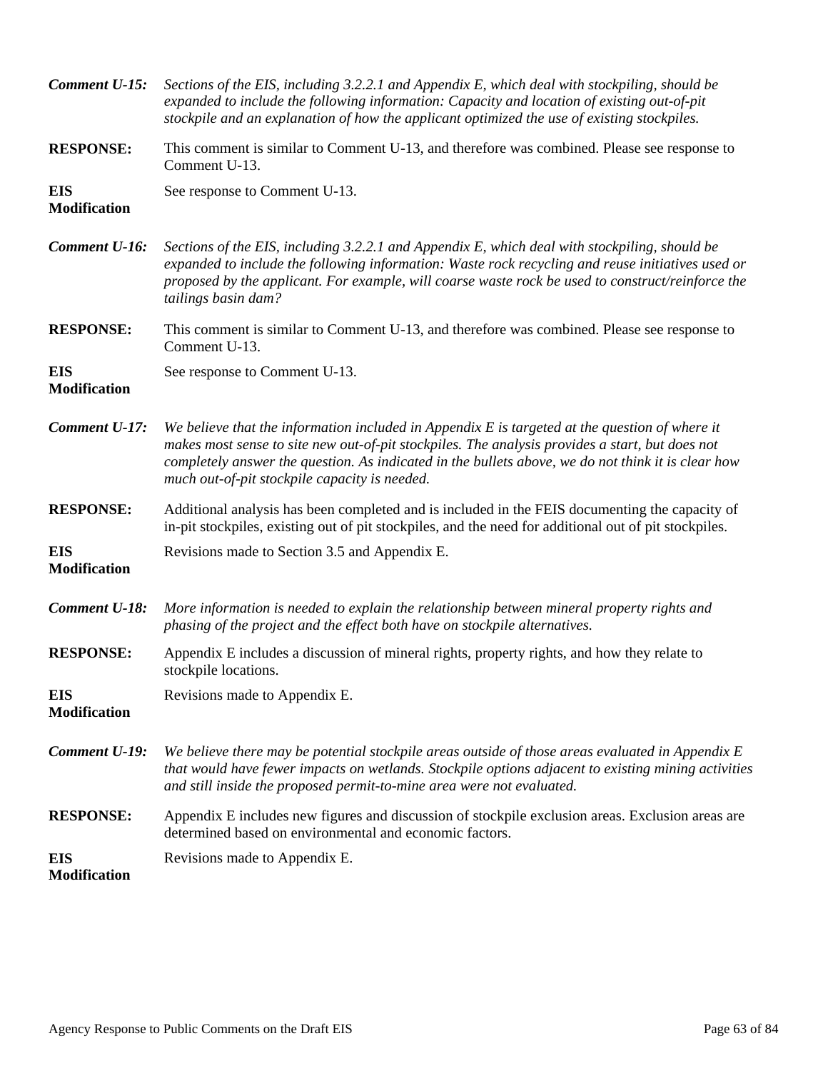***Comment U-15:*** *Sections of the EIS, including 3.2.2.1 and Appendix E, which deal with stockpiling, should be expanded to include the following information: Capacity and location of existing out-of-pit stockpile and an explanation of how the applicant optimized the use of existing stockpiles.*

**RESPONSE:** This comment is similar to Comment U-13, and therefore was combined. Please see response to Comment U-13.

**EIS Modification** See response to Comment U-13.

***Comment U-16:*** *Sections of the EIS, including 3.2.2.1 and Appendix E, which deal with stockpiling, should be expanded to include the following information: Waste rock recycling and reuse initiatives used or proposed by the applicant. For example, will coarse waste rock be used to construct/reinforce the tailings basin dam?*

**RESPONSE:** This comment is similar to Comment U-13, and therefore was combined. Please see response to Comment U-13.

**EIS Modification** See response to Comment U-13.

***Comment U-17:*** *We believe that the information included in Appendix E is targeted at the question of where it makes most sense to site new out-of-pit stockpiles. The analysis provides a start, but does not completely answer the question. As indicated in the bullets above, we do not think it is clear how much out-of-pit stockpile capacity is needed.*

**RESPONSE:** Additional analysis has been completed and is included in the FEIS documenting the capacity of in-pit stockpiles, existing out of pit stockpiles, and the need for additional out of pit stockpiles.

**EIS Modification** Revisions made to Section 3.5 and Appendix E.

***Comment U-18:*** *More information is needed to explain the relationship between mineral property rights and phasing of the project and the effect both have on stockpile alternatives.*

**RESPONSE:** Appendix E includes a discussion of mineral rights, property rights, and how they relate to stockpile locations.

**EIS Modification** Revisions made to Appendix E.

***Comment U-19:*** *We believe there may be potential stockpile areas outside of those areas evaluated in Appendix E that would have fewer impacts on wetlands. Stockpile options adjacent to existing mining activities and still inside the proposed permit-to-mine area were not evaluated.*

**RESPONSE:** Appendix E includes new figures and discussion of stockpile exclusion areas. Exclusion areas are determined based on environmental and economic factors.

**EIS Modification** Revisions made to Appendix E.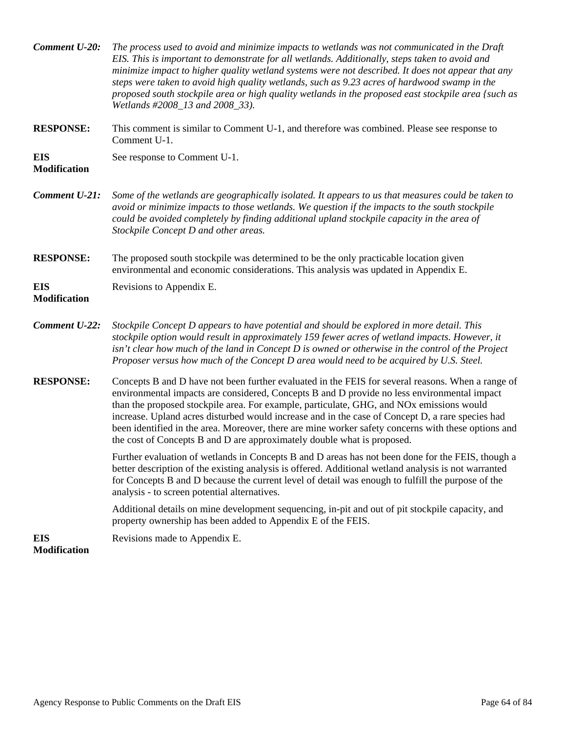***Comment U-20:*** *The process used to avoid and minimize impacts to wetlands was not communicated in the Draft EIS. This is important to demonstrate for all wetlands. Additionally, steps taken to avoid and minimize impact to higher quality wetland systems were not described. It does not appear that any steps were taken to avoid high quality wetlands, such as 9.23 acres of hardwood swamp in the proposed south stockpile area or high quality wetlands in the proposed east stockpile area {such as Wetlands #2008_13 and 2008_33).*

**RESPONSE:** This comment is similar to Comment U-1, and therefore was combined. Please see response to Comment U-1.

**EIS Modification** See response to Comment U-1.

***Comment U-21:*** *Some of the wetlands are geographically isolated. It appears to us that measures could be taken to avoid or minimize impacts to those wetlands. We question if the impacts to the south stockpile could be avoided completely by finding additional upland stockpile capacity in the area of Stockpile Concept D and other areas.*

**RESPONSE:** The proposed south stockpile was determined to be the only practicable location given environmental and economic considerations. This analysis was updated in Appendix E.

**EIS Modification** Revisions to Appendix E.

***Comment U-22:*** *Stockpile Concept D appears to have potential and should be explored in more detail. This stockpile option would result in approximately 159 fewer acres of wetland impacts. However, it isn't clear how much of the land in Concept D is owned or otherwise in the control of the Project Proposer versus how much of the Concept D area would need to be acquired by U.S. Steel.*

**RESPONSE:** Concepts B and D have not been further evaluated in the FEIS for several reasons. When a range of environmental impacts are considered, Concepts B and D provide no less environmental impact than the proposed stockpile area. For example, particulate, GHG, and NOx emissions would increase. Upland acres disturbed would increase and in the case of Concept D, a rare species had been identified in the area. Moreover, there are mine worker safety concerns with these options and the cost of Concepts B and D are approximately double what is proposed.

Further evaluation of wetlands in Concepts B and D areas has not been done for the FEIS, though a better description of the existing analysis is offered. Additional wetland analysis is not warranted for Concepts B and D because the current level of detail was enough to fulfill the purpose of the analysis - to screen potential alternatives.

Additional details on mine development sequencing, in-pit and out of pit stockpile capacity, and property ownership has been added to Appendix E of the FEIS.

**EIS Modification** Revisions made to Appendix E.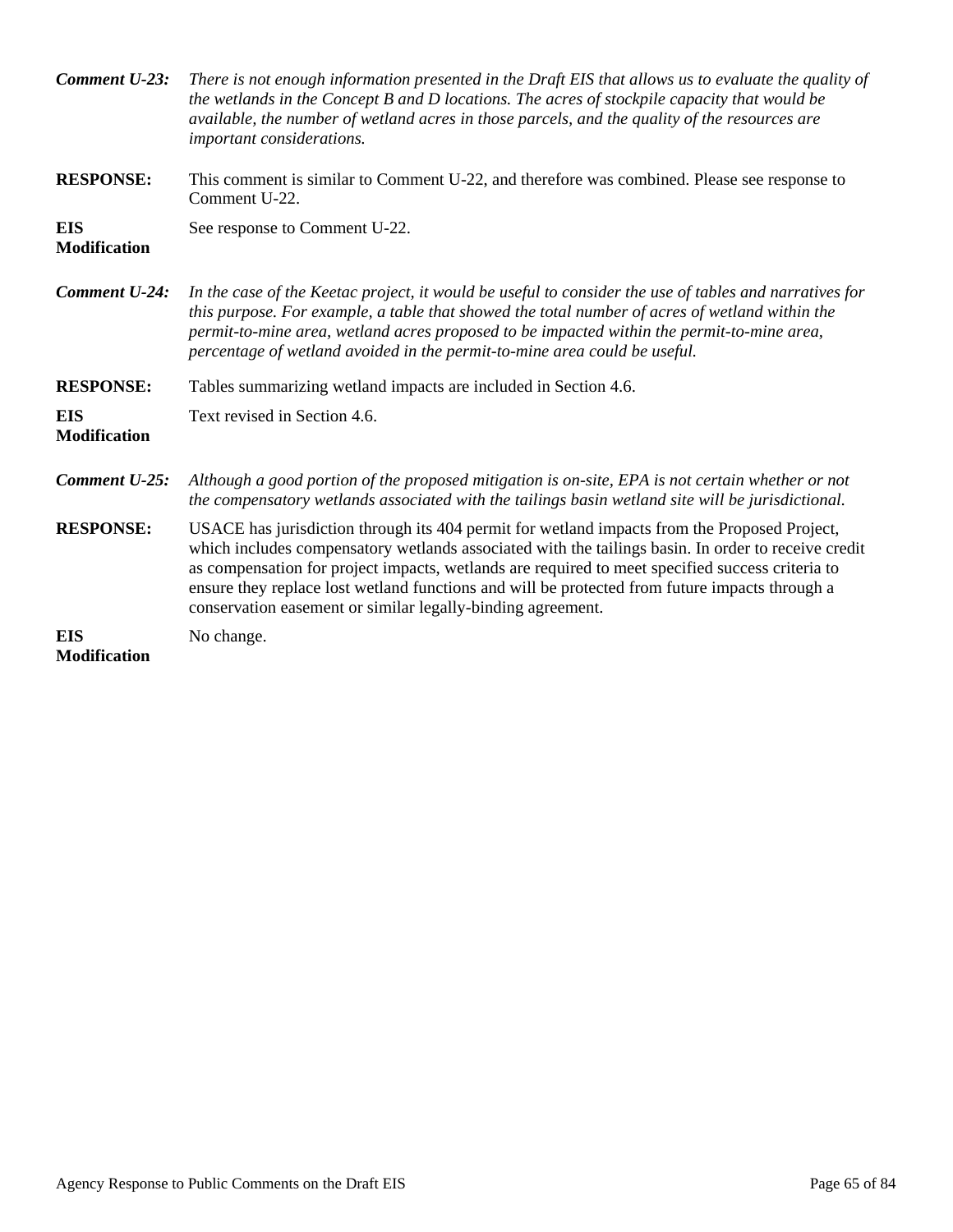***Comment U-23:*** *There is not enough information presented in the Draft EIS that allows us to evaluate the quality of the wetlands in the Concept B and D locations. The acres of stockpile capacity that would be available, the number of wetland acres in those parcels, and the quality of the resources are important considerations.*

**RESPONSE:** This comment is similar to Comment U-22, and therefore was combined. Please see response to Comment U-22.

**EIS Modification** See response to Comment U-22.

***Comment U-24:*** *In the case of the Keetac project, it would be useful to consider the use of tables and narratives for this purpose. For example, a table that showed the total number of acres of wetland within the permit-to-mine area, wetland acres proposed to be impacted within the permit-to-mine area, percentage of wetland avoided in the permit-to-mine area could be useful.*

**RESPONSE:** Tables summarizing wetland impacts are included in Section 4.6.

**EIS Modification** Text revised in Section 4.6.

***Comment U-25:*** *Although a good portion of the proposed mitigation is on-site, EPA is not certain whether or not the compensatory wetlands associated with the tailings basin wetland site will be jurisdictional.*

**RESPONSE:** USACE has jurisdiction through its 404 permit for wetland impacts from the Proposed Project, which includes compensatory wetlands associated with the tailings basin. In order to receive credit as compensation for project impacts, wetlands are required to meet specified success criteria to ensure they replace lost wetland functions and will be protected from future impacts through a conservation easement or similar legally-binding agreement.

**EIS Modification** No change.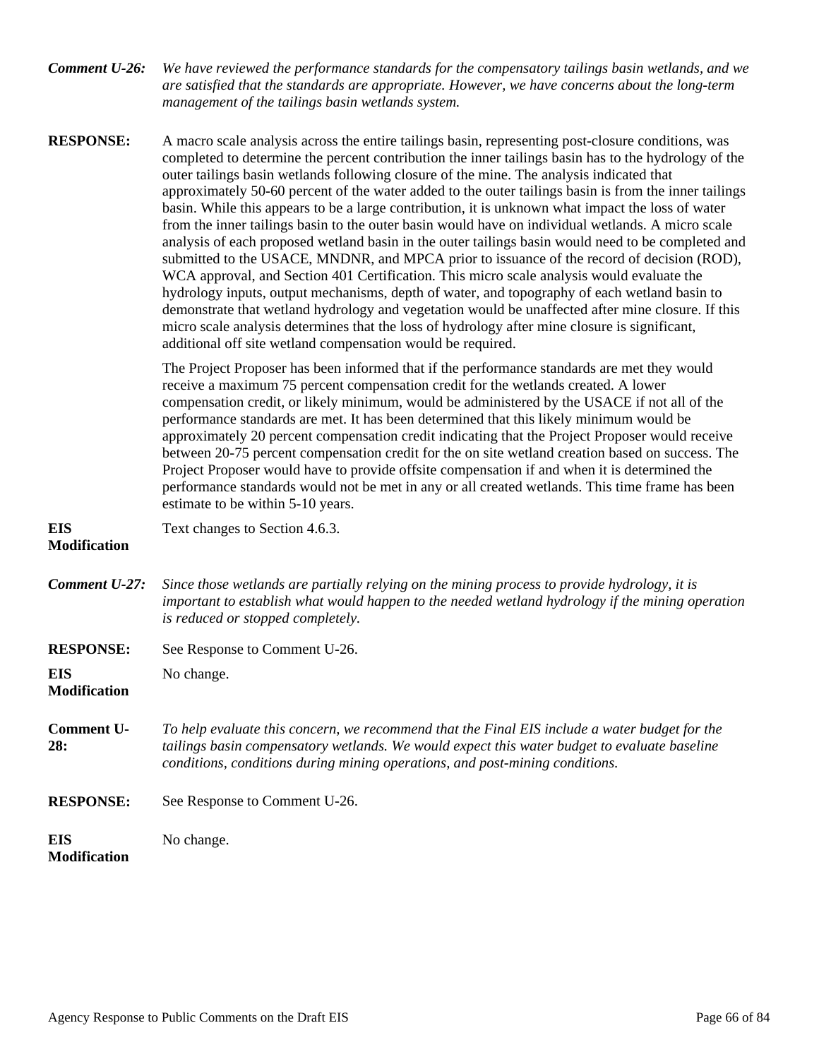***Comment U-26:*** *We have reviewed the performance standards for the compensatory tailings basin wetlands, and we are satisfied that the standards are appropriate. However, we have concerns about the long-term management of the tailings basin wetlands system.*

**RESPONSE:** A macro scale analysis across the entire tailings basin, representing post-closure conditions, was completed to determine the percent contribution the inner tailings basin has to the hydrology of the outer tailings basin wetlands following closure of the mine. The analysis indicated that approximately 50-60 percent of the water added to the outer tailings basin is from the inner tailings basin. While this appears to be a large contribution, it is unknown what impact the loss of water from the inner tailings basin to the outer basin would have on individual wetlands. A micro scale analysis of each proposed wetland basin in the outer tailings basin would need to be completed and submitted to the USACE, MNDNR, and MPCA prior to issuance of the record of decision (ROD), WCA approval, and Section 401 Certification. This micro scale analysis would evaluate the hydrology inputs, output mechanisms, depth of water, and topography of each wetland basin to demonstrate that wetland hydrology and vegetation would be unaffected after mine closure. If this micro scale analysis determines that the loss of hydrology after mine closure is significant, additional off site wetland compensation would be required.

The Project Proposer has been informed that if the performance standards are met they would receive a maximum 75 percent compensation credit for the wetlands created. A lower compensation credit, or likely minimum, would be administered by the USACE if not all of the performance standards are met. It has been determined that this likely minimum would be approximately 20 percent compensation credit indicating that the Project Proposer would receive between 20-75 percent compensation credit for the on site wetland creation based on success. The Project Proposer would have to provide offsite compensation if and when it is determined the performance standards would not be met in any or all created wetlands. This time frame has been estimate to be within 5-10 years.

**EIS Modification** Text changes to Section 4.6.3.

***Comment U-27:*** *Since those wetlands are partially relying on the mining process to provide hydrology, it is important to establish what would happen to the needed wetland hydrology if the mining operation is reduced or stopped completely.*

**RESPONSE:** See Response to Comment U-26.

**EIS Modification** No change.

**Comment U-28:** *To help evaluate this concern, we recommend that the Final EIS include a water budget for the tailings basin compensatory wetlands. We would expect this water budget to evaluate baseline conditions, conditions during mining operations, and post-mining conditions.*

**RESPONSE:** See Response to Comment U-26.

**EIS Modification** No change.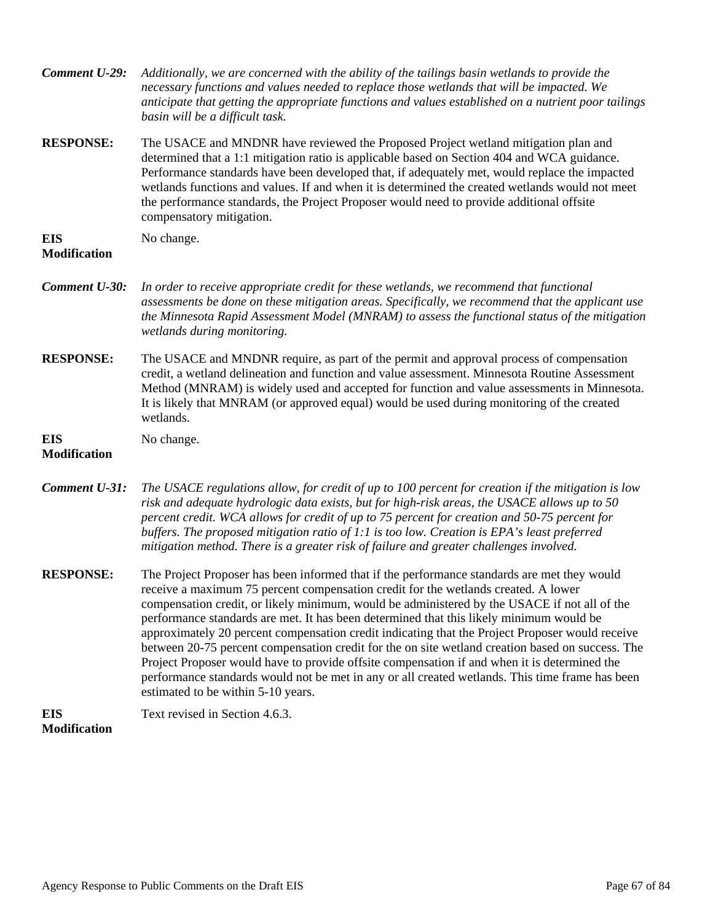***Comment U-29:*** *Additionally, we are concerned with the ability of the tailings basin wetlands to provide the necessary functions and values needed to replace those wetlands that will be impacted. We anticipate that getting the appropriate functions and values established on a nutrient poor tailings basin will be a difficult task.*

**RESPONSE:** The USACE and MNDNR have reviewed the Proposed Project wetland mitigation plan and determined that a 1:1 mitigation ratio is applicable based on Section 404 and WCA guidance. Performance standards have been developed that, if adequately met, would replace the impacted wetlands functions and values. If and when it is determined the created wetlands would not meet the performance standards, the Project Proposer would need to provide additional offsite compensatory mitigation.

**EIS Modification** No change.

***Comment U-30:*** *In order to receive appropriate credit for these wetlands, we recommend that functional assessments be done on these mitigation areas. Specifically, we recommend that the applicant use the Minnesota Rapid Assessment Model (MNRAM) to assess the functional status of the mitigation wetlands during monitoring.*

**RESPONSE:** The USACE and MNDNR require, as part of the permit and approval process of compensation credit, a wetland delineation and function and value assessment. Minnesota Routine Assessment Method (MNRAM) is widely used and accepted for function and value assessments in Minnesota. It is likely that MNRAM (or approved equal) would be used during monitoring of the created wetlands.

**EIS Modification** No change.

***Comment U-31:*** *The USACE regulations allow, for credit of up to 100 percent for creation if the mitigation is low risk and adequate hydrologic data exists, but for high-risk areas, the USACE allows up to 50 percent credit. WCA allows for credit of up to 75 percent for creation and 50-75 percent for buffers. The proposed mitigation ratio of 1:1 is too low. Creation is EPA's least preferred mitigation method. There is a greater risk of failure and greater challenges involved.*

**RESPONSE:** The Project Proposer has been informed that if the performance standards are met they would receive a maximum 75 percent compensation credit for the wetlands created. A lower compensation credit, or likely minimum, would be administered by the USACE if not all of the performance standards are met. It has been determined that this likely minimum would be approximately 20 percent compensation credit indicating that the Project Proposer would receive between 20-75 percent compensation credit for the on site wetland creation based on success. The Project Proposer would have to provide offsite compensation if and when it is determined the performance standards would not be met in any or all created wetlands. This time frame has been estimated to be within 5-10 years.

**EIS Modification** Text revised in Section 4.6.3.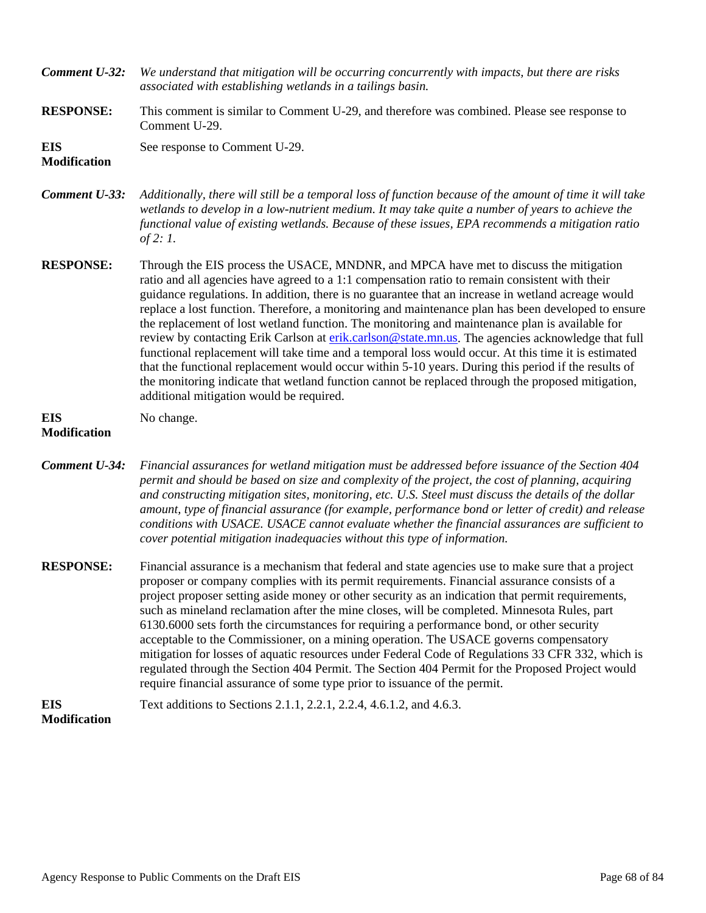***Comment U-32:*** *We understand that mitigation will be occurring concurrently with impacts, but there are risks associated with establishing wetlands in a tailings basin.*

**RESPONSE:** This comment is similar to Comment U-29, and therefore was combined. Please see response to Comment U-29.

**EIS Modification** See response to Comment U-29.

***Comment U-33:*** *Additionally, there will still be a temporal loss of function because of the amount of time it will take wetlands to develop in a low-nutrient medium. It may take quite a number of years to achieve the functional value of existing wetlands. Because of these issues, EPA recommends a mitigation ratio of 2: 1.*

**RESPONSE:** Through the EIS process the USACE, MNDNR, and MPCA have met to discuss the mitigation ratio and all agencies have agreed to a 1:1 compensation ratio to remain consistent with their guidance regulations. In addition, there is no guarantee that an increase in wetland acreage would replace a lost function. Therefore, a monitoring and maintenance plan has been developed to ensure the replacement of lost wetland function. The monitoring and maintenance plan is available for review by contacting Erik Carlson at erik.carlson@state.mn.us. The agencies acknowledge that full functional replacement will take time and a temporal loss would occur. At this time it is estimated that the functional replacement would occur within 5-10 years. During this period if the results of the monitoring indicate that wetland function cannot be replaced through the proposed mitigation, additional mitigation would be required.

**EIS Modification** No change.

***Comment U-34:*** *Financial assurances for wetland mitigation must be addressed before issuance of the Section 404 permit and should be based on size and complexity of the project, the cost of planning, acquiring and constructing mitigation sites, monitoring, etc. U.S. Steel must discuss the details of the dollar amount, type of financial assurance (for example, performance bond or letter of credit) and release conditions with USACE. USACE cannot evaluate whether the financial assurances are sufficient to cover potential mitigation inadequacies without this type of information.*

**RESPONSE:** Financial assurance is a mechanism that federal and state agencies use to make sure that a project proposer or company complies with its permit requirements. Financial assurance consists of a project proposer setting aside money or other security as an indication that permit requirements, such as mineland reclamation after the mine closes, will be completed. Minnesota Rules, part 6130.6000 sets forth the circumstances for requiring a performance bond, or other security acceptable to the Commissioner, on a mining operation. The USACE governs compensatory mitigation for losses of aquatic resources under Federal Code of Regulations 33 CFR 332, which is regulated through the Section 404 Permit. The Section 404 Permit for the Proposed Project would require financial assurance of some type prior to issuance of the permit.

**EIS Modification** Text additions to Sections 2.1.1, 2.2.1, 2.2.4, 4.6.1.2, and 4.6.3.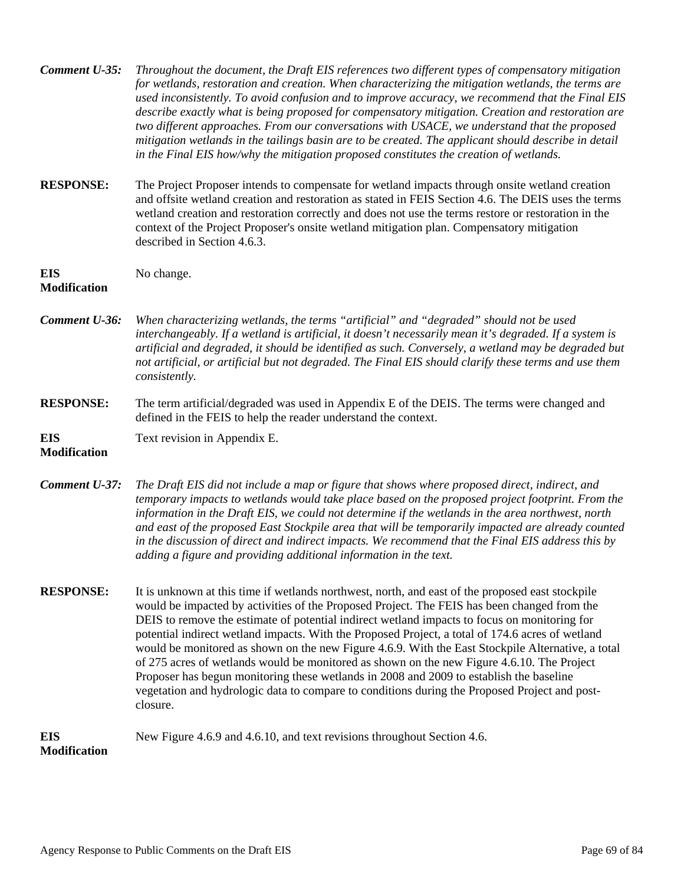***Comment U-35:*** *Throughout the document, the Draft EIS references two different types of compensatory mitigation for wetlands, restoration and creation. When characterizing the mitigation wetlands, the terms are used inconsistently. To avoid confusion and to improve accuracy, we recommend that the Final EIS describe exactly what is being proposed for compensatory mitigation. Creation and restoration are two different approaches. From our conversations with USACE, we understand that the proposed mitigation wetlands in the tailings basin are to be created. The applicant should describe in detail in the Final EIS how/why the mitigation proposed constitutes the creation of wetlands.*

**RESPONSE:** The Project Proposer intends to compensate for wetland impacts through onsite wetland creation and offsite wetland creation and restoration as stated in FEIS Section 4.6. The DEIS uses the terms wetland creation and restoration correctly and does not use the terms restore or restoration in the context of the Project Proposer's onsite wetland mitigation plan. Compensatory mitigation described in Section 4.6.3.

**EIS Modification** No change.

***Comment U-36:*** *When characterizing wetlands, the terms "artificial" and "degraded" should not be used interchangeably. If a wetland is artificial, it doesn't necessarily mean it's degraded. If a system is artificial and degraded, it should be identified as such. Conversely, a wetland may be degraded but not artificial, or artificial but not degraded. The Final EIS should clarify these terms and use them consistently.*

**RESPONSE:** The term artificial/degraded was used in Appendix E of the DEIS. The terms were changed and defined in the FEIS to help the reader understand the context.

**EIS Modification** Text revision in Appendix E.

***Comment U-37:*** *The Draft EIS did not include a map or figure that shows where proposed direct, indirect, and temporary impacts to wetlands would take place based on the proposed project footprint. From the information in the Draft EIS, we could not determine if the wetlands in the area northwest, north and east of the proposed East Stockpile area that will be temporarily impacted are already counted in the discussion of direct and indirect impacts. We recommend that the Final EIS address this by adding a figure and providing additional information in the text.*

**RESPONSE:** It is unknown at this time if wetlands northwest, north, and east of the proposed east stockpile would be impacted by activities of the Proposed Project. The FEIS has been changed from the DEIS to remove the estimate of potential indirect wetland impacts to focus on monitoring for potential indirect wetland impacts. With the Proposed Project, a total of 174.6 acres of wetland would be monitored as shown on the new Figure 4.6.9. With the East Stockpile Alternative, a total of 275 acres of wetlands would be monitored as shown on the new Figure 4.6.10. The Project Proposer has begun monitoring these wetlands in 2008 and 2009 to establish the baseline vegetation and hydrologic data to compare to conditions during the Proposed Project and post-closure.

**EIS Modification** New Figure 4.6.9 and 4.6.10, and text revisions throughout Section 4.6.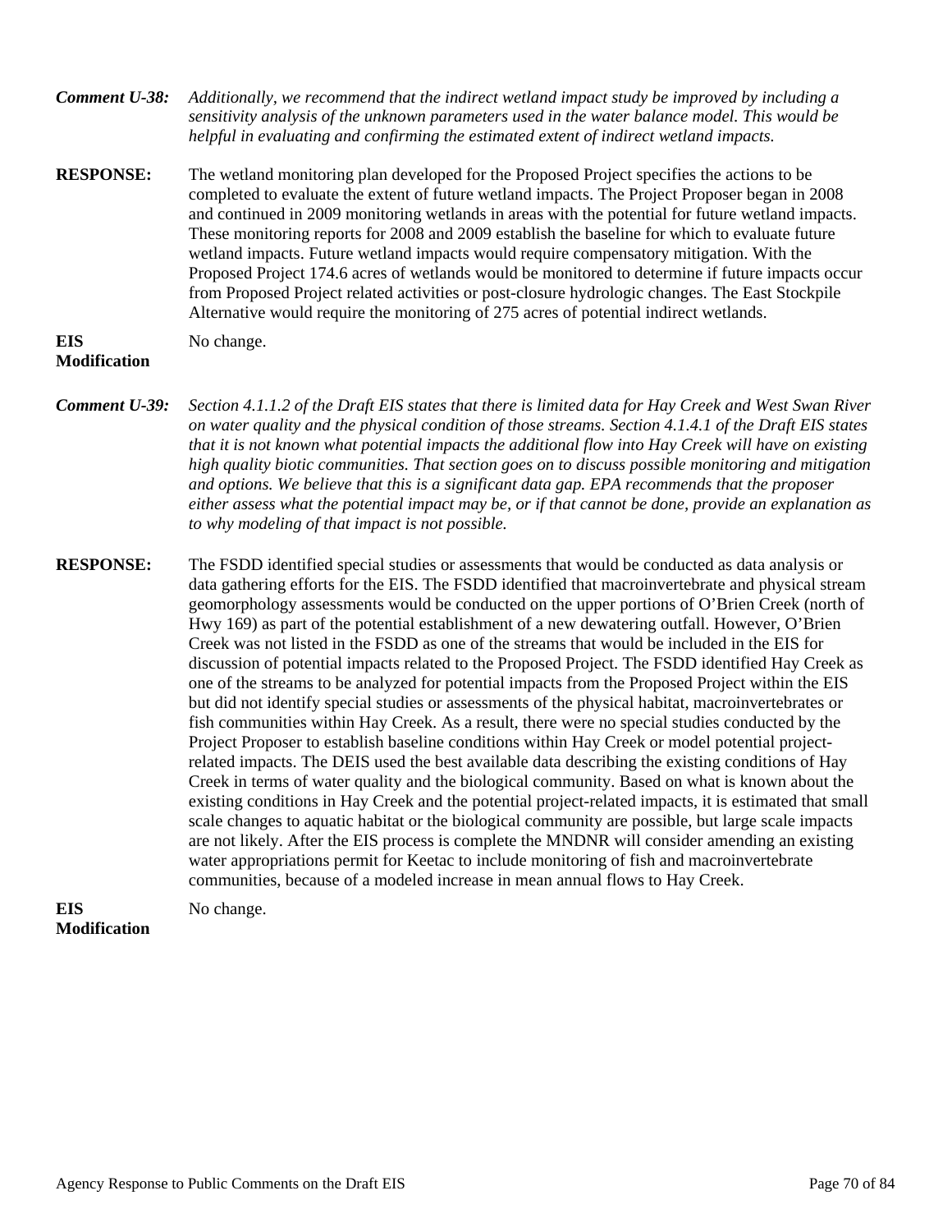***Comment U-38:*** *Additionally, we recommend that the indirect wetland impact study be improved by including a sensitivity analysis of the unknown parameters used in the water balance model. This would be helpful in evaluating and confirming the estimated extent of indirect wetland impacts.*

**RESPONSE:** The wetland monitoring plan developed for the Proposed Project specifies the actions to be completed to evaluate the extent of future wetland impacts. The Project Proposer began in 2008 and continued in 2009 monitoring wetlands in areas with the potential for future wetland impacts. These monitoring reports for 2008 and 2009 establish the baseline for which to evaluate future wetland impacts. Future wetland impacts would require compensatory mitigation. With the Proposed Project 174.6 acres of wetlands would be monitored to determine if future impacts occur from Proposed Project related activities or post-closure hydrologic changes. The East Stockpile Alternative would require the monitoring of 275 acres of potential indirect wetlands.

**EIS Modification** No change.

***Comment U-39:*** *Section 4.1.1.2 of the Draft EIS states that there is limited data for Hay Creek and West Swan River on water quality and the physical condition of those streams. Section 4.1.4.1 of the Draft EIS states that it is not known what potential impacts the additional flow into Hay Creek will have on existing high quality biotic communities. That section goes on to discuss possible monitoring and mitigation and options. We believe that this is a significant data gap. EPA recommends that the proposer either assess what the potential impact may be, or if that cannot be done, provide an explanation as to why modeling of that impact is not possible.*

**RESPONSE:** The FSDD identified special studies or assessments that would be conducted as data analysis or data gathering efforts for the EIS. The FSDD identified that macroinvertebrate and physical stream geomorphology assessments would be conducted on the upper portions of O'Brien Creek (north of Hwy 169) as part of the potential establishment of a new dewatering outfall. However, O'Brien Creek was not listed in the FSDD as one of the streams that would be included in the EIS for discussion of potential impacts related to the Proposed Project. The FSDD identified Hay Creek as one of the streams to be analyzed for potential impacts from the Proposed Project within the EIS but did not identify special studies or assessments of the physical habitat, macroinvertebrates or fish communities within Hay Creek. As a result, there were no special studies conducted by the Project Proposer to establish baseline conditions within Hay Creek or model potential project-related impacts. The DEIS used the best available data describing the existing conditions of Hay Creek in terms of water quality and the biological community. Based on what is known about the existing conditions in Hay Creek and the potential project-related impacts, it is estimated that small scale changes to aquatic habitat or the biological community are possible, but large scale impacts are not likely. After the EIS process is complete the MNDNR will consider amending an existing water appropriations permit for Keetac to include monitoring of fish and macroinvertebrate communities, because of a modeled increase in mean annual flows to Hay Creek.

**EIS Modification** No change.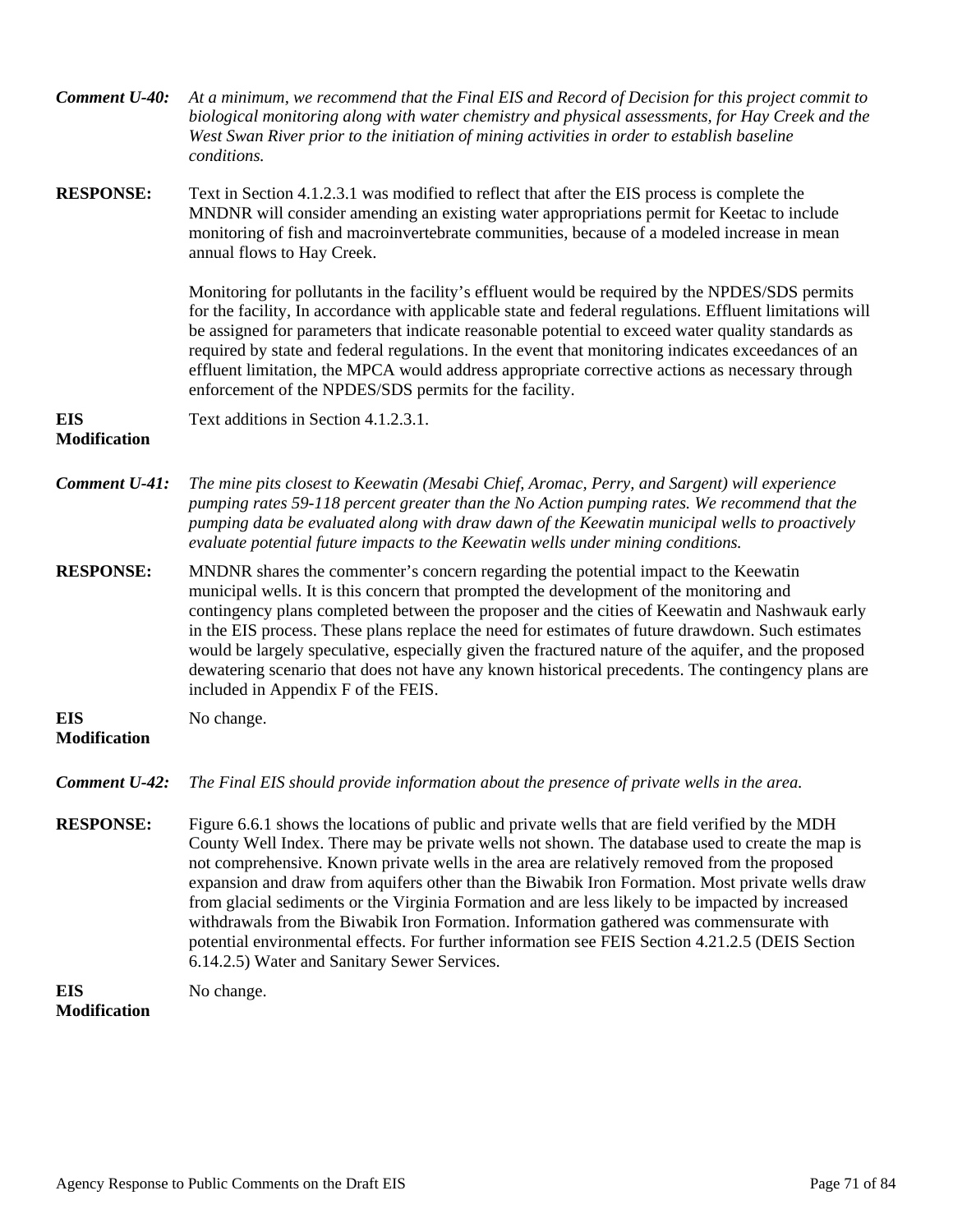***Comment U-40:*** *At a minimum, we recommend that the Final EIS and Record of Decision for this project commit to biological monitoring along with water chemistry and physical assessments, for Hay Creek and the West Swan River prior to the initiation of mining activities in order to establish baseline conditions.*

**RESPONSE:** Text in Section 4.1.2.3.1 was modified to reflect that after the EIS process is complete the MNDNR will consider amending an existing water appropriations permit for Keetac to include monitoring of fish and macroinvertebrate communities, because of a modeled increase in mean annual flows to Hay Creek.

Monitoring for pollutants in the facility's effluent would be required by the NPDES/SDS permits for the facility, In accordance with applicable state and federal regulations. Effluent limitations will be assigned for parameters that indicate reasonable potential to exceed water quality standards as required by state and federal regulations. In the event that monitoring indicates exceedances of an effluent limitation, the MPCA would address appropriate corrective actions as necessary through enforcement of the NPDES/SDS permits for the facility.

**EIS Modification** Text additions in Section 4.1.2.3.1.

***Comment U-41:*** *The mine pits closest to Keewatin (Mesabi Chief, Aromac, Perry, and Sargent) will experience pumping rates 59-118 percent greater than the No Action pumping rates. We recommend that the pumping data be evaluated along with draw dawn of the Keewatin municipal wells to proactively evaluate potential future impacts to the Keewatin wells under mining conditions.*

**RESPONSE:** MNDNR shares the commenter's concern regarding the potential impact to the Keewatin municipal wells. It is this concern that prompted the development of the monitoring and contingency plans completed between the proposer and the cities of Keewatin and Nashwauk early in the EIS process. These plans replace the need for estimates of future drawdown. Such estimates would be largely speculative, especially given the fractured nature of the aquifer, and the proposed dewatering scenario that does not have any known historical precedents. The contingency plans are included in Appendix F of the FEIS.

**EIS Modification** No change.

***Comment U-42:*** *The Final EIS should provide information about the presence of private wells in the area.*

**RESPONSE:** Figure 6.6.1 shows the locations of public and private wells that are field verified by the MDH County Well Index. There may be private wells not shown. The database used to create the map is not comprehensive. Known private wells in the area are relatively removed from the proposed expansion and draw from aquifers other than the Biwabik Iron Formation. Most private wells draw from glacial sediments or the Virginia Formation and are less likely to be impacted by increased withdrawals from the Biwabik Iron Formation. Information gathered was commensurate with potential environmental effects. For further information see FEIS Section 4.21.2.5 (DEIS Section 6.14.2.5) Water and Sanitary Sewer Services.

**EIS Modification** No change.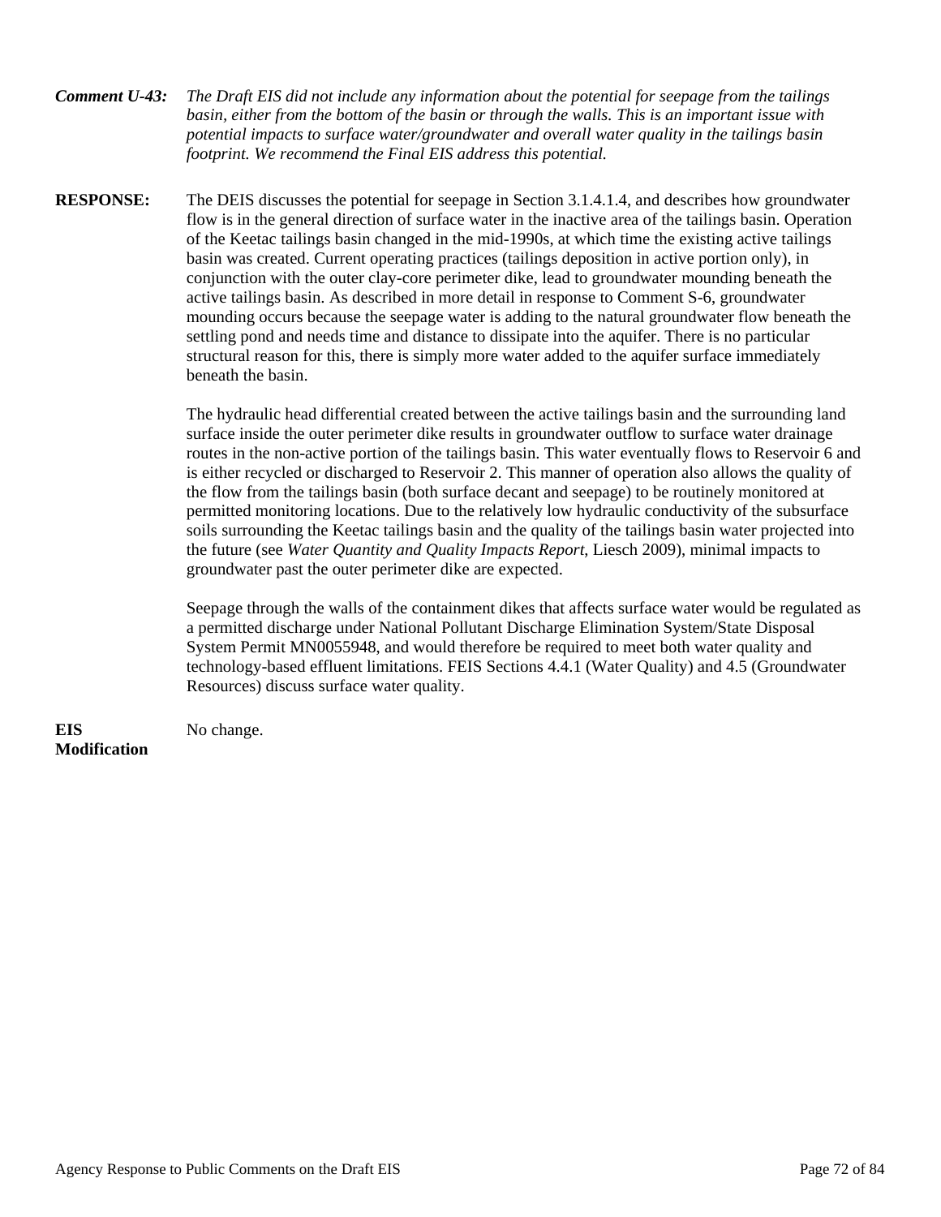***Comment U-43:*** *The Draft EIS did not include any information about the potential for seepage from the tailings basin, either from the bottom of the basin or through the walls. This is an important issue with potential impacts to surface water/groundwater and overall water quality in the tailings basin footprint. We recommend the Final EIS address this potential.*

**RESPONSE:** The DEIS discusses the potential for seepage in Section 3.1.4.1.4, and describes how groundwater flow is in the general direction of surface water in the inactive area of the tailings basin. Operation of the Keetac tailings basin changed in the mid-1990s, at which time the existing active tailings basin was created. Current operating practices (tailings deposition in active portion only), in conjunction with the outer clay-core perimeter dike, lead to groundwater mounding beneath the active tailings basin. As described in more detail in response to Comment S-6, groundwater mounding occurs because the seepage water is adding to the natural groundwater flow beneath the settling pond and needs time and distance to dissipate into the aquifer. There is no particular structural reason for this, there is simply more water added to the aquifer surface immediately beneath the basin.

The hydraulic head differential created between the active tailings basin and the surrounding land surface inside the outer perimeter dike results in groundwater outflow to surface water drainage routes in the non-active portion of the tailings basin. This water eventually flows to Reservoir 6 and is either recycled or discharged to Reservoir 2. This manner of operation also allows the quality of the flow from the tailings basin (both surface decant and seepage) to be routinely monitored at permitted monitoring locations. Due to the relatively low hydraulic conductivity of the subsurface soils surrounding the Keetac tailings basin and the quality of the tailings basin water projected into the future (see *Water Quantity and Quality Impacts Report*, Liesch 2009), minimal impacts to groundwater past the outer perimeter dike are expected.

Seepage through the walls of the containment dikes that affects surface water would be regulated as a permitted discharge under National Pollutant Discharge Elimination System/State Disposal System Permit MN0055948, and would therefore be required to meet both water quality and technology-based effluent limitations. FEIS Sections 4.4.1 (Water Quality) and 4.5 (Groundwater Resources) discuss surface water quality.

**EIS Modification** No change.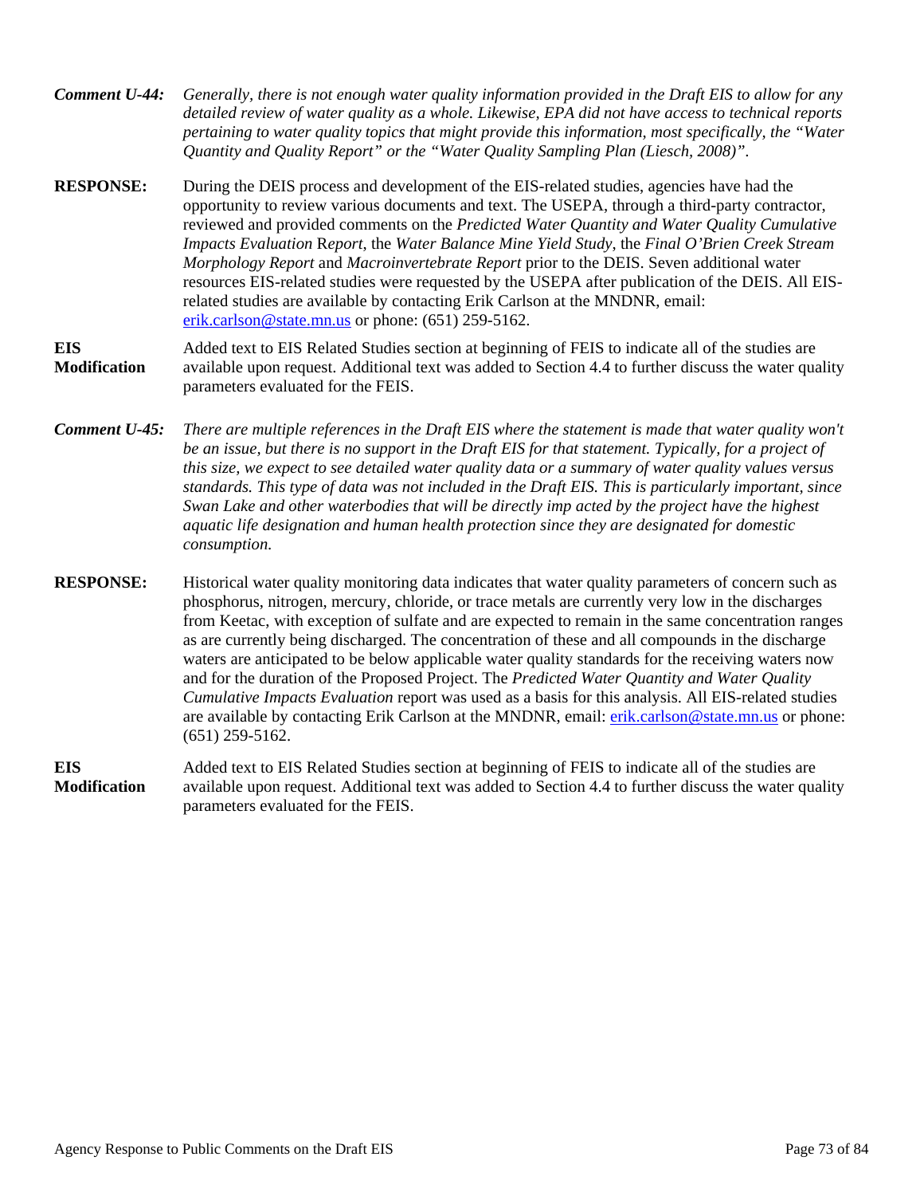***Comment U-44:*** *Generally, there is not enough water quality information provided in the Draft EIS to allow for any detailed review of water quality as a whole. Likewise, EPA did not have access to technical reports pertaining to water quality topics that might provide this information, most specifically, the "Water Quantity and Quality Report" or the "Water Quality Sampling Plan (Liesch, 2008)".*

**RESPONSE:** During the DEIS process and development of the EIS-related studies, agencies have had the opportunity to review various documents and text. The USEPA, through a third-party contractor, reviewed and provided comments on the *Predicted Water Quantity and Water Quality Cumulative Impacts Evaluation* Report, the *Water Balance Mine Yield Study*, the *Final O'Brien Creek Stream Morphology Report* and *Macroinvertebrate Report* prior to the DEIS. Seven additional water resources EIS-related studies were requested by the USEPA after publication of the DEIS. All EIS-related studies are available by contacting Erik Carlson at the MNDNR, email: erik.carlson@state.mn.us or phone: (651) 259-5162.

**EIS Modification** Added text to EIS Related Studies section at beginning of FEIS to indicate all of the studies are available upon request. Additional text was added to Section 4.4 to further discuss the water quality parameters evaluated for the FEIS.

***Comment U-45:*** *There are multiple references in the Draft EIS where the statement is made that water quality won't be an issue, but there is no support in the Draft EIS for that statement. Typically, for a project of this size, we expect to see detailed water quality data or a summary of water quality values versus standards. This type of data was not included in the Draft EIS. This is particularly important, since Swan Lake and other waterbodies that will be directly imp acted by the project have the highest aquatic life designation and human health protection since they are designated for domestic consumption.*

**RESPONSE:** Historical water quality monitoring data indicates that water quality parameters of concern such as phosphorus, nitrogen, mercury, chloride, or trace metals are currently very low in the discharges from Keetac, with exception of sulfate and are expected to remain in the same concentration ranges as are currently being discharged. The concentration of these and all compounds in the discharge waters are anticipated to be below applicable water quality standards for the receiving waters now and for the duration of the Proposed Project. The *Predicted Water Quantity and Water Quality Cumulative Impacts Evaluation* report was used as a basis for this analysis. All EIS-related studies are available by contacting Erik Carlson at the MNDNR, email: erik.carlson@state.mn.us or phone: (651) 259-5162.

**EIS Modification** Added text to EIS Related Studies section at beginning of FEIS to indicate all of the studies are available upon request. Additional text was added to Section 4.4 to further discuss the water quality parameters evaluated for the FEIS.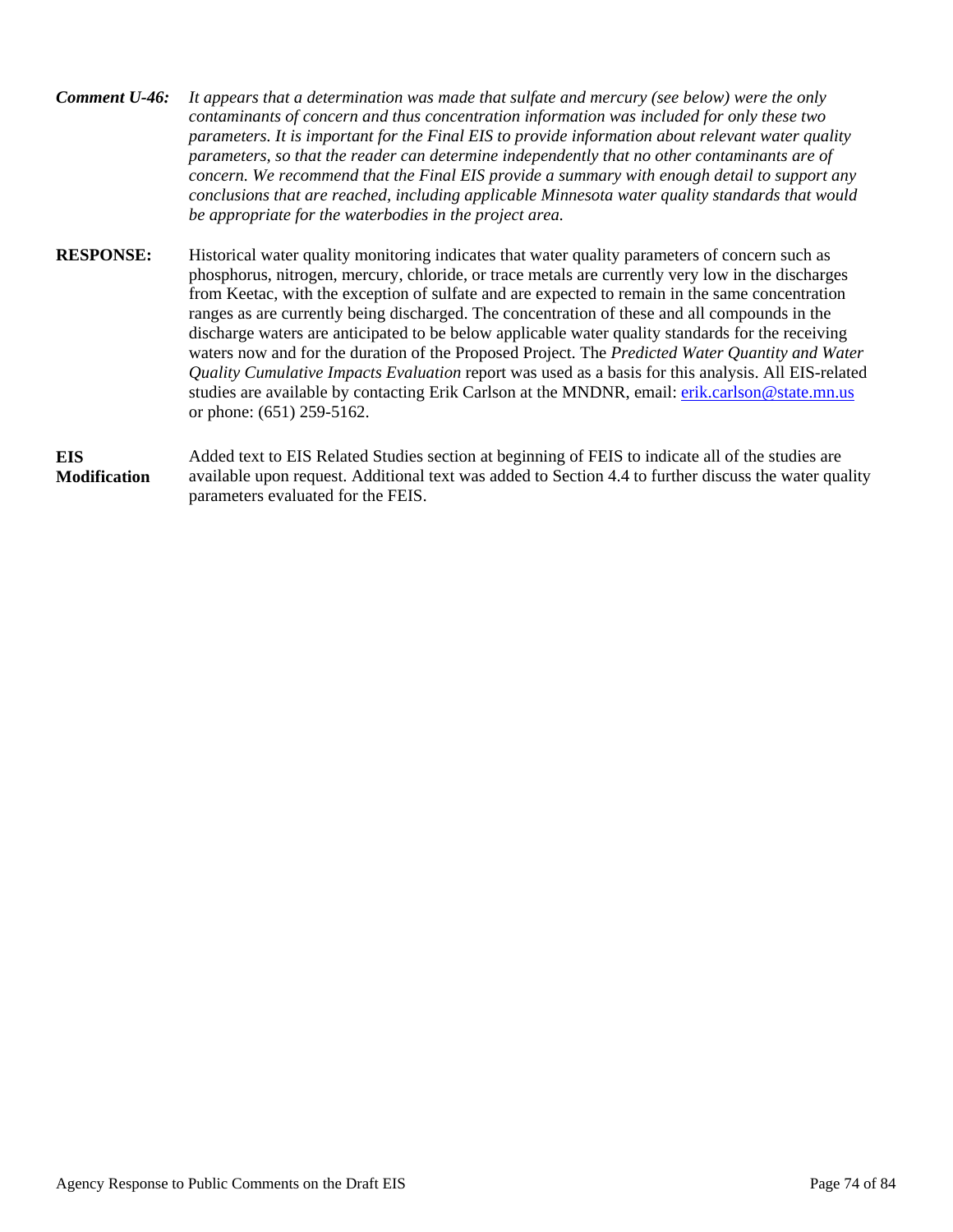***Comment U-46:*** *It appears that a determination was made that sulfate and mercury (see below) were the only contaminants of concern and thus concentration information was included for only these two parameters. It is important for the Final EIS to provide information about relevant water quality parameters, so that the reader can determine independently that no other contaminants are of concern. We recommend that the Final EIS provide a summary with enough detail to support any conclusions that are reached, including applicable Minnesota water quality standards that would be appropriate for the waterbodies in the project area.*

**RESPONSE:** Historical water quality monitoring indicates that water quality parameters of concern such as phosphorus, nitrogen, mercury, chloride, or trace metals are currently very low in the discharges from Keetac, with the exception of sulfate and are expected to remain in the same concentration ranges as are currently being discharged. The concentration of these and all compounds in the discharge waters are anticipated to be below applicable water quality standards for the receiving waters now and for the duration of the Proposed Project. The *Predicted Water Quantity and Water Quality Cumulative Impacts Evaluation* report was used as a basis for this analysis. All EIS-related studies are available by contacting Erik Carlson at the MNDNR, email: erik.carlson@state.mn.us or phone: (651) 259-5162.

**EIS Modification** Added text to EIS Related Studies section at beginning of FEIS to indicate all of the studies are available upon request. Additional text was added to Section 4.4 to further discuss the water quality parameters evaluated for the FEIS.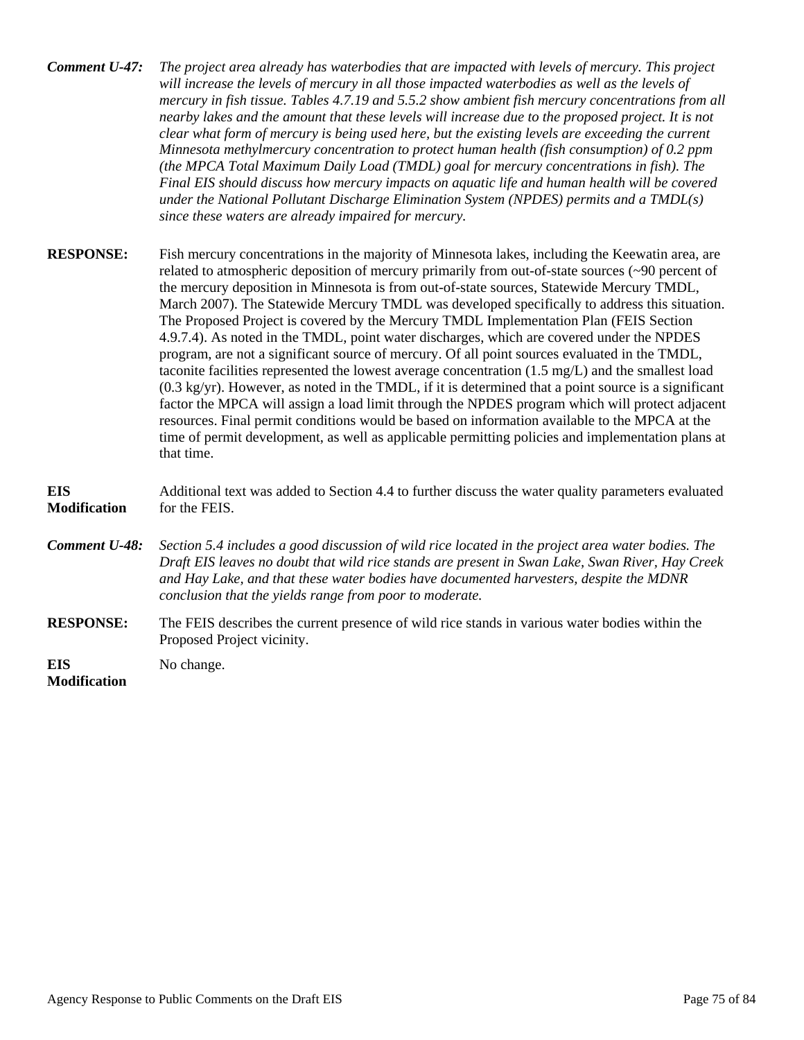**Comment U-47:** *The project area already has waterbodies that are impacted with levels of mercury. This project will increase the levels of mercury in all those impacted waterbodies as well as the levels of mercury in fish tissue. Tables 4.7.19 and 5.5.2 show ambient fish mercury concentrations from all nearby lakes and the amount that these levels will increase due to the proposed project. It is not clear what form of mercury is being used here, but the existing levels are exceeding the current Minnesota methylmercury concentration to protect human health (fish consumption) of 0.2 ppm (the MPCA Total Maximum Daily Load (TMDL) goal for mercury concentrations in fish). The Final EIS should discuss how mercury impacts on aquatic life and human health will be covered under the National Pollutant Discharge Elimination System (NPDES) permits and a TMDL(s) since these waters are already impaired for mercury.*

**RESPONSE:** Fish mercury concentrations in the majority of Minnesota lakes, including the Keewatin area, are related to atmospheric deposition of mercury primarily from out-of-state sources (~90 percent of the mercury deposition in Minnesota is from out-of-state sources, Statewide Mercury TMDL, March 2007). The Statewide Mercury TMDL was developed specifically to address this situation. The Proposed Project is covered by the Mercury TMDL Implementation Plan (FEIS Section 4.9.7.4). As noted in the TMDL, point water discharges, which are covered under the NPDES program, are not a significant source of mercury. Of all point sources evaluated in the TMDL, taconite facilities represented the lowest average concentration (1.5 mg/L) and the smallest load (0.3 kg/yr). However, as noted in the TMDL, if it is determined that a point source is a significant factor the MPCA will assign a load limit through the NPDES program which will protect adjacent resources. Final permit conditions would be based on information available to the MPCA at the time of permit development, as well as applicable permitting policies and implementation plans at that time.

**EIS Modification** Additional text was added to Section 4.4 to further discuss the water quality parameters evaluated for the FEIS.

**Comment U-48:** *Section 5.4 includes a good discussion of wild rice located in the project area water bodies. The Draft EIS leaves no doubt that wild rice stands are present in Swan Lake, Swan River, Hay Creek and Hay Lake, and that these water bodies have documented harvesters, despite the MDNR conclusion that the yields range from poor to moderate.*

**RESPONSE:** The FEIS describes the current presence of wild rice stands in various water bodies within the Proposed Project vicinity.

**EIS Modification** No change.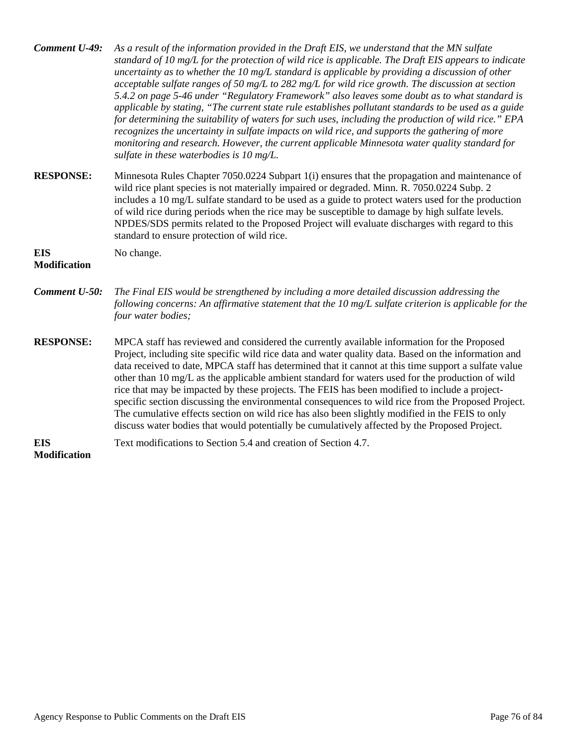***Comment U-49:*** *As a result of the information provided in the Draft EIS, we understand that the MN sulfate standard of 10 mg/L for the protection of wild rice is applicable. The Draft EIS appears to indicate uncertainty as to whether the 10 mg/L standard is applicable by providing a discussion of other acceptable sulfate ranges of 50 mg/L to 282 mg/L for wild rice growth. The discussion at section 5.4.2 on page 5-46 under "Regulatory Framework" also leaves some doubt as to what standard is applicable by stating, "The current state rule establishes pollutant standards to be used as a guide for determining the suitability of waters for such uses, including the production of wild rice." EPA recognizes the uncertainty in sulfate impacts on wild rice, and supports the gathering of more monitoring and research. However, the current applicable Minnesota water quality standard for sulfate in these waterbodies is 10 mg/L.*

**RESPONSE:** Minnesota Rules Chapter 7050.0224 Subpart 1(i) ensures that the propagation and maintenance of wild rice plant species is not materially impaired or degraded. Minn. R. 7050.0224 Subp. 2 includes a 10 mg/L sulfate standard to be used as a guide to protect waters used for the production of wild rice during periods when the rice may be susceptible to damage by high sulfate levels. NPDES/SDS permits related to the Proposed Project will evaluate discharges with regard to this standard to ensure protection of wild rice.

**EIS Modification** No change.

***Comment U-50:*** *The Final EIS would be strengthened by including a more detailed discussion addressing the following concerns: An affirmative statement that the 10 mg/L sulfate criterion is applicable for the four water bodies;*

**RESPONSE:** MPCA staff has reviewed and considered the currently available information for the Proposed Project, including site specific wild rice data and water quality data. Based on the information and data received to date, MPCA staff has determined that it cannot at this time support a sulfate value other than 10 mg/L as the applicable ambient standard for waters used for the production of wild rice that may be impacted by these projects. The FEIS has been modified to include a project-specific section discussing the environmental consequences to wild rice from the Proposed Project. The cumulative effects section on wild rice has also been slightly modified in the FEIS to only discuss water bodies that would potentially be cumulatively affected by the Proposed Project.

**EIS Modification** Text modifications to Section 5.4 and creation of Section 4.7.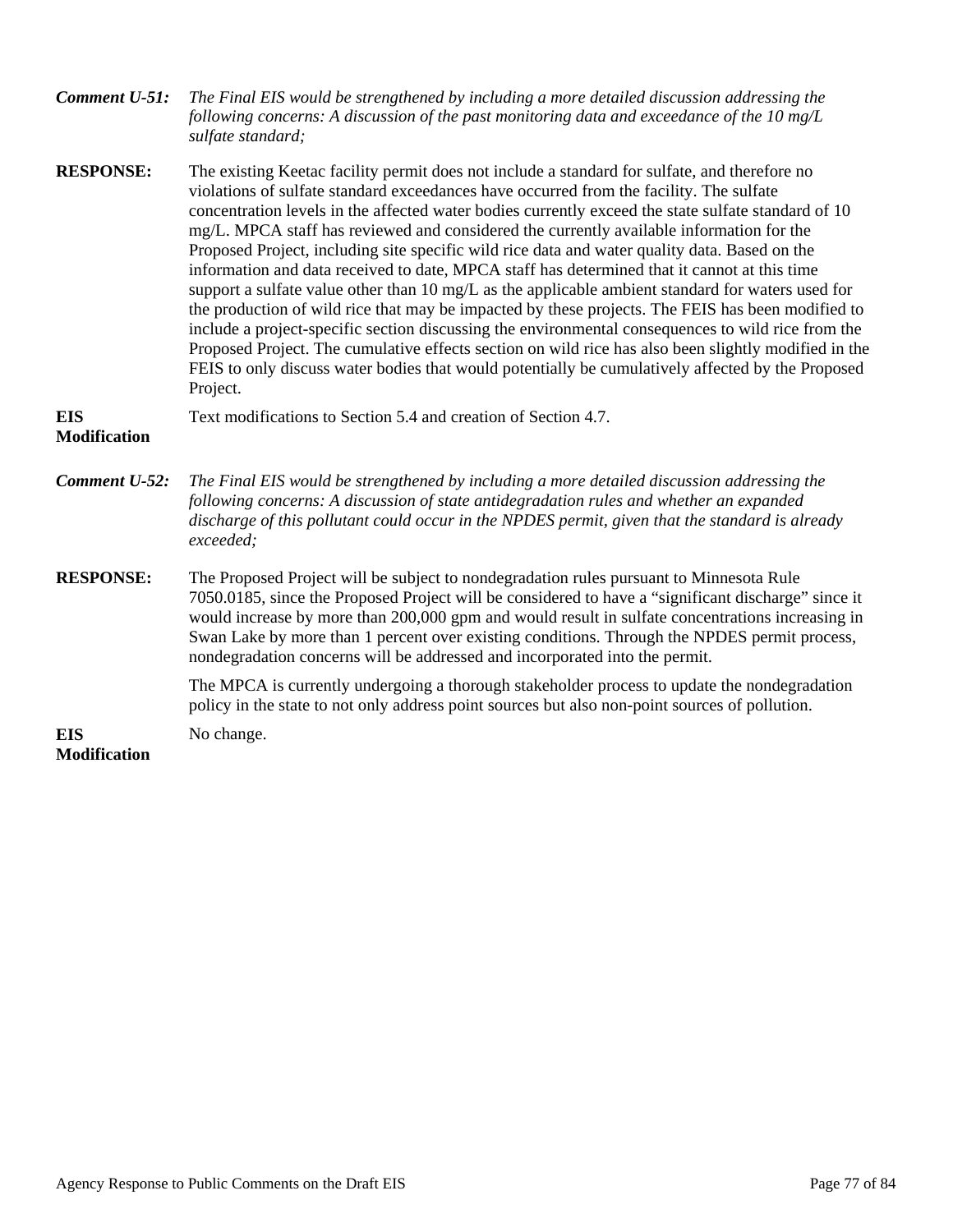***Comment U-51:*** *The Final EIS would be strengthened by including a more detailed discussion addressing the following concerns: A discussion of the past monitoring data and exceedance of the 10 mg/L sulfate standard;*

**RESPONSE:** The existing Keetac facility permit does not include a standard for sulfate, and therefore no violations of sulfate standard exceedances have occurred from the facility. The sulfate concentration levels in the affected water bodies currently exceed the state sulfate standard of 10 mg/L. MPCA staff has reviewed and considered the currently available information for the Proposed Project, including site specific wild rice data and water quality data. Based on the information and data received to date, MPCA staff has determined that it cannot at this time support a sulfate value other than 10 mg/L as the applicable ambient standard for waters used for the production of wild rice that may be impacted by these projects. The FEIS has been modified to include a project-specific section discussing the environmental consequences to wild rice from the Proposed Project. The cumulative effects section on wild rice has also been slightly modified in the FEIS to only discuss water bodies that would potentially be cumulatively affected by the Proposed Project.

**EIS Modification** Text modifications to Section 5.4 and creation of Section 4.7.

***Comment U-52:*** *The Final EIS would be strengthened by including a more detailed discussion addressing the following concerns: A discussion of state antidegradation rules and whether an expanded discharge of this pollutant could occur in the NPDES permit, given that the standard is already exceeded;*

**RESPONSE:** The Proposed Project will be subject to nondegradation rules pursuant to Minnesota Rule 7050.0185, since the Proposed Project will be considered to have a "significant discharge" since it would increase by more than 200,000 gpm and would result in sulfate concentrations increasing in Swan Lake by more than 1 percent over existing conditions. Through the NPDES permit process, nondegradation concerns will be addressed and incorporated into the permit.

The MPCA is currently undergoing a thorough stakeholder process to update the nondegradation policy in the state to not only address point sources but also non-point sources of pollution.

**EIS Modification** No change.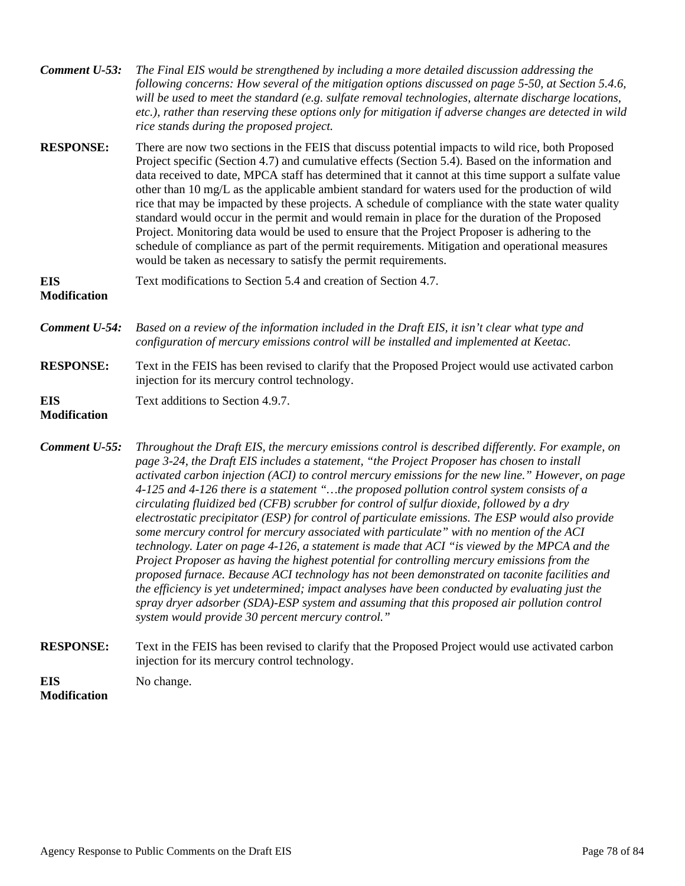***Comment U-53:*** *The Final EIS would be strengthened by including a more detailed discussion addressing the following concerns: How several of the mitigation options discussed on page 5-50, at Section 5.4.6, will be used to meet the standard (e.g. sulfate removal technologies, alternate discharge locations, etc.), rather than reserving these options only for mitigation if adverse changes are detected in wild rice stands during the proposed project.*

**RESPONSE:** There are now two sections in the FEIS that discuss potential impacts to wild rice, both Proposed Project specific (Section 4.7) and cumulative effects (Section 5.4). Based on the information and data received to date, MPCA staff has determined that it cannot at this time support a sulfate value other than 10 mg/L as the applicable ambient standard for waters used for the production of wild rice that may be impacted by these projects. A schedule of compliance with the state water quality standard would occur in the permit and would remain in place for the duration of the Proposed Project. Monitoring data would be used to ensure that the Project Proposer is adhering to the schedule of compliance as part of the permit requirements. Mitigation and operational measures would be taken as necessary to satisfy the permit requirements.

**EIS Modification** Text modifications to Section 5.4 and creation of Section 4.7.

***Comment U-54:*** *Based on a review of the information included in the Draft EIS, it isn't clear what type and configuration of mercury emissions control will be installed and implemented at Keetac.*

**RESPONSE:** Text in the FEIS has been revised to clarify that the Proposed Project would use activated carbon injection for its mercury control technology.

**EIS Modification** Text additions to Section 4.9.7.

***Comment U-55:*** *Throughout the Draft EIS, the mercury emissions control is described differently. For example, on page 3-24, the Draft EIS includes a statement, "the Project Proposer has chosen to install activated carbon injection (ACI) to control mercury emissions for the new line." However, on page 4-125 and 4-126 there is a statement "…the proposed pollution control system consists of a circulating fluidized bed (CFB) scrubber for control of sulfur dioxide, followed by a dry electrostatic precipitator (ESP) for control of particulate emissions. The ESP would also provide some mercury control for mercury associated with particulate" with no mention of the ACI technology. Later on page 4-126, a statement is made that ACI "is viewed by the MPCA and the Project Proposer as having the highest potential for controlling mercury emissions from the proposed furnace. Because ACI technology has not been demonstrated on taconite facilities and the efficiency is yet undetermined; impact analyses have been conducted by evaluating just the spray dryer adsorber (SDA)-ESP system and assuming that this proposed air pollution control system would provide 30 percent mercury control."*

**RESPONSE:** Text in the FEIS has been revised to clarify that the Proposed Project would use activated carbon injection for its mercury control technology.

**EIS Modification** No change.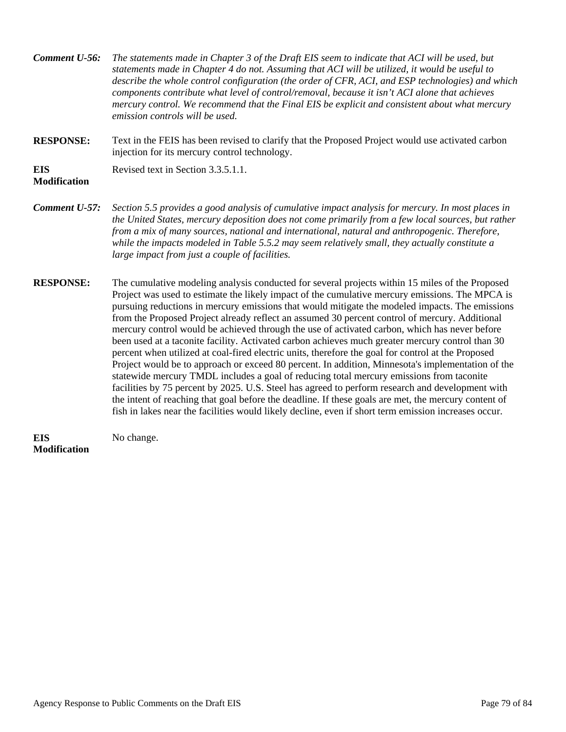***Comment U-56:*** *The statements made in Chapter 3 of the Draft EIS seem to indicate that ACI will be used, but statements made in Chapter 4 do not. Assuming that ACI will be utilized, it would be useful to describe the whole control configuration (the order of CFR, ACI, and ESP technologies) and which components contribute what level of control/removal, because it isn't ACI alone that achieves mercury control. We recommend that the Final EIS be explicit and consistent about what mercury emission controls will be used.*

**RESPONSE:** Text in the FEIS has been revised to clarify that the Proposed Project would use activated carbon injection for its mercury control technology.

**EIS Modification** Revised text in Section 3.3.5.1.1.

***Comment U-57:*** *Section 5.5 provides a good analysis of cumulative impact analysis for mercury. In most places in the United States, mercury deposition does not come primarily from a few local sources, but rather from a mix of many sources, national and international, natural and anthropogenic. Therefore, while the impacts modeled in Table 5.5.2 may seem relatively small, they actually constitute a large impact from just a couple of facilities.*

**RESPONSE:** The cumulative modeling analysis conducted for several projects within 15 miles of the Proposed Project was used to estimate the likely impact of the cumulative mercury emissions. The MPCA is pursuing reductions in mercury emissions that would mitigate the modeled impacts. The emissions from the Proposed Project already reflect an assumed 30 percent control of mercury. Additional mercury control would be achieved through the use of activated carbon, which has never before been used at a taconite facility. Activated carbon achieves much greater mercury control than 30 percent when utilized at coal-fired electric units, therefore the goal for control at the Proposed Project would be to approach or exceed 80 percent. In addition, Minnesota's implementation of the statewide mercury TMDL includes a goal of reducing total mercury emissions from taconite facilities by 75 percent by 2025. U.S. Steel has agreed to perform research and development with the intent of reaching that goal before the deadline. If these goals are met, the mercury content of fish in lakes near the facilities would likely decline, even if short term emission increases occur.

**EIS Modification** No change.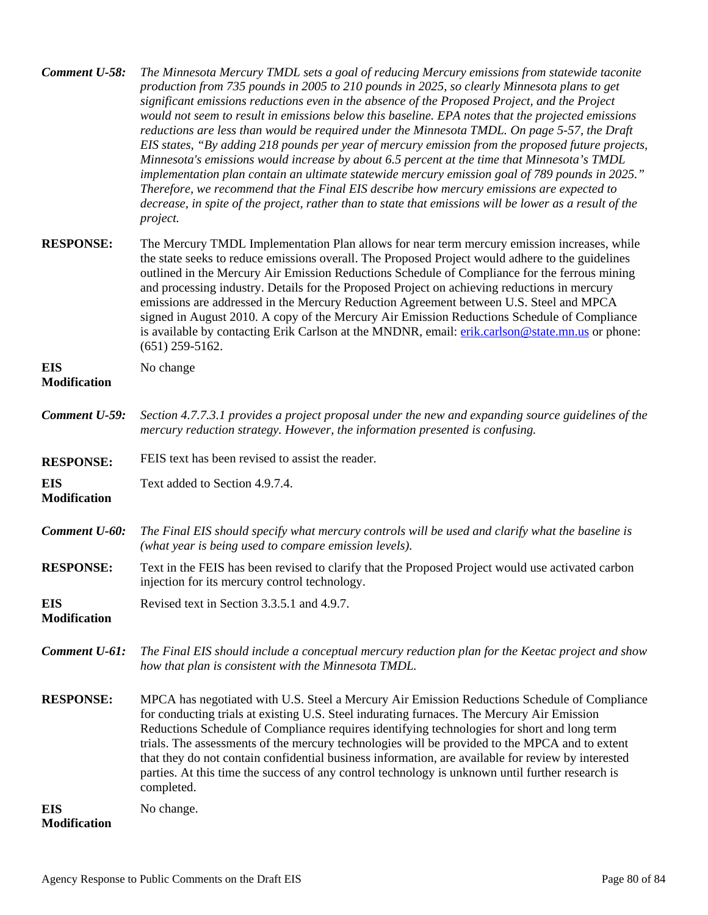**Comment U-58:** *The Minnesota Mercury TMDL sets a goal of reducing Mercury emissions from statewide taconite production from 735 pounds in 2005 to 210 pounds in 2025, so clearly Minnesota plans to get significant emissions reductions even in the absence of the Proposed Project, and the Project would not seem to result in emissions below this baseline. EPA notes that the projected emissions reductions are less than would be required under the Minnesota TMDL. On page 5-57, the Draft EIS states, "By adding 218 pounds per year of mercury emission from the proposed future projects, Minnesota's emissions would increase by about 6.5 percent at the time that Minnesota's TMDL implementation plan contain an ultimate statewide mercury emission goal of 789 pounds in 2025." Therefore, we recommend that the Final EIS describe how mercury emissions are expected to decrease, in spite of the project, rather than to state that emissions will be lower as a result of the project.*

**RESPONSE:** The Mercury TMDL Implementation Plan allows for near term mercury emission increases, while the state seeks to reduce emissions overall. The Proposed Project would adhere to the guidelines outlined in the Mercury Air Emission Reductions Schedule of Compliance for the ferrous mining and processing industry. Details for the Proposed Project on achieving reductions in mercury emissions are addressed in the Mercury Reduction Agreement between U.S. Steel and MPCA signed in August 2010. A copy of the Mercury Air Emission Reductions Schedule of Compliance is available by contacting Erik Carlson at the MNDNR, email: erik.carlson@state.mn.us or phone: (651) 259-5162.

**EIS Modification** No change

**Comment U-59:** *Section 4.7.7.3.1 provides a project proposal under the new and expanding source guidelines of the mercury reduction strategy. However, the information presented is confusing.*

**RESPONSE:** FEIS text has been revised to assist the reader.

**EIS Modification** Text added to Section 4.9.7.4.

**Comment U-60:** *The Final EIS should specify what mercury controls will be used and clarify what the baseline is (what year is being used to compare emission levels).*

**RESPONSE:** Text in the FEIS has been revised to clarify that the Proposed Project would use activated carbon injection for its mercury control technology.

**EIS Modification** Revised text in Section 3.3.5.1 and 4.9.7.

**Comment U-61:** *The Final EIS should include a conceptual mercury reduction plan for the Keetac project and show how that plan is consistent with the Minnesota TMDL.*

**RESPONSE:** MPCA has negotiated with U.S. Steel a Mercury Air Emission Reductions Schedule of Compliance for conducting trials at existing U.S. Steel indurating furnaces. The Mercury Air Emission Reductions Schedule of Compliance requires identifying technologies for short and long term trials. The assessments of the mercury technologies will be provided to the MPCA and to extent that they do not contain confidential business information, are available for review by interested parties. At this time the success of any control technology is unknown until further research is completed.

**EIS Modification** No change.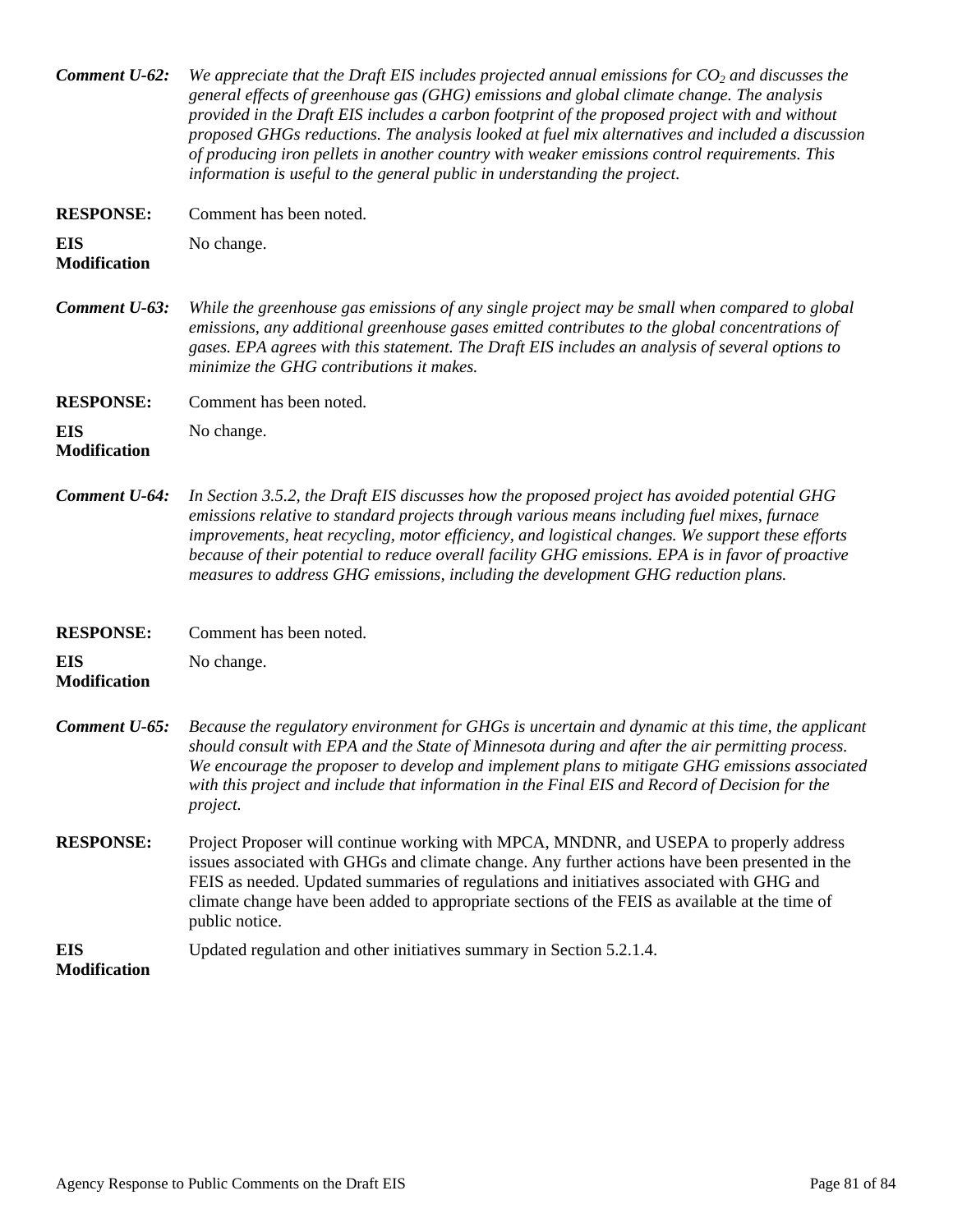**Comment U-62:** *We appreciate that the Draft EIS includes projected annual emissions for $CO_2$ and discusses the general effects of greenhouse gas (GHG) emissions and global climate change. The analysis provided in the Draft EIS includes a carbon footprint of the proposed project with and without proposed GHGs reductions. The analysis looked at fuel mix alternatives and included a discussion of producing iron pellets in another country with weaker emissions control requirements. This information is useful to the general public in understanding the project.*

**RESPONSE:** Comment has been noted.

**EIS Modification** No change.

**Comment U-63:** *While the greenhouse gas emissions of any single project may be small when compared to global emissions, any additional greenhouse gases emitted contributes to the global concentrations of gases. EPA agrees with this statement. The Draft EIS includes an analysis of several options to minimize the GHG contributions it makes.*

**RESPONSE:** Comment has been noted.

**EIS Modification** No change.

**Comment U-64:** *In Section 3.5.2, the Draft EIS discusses how the proposed project has avoided potential GHG emissions relative to standard projects through various means including fuel mixes, furnace improvements, heat recycling, motor efficiency, and logistical changes. We support these efforts because of their potential to reduce overall facility GHG emissions. EPA is in favor of proactive measures to address GHG emissions, including the development GHG reduction plans.*

**RESPONSE:** Comment has been noted.

**EIS Modification** No change.

**Comment U-65:** *Because the regulatory environment for GHGs is uncertain and dynamic at this time, the applicant should consult with EPA and the State of Minnesota during and after the air permitting process. We encourage the proposer to develop and implement plans to mitigate GHG emissions associated with this project and include that information in the Final EIS and Record of Decision for the project.*

**RESPONSE:** Project Proposer will continue working with MPCA, MNDNR, and USEPA to properly address issues associated with GHGs and climate change. Any further actions have been presented in the FEIS as needed. Updated summaries of regulations and initiatives associated with GHG and climate change have been added to appropriate sections of the FEIS as available at the time of public notice.

**EIS Modification** Updated regulation and other initiatives summary in Section 5.2.1.4.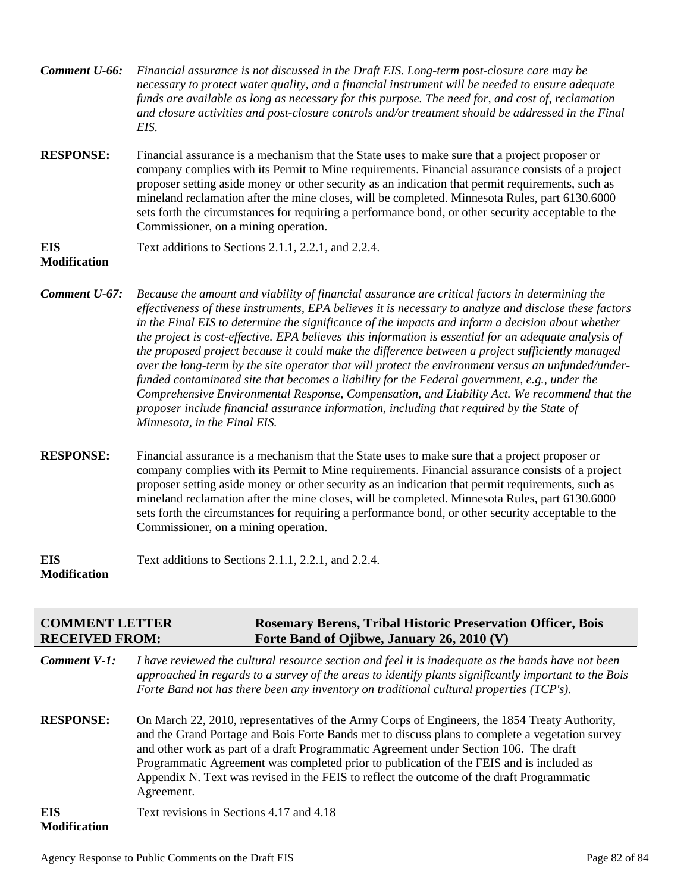**Comment U-66:** *Financial assurance is not discussed in the Draft EIS. Long-term post-closure care may be necessary to protect water quality, and a financial instrument will be needed to ensure adequate funds are available as long as necessary for this purpose. The need for, and cost of, reclamation and closure activities and post-closure controls and/or treatment should be addressed in the Final EIS.*

**RESPONSE:** Financial assurance is a mechanism that the State uses to make sure that a project proposer or company complies with its Permit to Mine requirements. Financial assurance consists of a project proposer setting aside money or other security as an indication that permit requirements, such as mineland reclamation after the mine closes, will be completed. Minnesota Rules, part 6130.6000 sets forth the circumstances for requiring a performance bond, or other security acceptable to the Commissioner, on a mining operation.

**EIS Modification** Text additions to Sections 2.1.1, 2.2.1, and 2.2.4.

**Comment U-67:** *Because the amount and viability of financial assurance are critical factors in determining the effectiveness of these instruments, EPA believes it is necessary to analyze and disclose these factors in the Final EIS to determine the significance of the impacts and inform a decision about whether the project is cost-effective. EPA believes this information is essential for an adequate analysis of the proposed project because it could make the difference between a project sufficiently managed over the long-term by the site operator that will protect the environment versus an unfunded/under-funded contaminated site that becomes a liability for the Federal government, e.g., under the Comprehensive Environmental Response, Compensation, and Liability Act. We recommend that the proposer include financial assurance information, including that required by the State of Minnesota, in the Final EIS.*

**RESPONSE:** Financial assurance is a mechanism that the State uses to make sure that a project proposer or company complies with its Permit to Mine requirements. Financial assurance consists of a project proposer setting aside money or other security as an indication that permit requirements, such as mineland reclamation after the mine closes, will be completed. Minnesota Rules, part 6130.6000 sets forth the circumstances for requiring a performance bond, or other security acceptable to the Commissioner, on a mining operation.

**EIS Modification** Text additions to Sections 2.1.1, 2.2.1, and 2.2.4.

| COMMENT LETTER RECEIVED FROM: | Rosemary Berens, Tribal Historic Preservation Officer, Bois Forte Band of Ojibwe, January 26, 2010 (V) |
|---|---|

**Comment V-1:** *I have reviewed the cultural resource section and feel it is inadequate as the bands have not been approached in regards to a survey of the areas to identify plants significantly important to the Bois Forte Band not has there been any inventory on traditional cultural properties (TCP's).*

**RESPONSE:** On March 22, 2010, representatives of the Army Corps of Engineers, the 1854 Treaty Authority, and the Grand Portage and Bois Forte Bands met to discuss plans to complete a vegetation survey and other work as part of a draft Programmatic Agreement under Section 106. The draft Programmatic Agreement was completed prior to publication of the FEIS and is included as Appendix N. Text was revised in the FEIS to reflect the outcome of the draft Programmatic Agreement.

**EIS Modification** Text revisions in Sections 4.17 and 4.18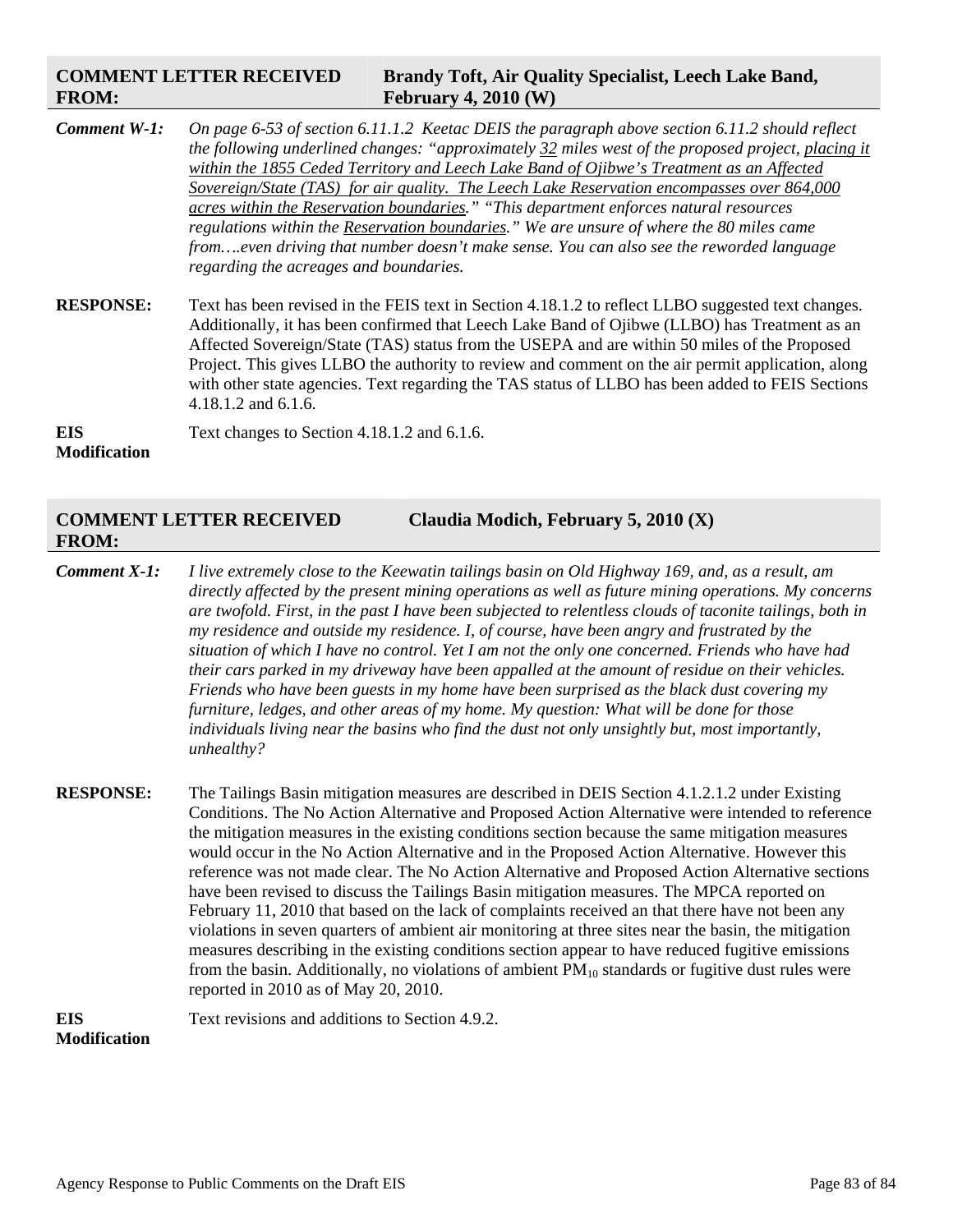| COMMENT LETTER RECEIVED FROM: | Brandy Toft, Air Quality Specialist, Leech Lake Band, February 4, 2010 (W) |
|---|---|

**Comment W-1:** *On page 6-53 of section 6.11.1.2 Keetac DEIS the paragraph above section 6.11.2 should reflect the following underlined changes: "approximately 32 miles west of the proposed project, placing it within the 1855 Ceded Territory and Leech Lake Band of Ojibwe's Treatment as an Affected Sovereign/State (TAS) for air quality. The Leech Lake Reservation encompasses over 864,000 acres within the Reservation boundaries." "This department enforces natural resources regulations within the Reservation boundaries." We are unsure of where the 80 miles came from….even driving that number doesn't make sense. You can also see the reworded language regarding the acreages and boundaries.*

**RESPONSE:** Text has been revised in the FEIS text in Section 4.18.1.2 to reflect LLBO suggested text changes. Additionally, it has been confirmed that Leech Lake Band of Ojibwe (LLBO) has Treatment as an Affected Sovereign/State (TAS) status from the USEPA and are within 50 miles of the Proposed Project. This gives LLBO the authority to review and comment on the air permit application, along with other state agencies. Text regarding the TAS status of LLBO has been added to FEIS Sections 4.18.1.2 and 6.1.6.

**EIS Modification** Text changes to Section 4.18.1.2 and 6.1.6.

| COMMENT LETTER RECEIVED FROM: | Claudia Modich, February 5, 2010 (X) |
|---|---|

**Comment X-1:** *I live extremely close to the Keewatin tailings basin on Old Highway 169, and, as a result, am directly affected by the present mining operations as well as future mining operations. My concerns are twofold. First, in the past I have been subjected to relentless clouds of taconite tailings, both in my residence and outside my residence. I, of course, have been angry and frustrated by the situation of which I have no control. Yet I am not the only one concerned. Friends who have had their cars parked in my driveway have been appalled at the amount of residue on their vehicles. Friends who have been guests in my home have been surprised as the black dust covering my furniture, ledges, and other areas of my home. My question: What will be done for those individuals living near the basins who find the dust not only unsightly but, most importantly, unhealthy?*

**RESPONSE:** The Tailings Basin mitigation measures are described in DEIS Section 4.1.2.1.2 under Existing Conditions. The No Action Alternative and Proposed Action Alternative were intended to reference the mitigation measures in the existing conditions section because the same mitigation measures would occur in the No Action Alternative and in the Proposed Action Alternative. However this reference was not made clear. The No Action Alternative and Proposed Action Alternative sections have been revised to discuss the Tailings Basin mitigation measures. The MPCA reported on February 11, 2010 that based on the lack of complaints received an that there have not been any violations in seven quarters of ambient air monitoring at three sites near the basin, the mitigation measures describing in the existing conditions section appear to have reduced fugitive emissions from the basin. Additionally, no violations of ambient $PM_{10}$ standards or fugitive dust rules were reported in 2010 as of May 20, 2010.

**EIS Modification** Text revisions and additions to Section 4.9.2.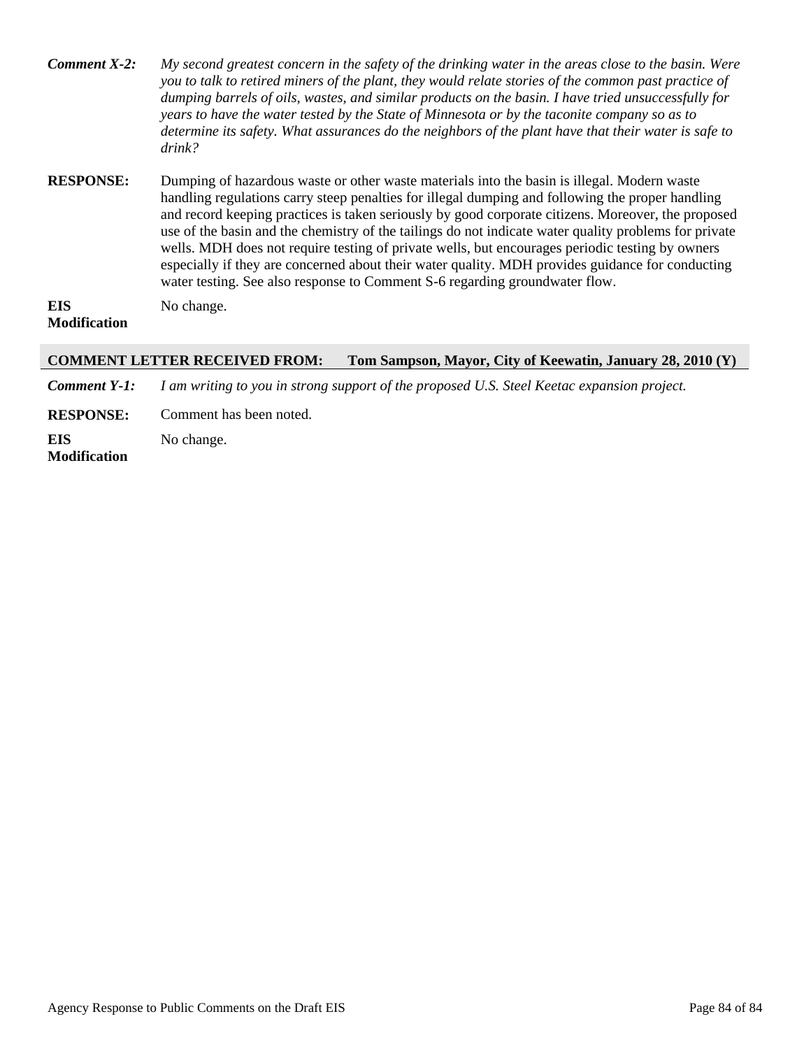***Comment X-2:*** *My second greatest concern in the safety of the drinking water in the areas close to the basin. Were you to talk to retired miners of the plant, they would relate stories of the common past practice of dumping barrels of oils, wastes, and similar products on the basin. I have tried unsuccessfully for years to have the water tested by the State of Minnesota or by the taconite company so as to determine its safety. What assurances do the neighbors of the plant have that their water is safe to drink?*

**RESPONSE:** Dumping of hazardous waste or other waste materials into the basin is illegal. Modern waste handling regulations carry steep penalties for illegal dumping and following the proper handling and record keeping practices is taken seriously by good corporate citizens. Moreover, the proposed use of the basin and the chemistry of the tailings do not indicate water quality problems for private wells. MDH does not require testing of private wells, but encourages periodic testing by owners especially if they are concerned about their water quality. MDH provides guidance for conducting water testing. See also response to Comment S-6 regarding groundwater flow.

**EIS Modification** No change.

## COMMENT LETTER RECEIVED FROM: Tom Sampson, Mayor, City of Keewatin, January 28, 2010 (Y)

***Comment Y-1:*** *I am writing to you in strong support of the proposed U.S. Steel Keetac expansion project.*

**RESPONSE:** Comment has been noted.

**EIS Modification** No change.